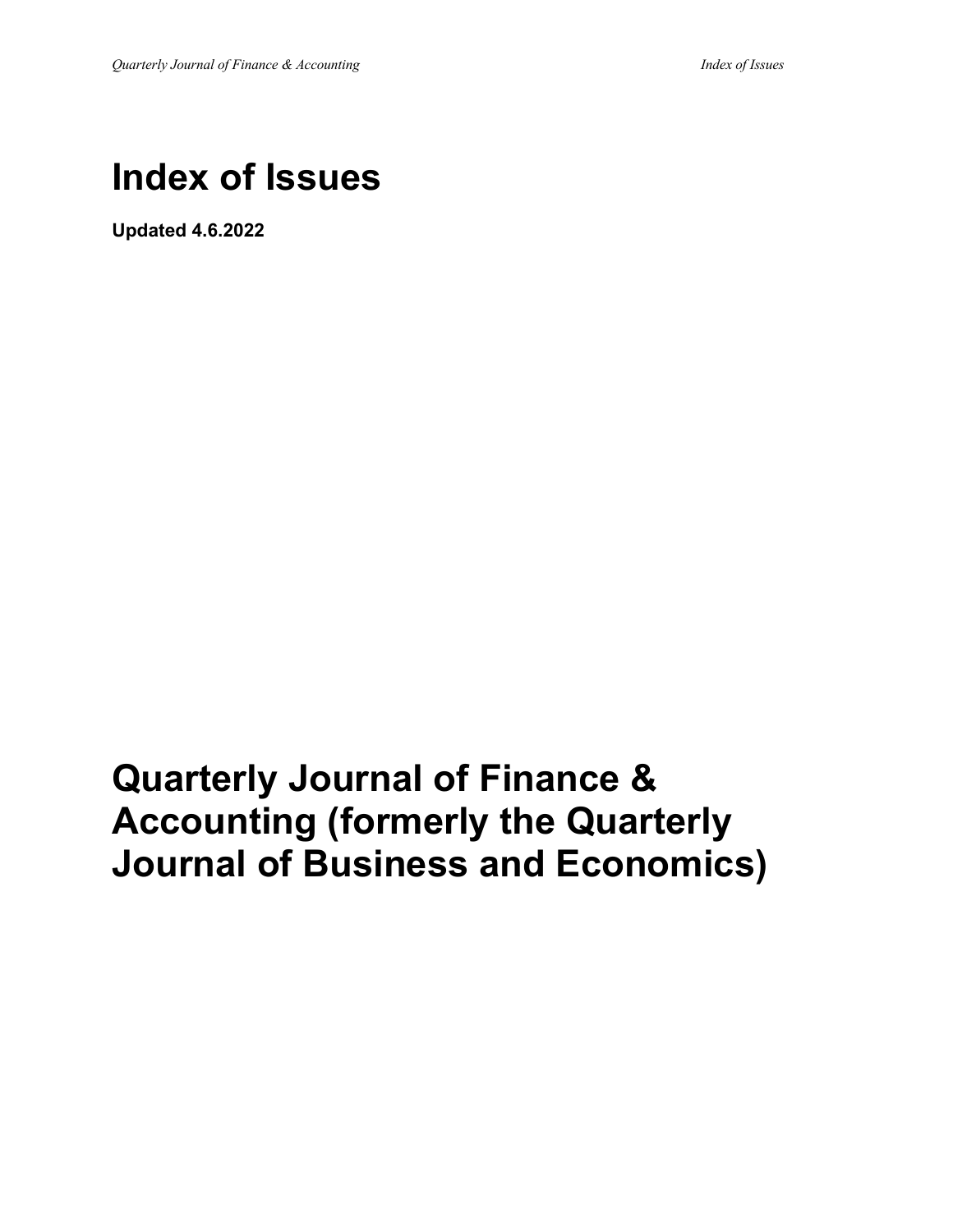# Index of Issues

**Updated 4.6.2022**

# Quarterly Journal of Finance & Accounting (formerly the Quarterly Journal of Business and Economics)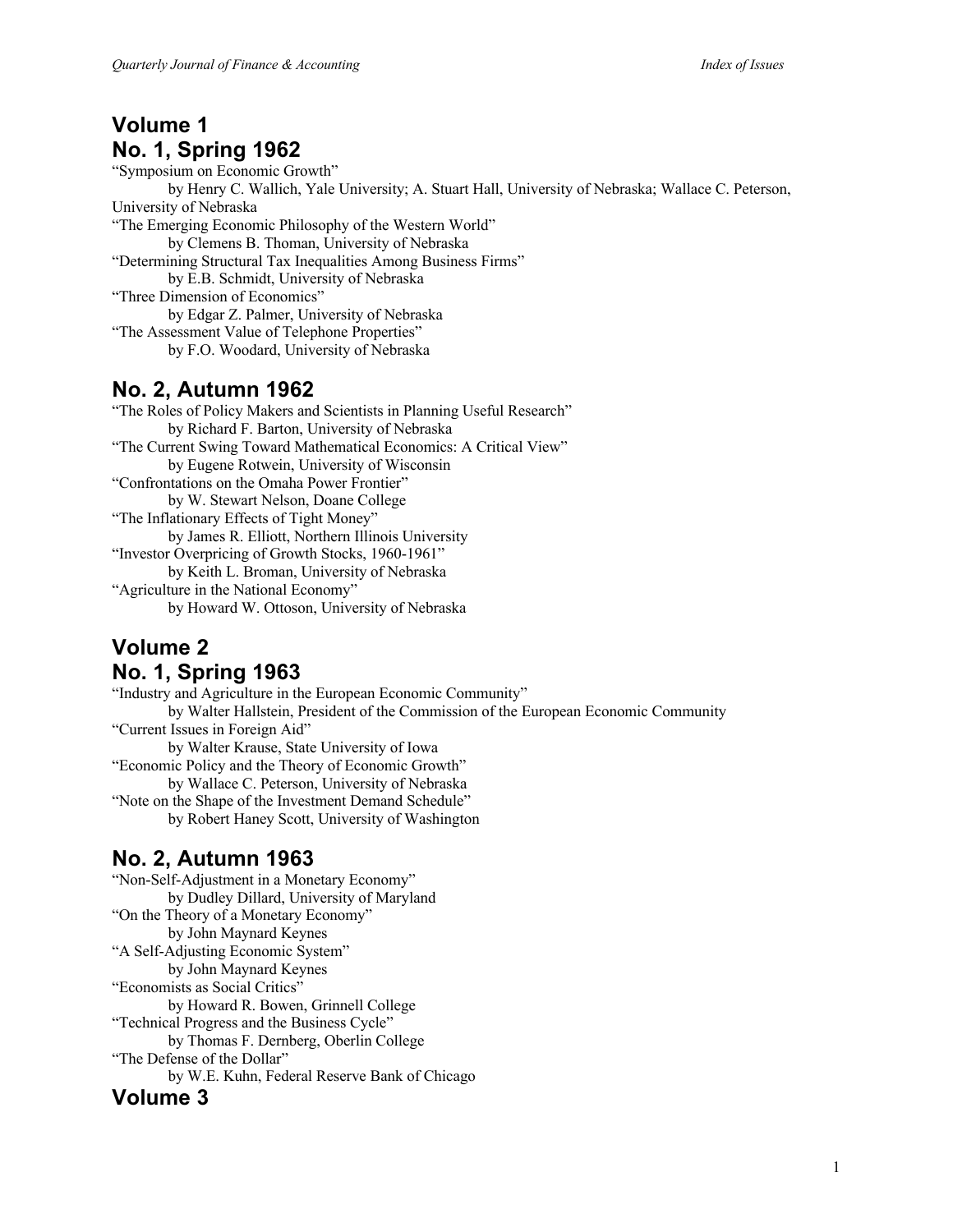## Volume 1

### No. 1, Spring 1962

"Symposium on Economic Growth"
by Henry C. Wallich, Yale University; A. Stuart Hall, University of Nebraska; Wallace C. Peterson, University of Nebraska

"The Emerging Economic Philosophy of the Western World"
by Clemens B. Thoman, University of Nebraska

"Determining Structural Tax Inequalities Among Business Firms"
by E.B. Schmidt, University of Nebraska

"Three Dimension of Economics"
by Edgar Z. Palmer, University of Nebraska

"The Assessment Value of Telephone Properties"
by F.O. Woodard, University of Nebraska

### No. 2, Autumn 1962

"The Roles of Policy Makers and Scientists in Planning Useful Research"
by Richard F. Barton, University of Nebraska

"The Current Swing Toward Mathematical Economics: A Critical View"
by Eugene Rotwein, University of Wisconsin

"Confrontations on the Omaha Power Frontier"
by W. Stewart Nelson, Doane College

"The Inflationary Effects of Tight Money"
by James R. Elliott, Northern Illinois University

"Investor Overpricing of Growth Stocks, 1960-1961"
by Keith L. Broman, University of Nebraska

"Agriculture in the National Economy"
by Howard W. Ottoson, University of Nebraska

## Volume 2

### No. 1, Spring 1963

"Industry and Agriculture in the European Economic Community"
by Walter Hallstein, President of the Commission of the European Economic Community

"Current Issues in Foreign Aid"
by Walter Krause, State University of Iowa

"Economic Policy and the Theory of Economic Growth"
by Wallace C. Peterson, University of Nebraska

"Note on the Shape of the Investment Demand Schedule"
by Robert Haney Scott, University of Washington

### No. 2, Autumn 1963

"Non-Self-Adjustment in a Monetary Economy"
by Dudley Dillard, University of Maryland

"On the Theory of a Monetary Economy"
by John Maynard Keynes

"A Self-Adjusting Economic System"
by John Maynard Keynes

"Economists as Social Critics"
by Howard R. Bowen, Grinnell College

"Technical Progress and the Business Cycle"
by Thomas F. Dernberg, Oberlin College

"The Defense of the Dollar"
by W.E. Kuhn, Federal Reserve Bank of Chicago

## Volume 3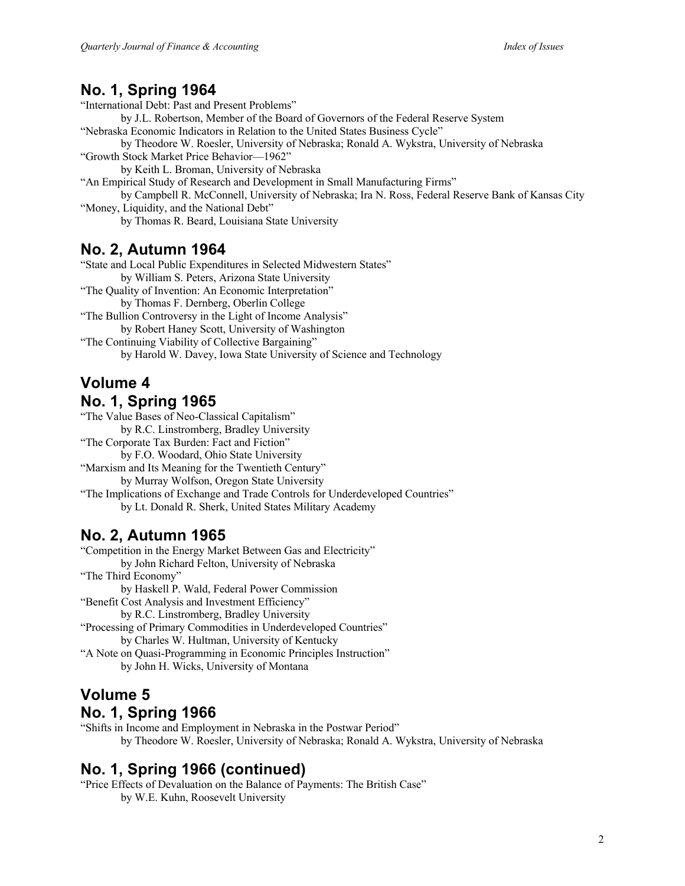## No. 1, Spring 1964

"International Debt: Past and Present Problems"
by J.L. Robertson, Member of the Board of Governors of the Federal Reserve System

"Nebraska Economic Indicators in Relation to the United States Business Cycle"
by Theodore W. Roesler, University of Nebraska; Ronald A. Wykstra, University of Nebraska

"Growth Stock Market Price Behavior—1962"
by Keith L. Broman, University of Nebraska

"An Empirical Study of Research and Development in Small Manufacturing Firms"
by Campbell R. McConnell, University of Nebraska; Ira N. Ross, Federal Reserve Bank of Kansas City

"Money, Liquidity, and the National Debt"
by Thomas R. Beard, Louisiana State University

## No. 2, Autumn 1964

"State and Local Public Expenditures in Selected Midwestern States"
by William S. Peters, Arizona State University

"The Quality of Invention: An Economic Interpretation"
by Thomas F. Dernberg, Oberlin College

"The Bullion Controversy in the Light of Income Analysis"
by Robert Haney Scott, University of Washington

"The Continuing Viability of Collective Bargaining"
by Harold W. Davey, Iowa State University of Science and Technology

## Volume 4

## No. 1, Spring 1965

"The Value Bases of Neo-Classical Capitalism"
by R.C. Linstromberg, Bradley University

"The Corporate Tax Burden: Fact and Fiction"
by F.O. Woodard, Ohio State University

"Marxism and Its Meaning for the Twentieth Century"
by Murray Wolfson, Oregon State University

"The Implications of Exchange and Trade Controls for Underdeveloped Countries"
by Lt. Donald R. Sherk, United States Military Academy

## No. 2, Autumn 1965

"Competition in the Energy Market Between Gas and Electricity"
by John Richard Felton, University of Nebraska

"The Third Economy"
by Haskell P. Wald, Federal Power Commission

"Benefit Cost Analysis and Investment Efficiency"
by R.C. Linstromberg, Bradley University

"Processing of Primary Commodities in Underdeveloped Countries"
by Charles W. Hultman, University of Kentucky

"A Note on Quasi-Programming in Economic Principles Instruction"
by John H. Wicks, University of Montana

## Volume 5

## No. 1, Spring 1966

"Shifts in Income and Employment in Nebraska in the Postwar Period"
by Theodore W. Roesler, University of Nebraska; Ronald A. Wykstra, University of Nebraska

## No. 1, Spring 1966 (continued)

"Price Effects of Devaluation on the Balance of Payments: The British Case"
by W.E. Kuhn, Roosevelt University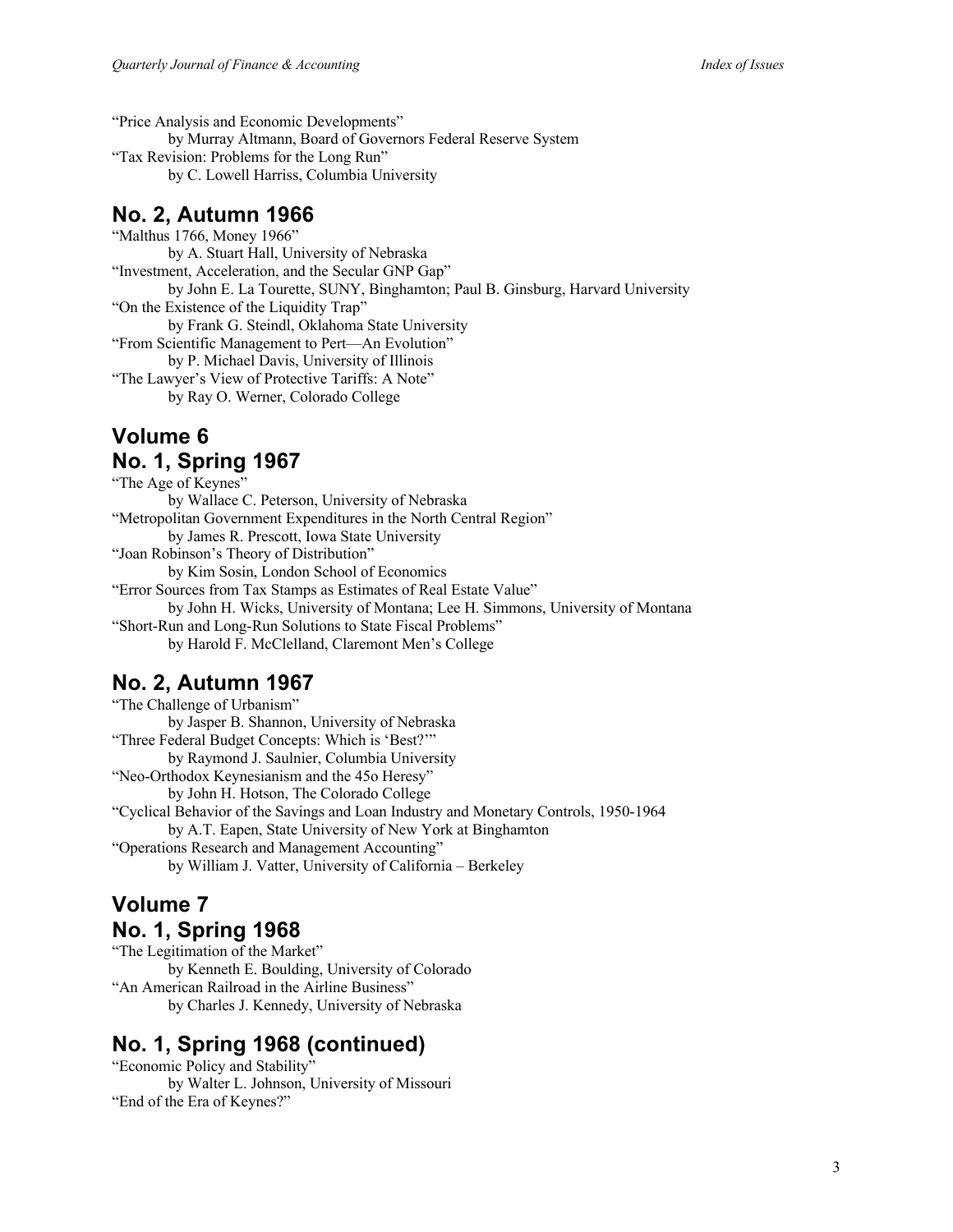"Price Analysis and Economic Developments"
by Murray Altmann, Board of Governors Federal Reserve System
"Tax Revision: Problems for the Long Run"
by C. Lowell Harriss, Columbia University

## No. 2, Autumn 1966

"Malthus 1766, Money 1966"
by A. Stuart Hall, University of Nebraska
"Investment, Acceleration, and the Secular GNP Gap"
by John E. La Tourette, SUNY, Binghamton; Paul B. Ginsburg, Harvard University
"On the Existence of the Liquidity Trap"
by Frank G. Steindl, Oklahoma State University
"From Scientific Management to Pert—An Evolution"
by P. Michael Davis, University of Illinois
"The Lawyer's View of Protective Tariffs: A Note"
by Ray O. Werner, Colorado College

## Volume 6
## No. 1, Spring 1967

"The Age of Keynes"
by Wallace C. Peterson, University of Nebraska
"Metropolitan Government Expenditures in the North Central Region"
by James R. Prescott, Iowa State University
"Joan Robinson's Theory of Distribution"
by Kim Sosin, London School of Economics
"Error Sources from Tax Stamps as Estimates of Real Estate Value"
by John H. Wicks, University of Montana; Lee H. Simmons, University of Montana
"Short-Run and Long-Run Solutions to State Fiscal Problems"
by Harold F. McClelland, Claremont Men's College

## No. 2, Autumn 1967

"The Challenge of Urbanism"
by Jasper B. Shannon, University of Nebraska
"Three Federal Budget Concepts: Which is 'Best?'"
by Raymond J. Saulnier, Columbia University
"Neo-Orthodox Keynesianism and the 45o Heresy"
by John H. Hotson, The Colorado College
"Cyclical Behavior of the Savings and Loan Industry and Monetary Controls, 1950-1964
by A.T. Eapen, State University of New York at Binghamton
"Operations Research and Management Accounting"
by William J. Vatter, University of California – Berkeley

## Volume 7
## No. 1, Spring 1968

"The Legitimation of the Market"
by Kenneth E. Boulding, University of Colorado
"An American Railroad in the Airline Business"
by Charles J. Kennedy, University of Nebraska

## No. 1, Spring 1968 (continued)

"Economic Policy and Stability"
by Walter L. Johnson, University of Missouri
"End of the Era of Keynes?"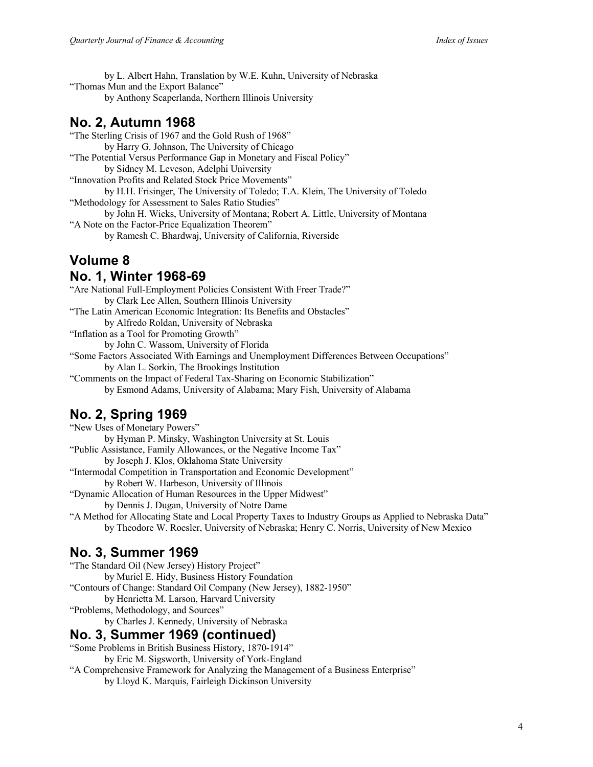by L. Albert Hahn, Translation by W.E. Kuhn, University of Nebraska

"Thomas Mun and the Export Balance"
by Anthony Scaperlanda, Northern Illinois University

## No. 2, Autumn 1968

"The Sterling Crisis of 1967 and the Gold Rush of 1968"
by Harry G. Johnson, The University of Chicago

"The Potential Versus Performance Gap in Monetary and Fiscal Policy"
by Sidney M. Leveson, Adelphi University

"Innovation Profits and Related Stock Price Movements"
by H.H. Frisinger, The University of Toledo; T.A. Klein, The University of Toledo

"Methodology for Assessment to Sales Ratio Studies"
by John H. Wicks, University of Montana; Robert A. Little, University of Montana

"A Note on the Factor-Price Equalization Theorem"
by Ramesh C. Bhardwaj, University of California, Riverside

## Volume 8

## No. 1, Winter 1968-69

"Are National Full-Employment Policies Consistent With Freer Trade?"
by Clark Lee Allen, Southern Illinois University

"The Latin American Economic Integration: Its Benefits and Obstacles"
by Alfredo Roldan, University of Nebraska

"Inflation as a Tool for Promoting Growth"
by John C. Wassom, University of Florida

"Some Factors Associated With Earnings and Unemployment Differences Between Occupations"
by Alan L. Sorkin, The Brookings Institution

"Comments on the Impact of Federal Tax-Sharing on Economic Stabilization"
by Esmond Adams, University of Alabama; Mary Fish, University of Alabama

## No. 2, Spring 1969

"New Uses of Monetary Powers"
by Hyman P. Minsky, Washington University at St. Louis

"Public Assistance, Family Allowances, or the Negative Income Tax"
by Joseph J. Klos, Oklahoma State University

"Intermodal Competition in Transportation and Economic Development"
by Robert W. Harbeson, University of Illinois

"Dynamic Allocation of Human Resources in the Upper Midwest"
by Dennis J. Dugan, University of Notre Dame

"A Method for Allocating State and Local Property Taxes to Industry Groups as Applied to Nebraska Data"
by Theodore W. Roesler, University of Nebraska; Henry C. Norris, University of New Mexico

## No. 3, Summer 1969

"The Standard Oil (New Jersey) History Project"
by Muriel E. Hidy, Business History Foundation

"Contours of Change: Standard Oil Company (New Jersey), 1882-1950"
by Henrietta M. Larson, Harvard University

"Problems, Methodology, and Sources"
by Charles J. Kennedy, University of Nebraska

## No. 3, Summer 1969 (continued)

"Some Problems in British Business History, 1870-1914"
by Eric M. Sigsworth, University of York-England

"A Comprehensive Framework for Analyzing the Management of a Business Enterprise"
by Lloyd K. Marquis, Fairleigh Dickinson University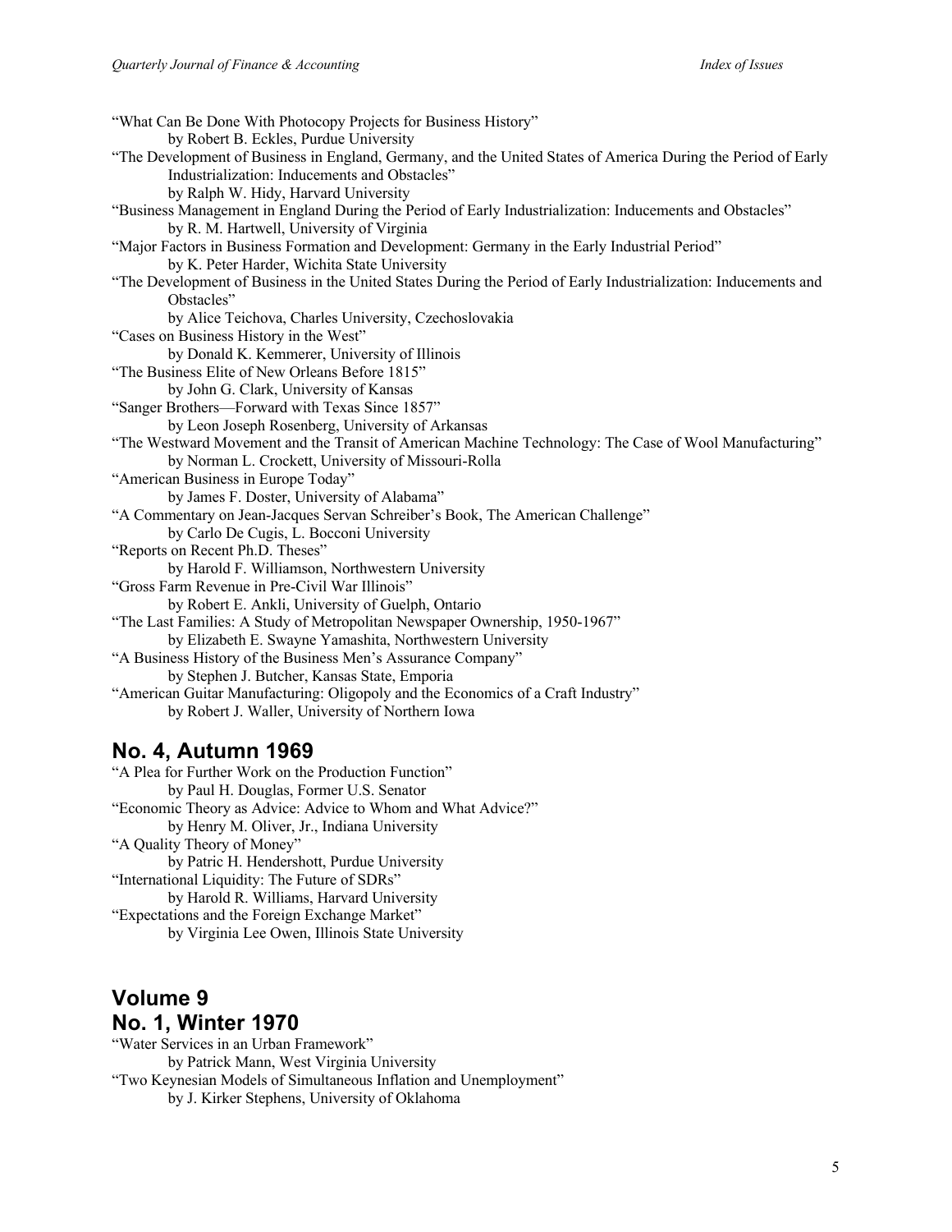"What Can Be Done With Photocopy Projects for Business History"
by Robert B. Eckles, Purdue University

"The Development of Business in England, Germany, and the United States of America During the Period of Early Industrialization: Inducements and Obstacles"
by Ralph W. Hidy, Harvard University

"Business Management in England During the Period of Early Industrialization: Inducements and Obstacles"
by R. M. Hartwell, University of Virginia

"Major Factors in Business Formation and Development: Germany in the Early Industrial Period"
by K. Peter Harder, Wichita State University

"The Development of Business in the United States During the Period of Early Industrialization: Inducements and Obstacles"
by Alice Teichova, Charles University, Czechoslovakia

"Cases on Business History in the West"
by Donald K. Kemmerer, University of Illinois

"The Business Elite of New Orleans Before 1815"
by John G. Clark, University of Kansas

"Sanger Brothers—Forward with Texas Since 1857"
by Leon Joseph Rosenberg, University of Arkansas

"The Westward Movement and the Transit of American Machine Technology: The Case of Wool Manufacturing"
by Norman L. Crockett, University of Missouri-Rolla

"American Business in Europe Today"
by James F. Doster, University of Alabama"

"A Commentary on Jean-Jacques Servan Schreiber's Book, The American Challenge"
by Carlo De Cugis, L. Bocconi University

"Reports on Recent Ph.D. Theses"
by Harold F. Williamson, Northwestern University

"Gross Farm Revenue in Pre-Civil War Illinois"
by Robert E. Ankli, University of Guelph, Ontario

"The Last Families: A Study of Metropolitan Newspaper Ownership, 1950-1967"
by Elizabeth E. Swayne Yamashita, Northwestern University

"A Business History of the Business Men's Assurance Company"
by Stephen J. Butcher, Kansas State, Emporia

"American Guitar Manufacturing: Oligopoly and the Economics of a Craft Industry"
by Robert J. Waller, University of Northern Iowa

## No. 4, Autumn 1969

"A Plea for Further Work on the Production Function"
by Paul H. Douglas, Former U.S. Senator

"Economic Theory as Advice: Advice to Whom and What Advice?"
by Henry M. Oliver, Jr., Indiana University

"A Quality Theory of Money"
by Patric H. Hendershott, Purdue University

"International Liquidity: The Future of SDRs"
by Harold R. Williams, Harvard University

"Expectations and the Foreign Exchange Market"
by Virginia Lee Owen, Illinois State University

## Volume 9
## No. 1, Winter 1970

"Water Services in an Urban Framework"
by Patrick Mann, West Virginia University

"Two Keynesian Models of Simultaneous Inflation and Unemployment"
by J. Kirker Stephens, University of Oklahoma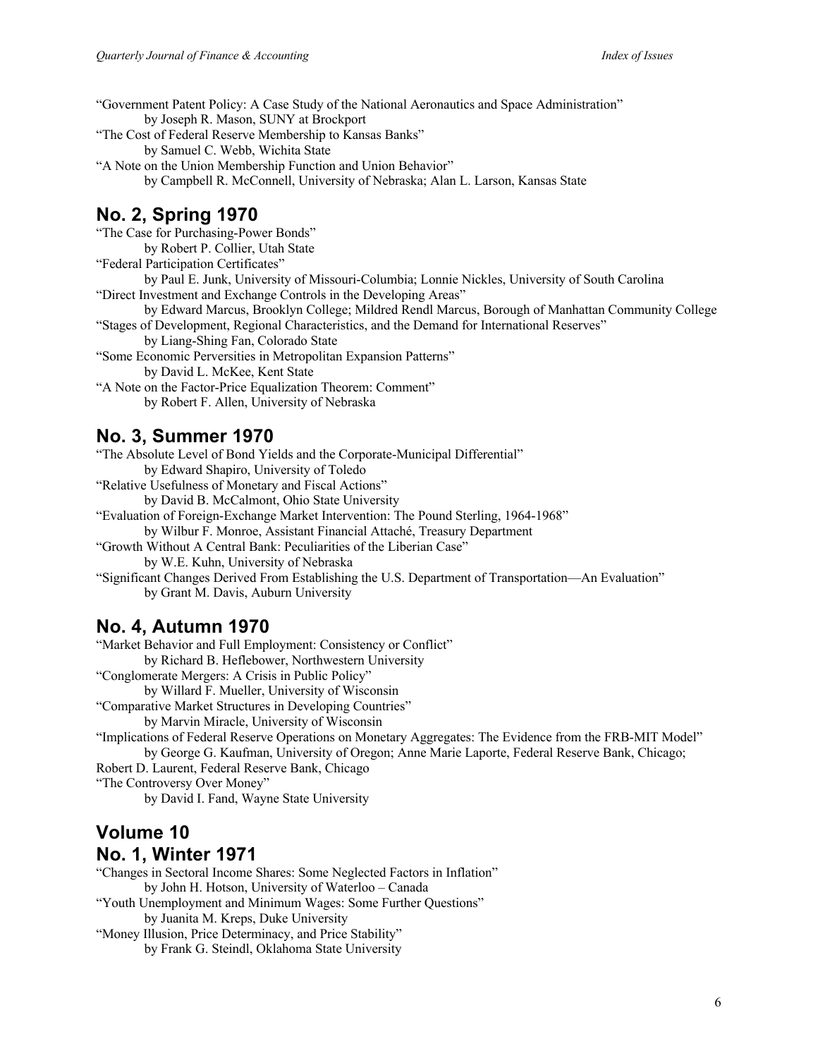"Government Patent Policy: A Case Study of the National Aeronautics and Space Administration"
by Joseph R. Mason, SUNY at Brockport

"The Cost of Federal Reserve Membership to Kansas Banks"
by Samuel C. Webb, Wichita State

"A Note on the Union Membership Function and Union Behavior"
by Campbell R. McConnell, University of Nebraska; Alan L. Larson, Kansas State

## No. 2, Spring 1970

"The Case for Purchasing-Power Bonds"
by Robert P. Collier, Utah State

"Federal Participation Certificates"
by Paul E. Junk, University of Missouri-Columbia; Lonnie Nickles, University of South Carolina

"Direct Investment and Exchange Controls in the Developing Areas"
by Edward Marcus, Brooklyn College; Mildred Rendl Marcus, Borough of Manhattan Community College

"Stages of Development, Regional Characteristics, and the Demand for International Reserves"
by Liang-Shing Fan, Colorado State

"Some Economic Perversities in Metropolitan Expansion Patterns"
by David L. McKee, Kent State

"A Note on the Factor-Price Equalization Theorem: Comment"
by Robert F. Allen, University of Nebraska

## No. 3, Summer 1970

"The Absolute Level of Bond Yields and the Corporate-Municipal Differential"
by Edward Shapiro, University of Toledo

"Relative Usefulness of Monetary and Fiscal Actions"
by David B. McCalmont, Ohio State University

"Evaluation of Foreign-Exchange Market Intervention: The Pound Sterling, 1964-1968"
by Wilbur F. Monroe, Assistant Financial Attaché, Treasury Department

"Growth Without A Central Bank: Peculiarities of the Liberian Case"
by W.E. Kuhn, University of Nebraska

"Significant Changes Derived From Establishing the U.S. Department of Transportation—An Evaluation"
by Grant M. Davis, Auburn University

## No. 4, Autumn 1970

"Market Behavior and Full Employment: Consistency or Conflict"
by Richard B. Heflebower, Northwestern University

"Conglomerate Mergers: A Crisis in Public Policy"
by Willard F. Mueller, University of Wisconsin

"Comparative Market Structures in Developing Countries"
by Marvin Miracle, University of Wisconsin

"Implications of Federal Reserve Operations on Monetary Aggregates: The Evidence from the FRB-MIT Model"
by George G. Kaufman, University of Oregon; Anne Marie Laporte, Federal Reserve Bank, Chicago;
Robert D. Laurent, Federal Reserve Bank, Chicago

"The Controversy Over Money"
by David I. Fand, Wayne State University

## Volume 10

## No. 1, Winter 1971

"Changes in Sectoral Income Shares: Some Neglected Factors in Inflation"
by John H. Hotson, University of Waterloo – Canada

"Youth Unemployment and Minimum Wages: Some Further Questions"
by Juanita M. Kreps, Duke University

"Money Illusion, Price Determinacy, and Price Stability"
by Frank G. Steindl, Oklahoma State University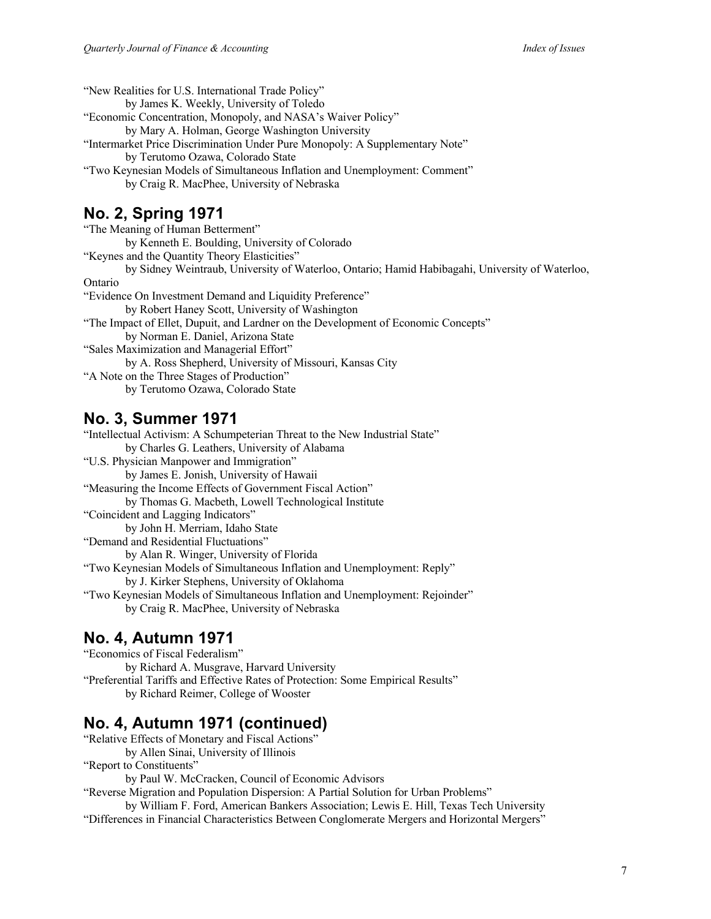"New Realities for U.S. International Trade Policy"
by James K. Weekly, University of Toledo
"Economic Concentration, Monopoly, and NASA's Waiver Policy"
by Mary A. Holman, George Washington University
"Intermarket Price Discrimination Under Pure Monopoly: A Supplementary Note"
by Terutomo Ozawa, Colorado State
"Two Keynesian Models of Simultaneous Inflation and Unemployment: Comment"
by Craig R. MacPhee, University of Nebraska

## No. 2, Spring 1971

"The Meaning of Human Betterment"
by Kenneth E. Boulding, University of Colorado
"Keynes and the Quantity Theory Elasticities"
by Sidney Weintraub, University of Waterloo, Ontario; Hamid Habibagahi, University of Waterloo, Ontario
"Evidence On Investment Demand and Liquidity Preference"
by Robert Haney Scott, University of Washington
"The Impact of Ellet, Dupuit, and Lardner on the Development of Economic Concepts"
by Norman E. Daniel, Arizona State
"Sales Maximization and Managerial Effort"
by A. Ross Shepherd, University of Missouri, Kansas City
"A Note on the Three Stages of Production"
by Terutomo Ozawa, Colorado State

## No. 3, Summer 1971

"Intellectual Activism: A Schumpeterian Threat to the New Industrial State"
by Charles G. Leathers, University of Alabama
"U.S. Physician Manpower and Immigration"
by James E. Jonish, University of Hawaii
"Measuring the Income Effects of Government Fiscal Action"
by Thomas G. Macbeth, Lowell Technological Institute
"Coincident and Lagging Indicators"
by John H. Merriam, Idaho State
"Demand and Residential Fluctuations"
by Alan R. Winger, University of Florida
"Two Keynesian Models of Simultaneous Inflation and Unemployment: Reply"
by J. Kirker Stephens, University of Oklahoma
"Two Keynesian Models of Simultaneous Inflation and Unemployment: Rejoinder"
by Craig R. MacPhee, University of Nebraska

## No. 4, Autumn 1971

"Economics of Fiscal Federalism"
by Richard A. Musgrave, Harvard University
"Preferential Tariffs and Effective Rates of Protection: Some Empirical Results"
by Richard Reimer, College of Wooster

## No. 4, Autumn 1971 (continued)

"Relative Effects of Monetary and Fiscal Actions"
by Allen Sinai, University of Illinois
"Report to Constituents"
by Paul W. McCracken, Council of Economic Advisors
"Reverse Migration and Population Dispersion: A Partial Solution for Urban Problems"
by William F. Ford, American Bankers Association; Lewis E. Hill, Texas Tech University
"Differences in Financial Characteristics Between Conglomerate Mergers and Horizontal Mergers"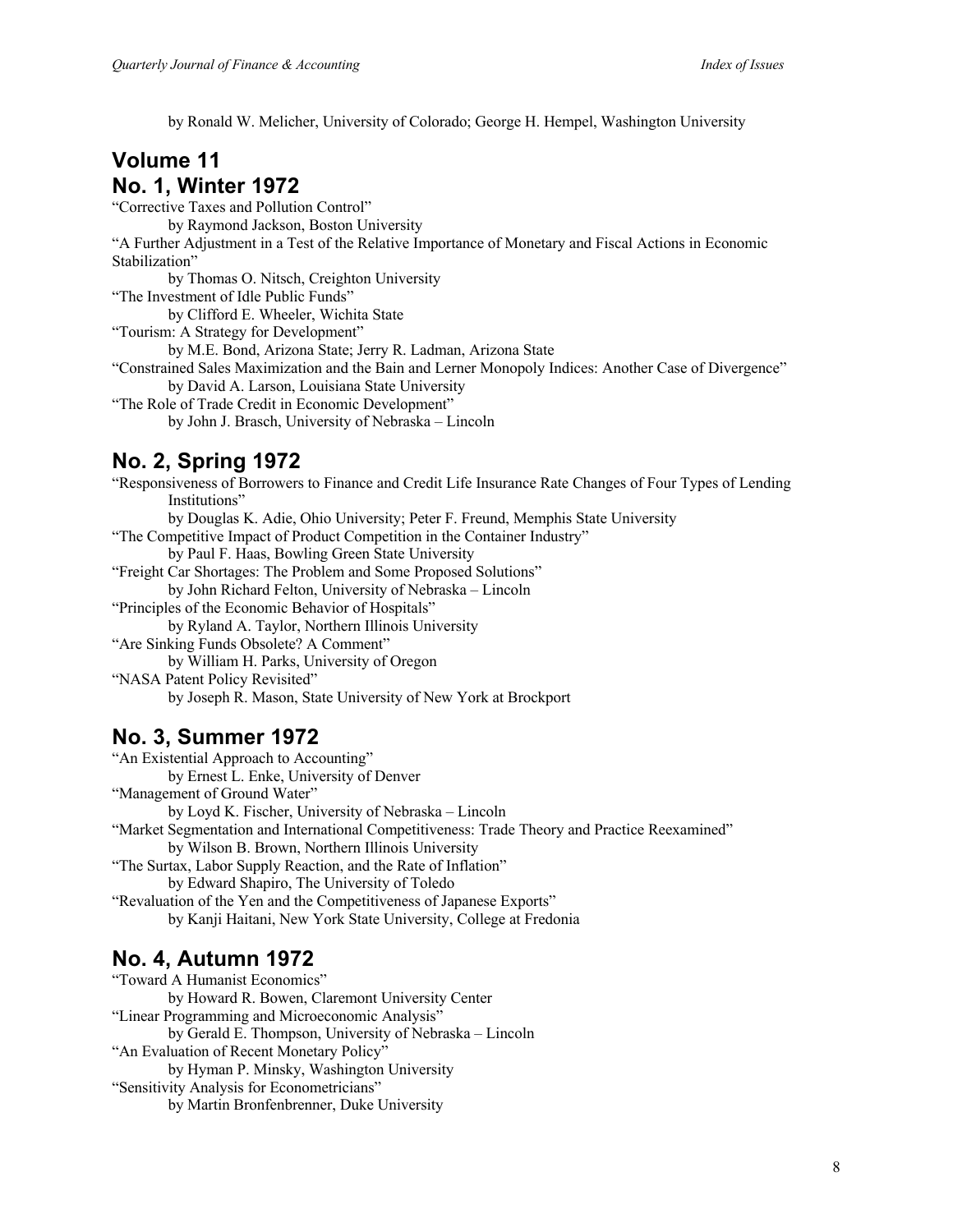by Ronald W. Melicher, University of Colorado; George H. Hempel, Washington University

# Volume 11

## No. 1, Winter 1972

"Corrective Taxes and Pollution Control"
by Raymond Jackson, Boston University

"A Further Adjustment in a Test of the Relative Importance of Monetary and Fiscal Actions in Economic Stabilization"
by Thomas O. Nitsch, Creighton University

"The Investment of Idle Public Funds"
by Clifford E. Wheeler, Wichita State

"Tourism: A Strategy for Development"
by M.E. Bond, Arizona State; Jerry R. Ladman, Arizona State

"Constrained Sales Maximization and the Bain and Lerner Monopoly Indices: Another Case of Divergence"
by David A. Larson, Louisiana State University

"The Role of Trade Credit in Economic Development"
by John J. Brasch, University of Nebraska – Lincoln

## No. 2, Spring 1972

"Responsiveness of Borrowers to Finance and Credit Life Insurance Rate Changes of Four Types of Lending Institutions"
by Douglas K. Adie, Ohio University; Peter F. Freund, Memphis State University

"The Competitive Impact of Product Competition in the Container Industry"
by Paul F. Haas, Bowling Green State University

"Freight Car Shortages: The Problem and Some Proposed Solutions"
by John Richard Felton, University of Nebraska – Lincoln

"Principles of the Economic Behavior of Hospitals"
by Ryland A. Taylor, Northern Illinois University

"Are Sinking Funds Obsolete? A Comment"
by William H. Parks, University of Oregon

"NASA Patent Policy Revisited"
by Joseph R. Mason, State University of New York at Brockport

## No. 3, Summer 1972

"An Existential Approach to Accounting"
by Ernest L. Enke, University of Denver

"Management of Ground Water"
by Loyd K. Fischer, University of Nebraska – Lincoln

"Market Segmentation and International Competitiveness: Trade Theory and Practice Reexamined"
by Wilson B. Brown, Northern Illinois University

"The Surtax, Labor Supply Reaction, and the Rate of Inflation"
by Edward Shapiro, The University of Toledo

"Revaluation of the Yen and the Competitiveness of Japanese Exports"
by Kanji Haitani, New York State University, College at Fredonia

## No. 4, Autumn 1972

"Toward A Humanist Economics"
by Howard R. Bowen, Claremont University Center

"Linear Programming and Microeconomic Analysis"
by Gerald E. Thompson, University of Nebraska – Lincoln

"An Evaluation of Recent Monetary Policy"
by Hyman P. Minsky, Washington University

"Sensitivity Analysis for Econometricians"
by Martin Bronfenbrenner, Duke University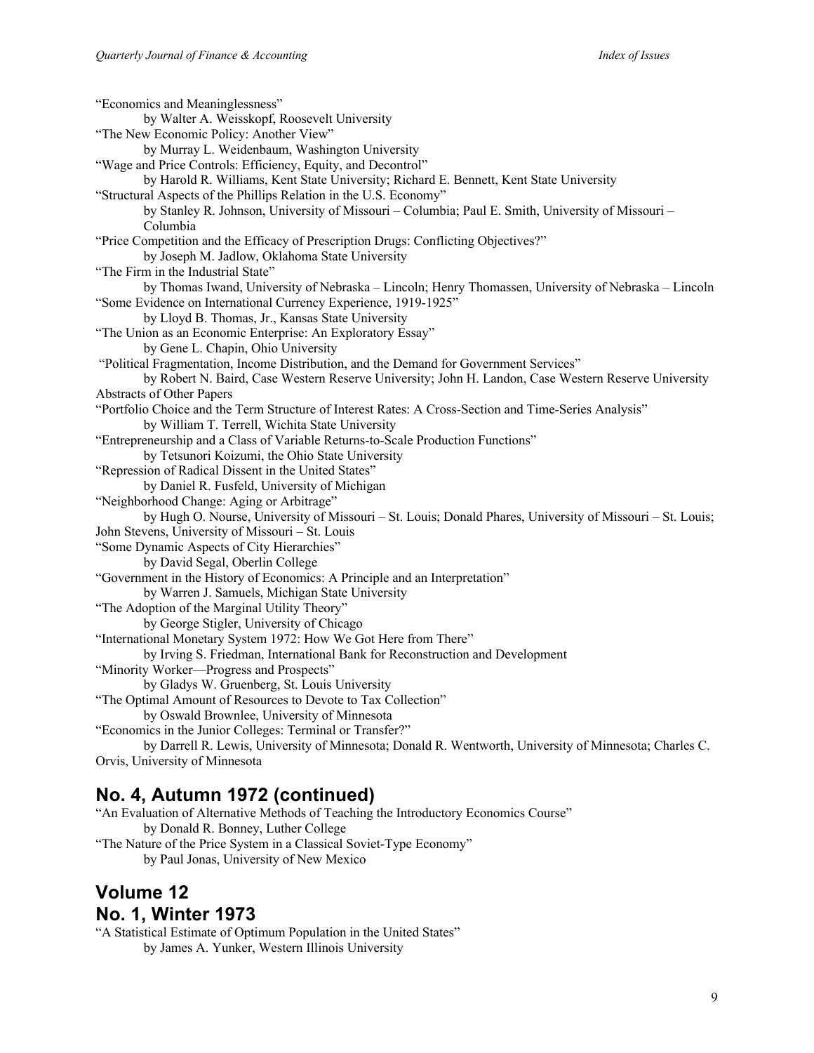"Economics and Meaninglessness"
by Walter A. Weisskopf, Roosevelt University

"The New Economic Policy: Another View"
by Murray L. Weidenbaum, Washington University

"Wage and Price Controls: Efficiency, Equity, and Decontrol"
by Harold R. Williams, Kent State University; Richard E. Bennett, Kent State University

"Structural Aspects of the Phillips Relation in the U.S. Economy"
by Stanley R. Johnson, University of Missouri – Columbia; Paul E. Smith, University of Missouri – Columbia

"Price Competition and the Efficacy of Prescription Drugs: Conflicting Objectives?"
by Joseph M. Jadlow, Oklahoma State University

"The Firm in the Industrial State"
by Thomas Iwand, University of Nebraska – Lincoln; Henry Thomassen, University of Nebraska – Lincoln

"Some Evidence on International Currency Experience, 1919-1925"
by Lloyd B. Thomas, Jr., Kansas State University

"The Union as an Economic Enterprise: An Exploratory Essay"
by Gene L. Chapin, Ohio University

"Political Fragmentation, Income Distribution, and the Demand for Government Services"
by Robert N. Baird, Case Western Reserve University; John H. Landon, Case Western Reserve University

Abstracts of Other Papers

"Portfolio Choice and the Term Structure of Interest Rates: A Cross-Section and Time-Series Analysis"
by William T. Terrell, Wichita State University

"Entrepreneurship and a Class of Variable Returns-to-Scale Production Functions"
by Tetsunori Koizumi, the Ohio State University

"Repression of Radical Dissent in the United States"
by Daniel R. Fusfeld, University of Michigan

"Neighborhood Change: Aging or Arbitrage"
by Hugh O. Nourse, University of Missouri – St. Louis; Donald Phares, University of Missouri – St. Louis; John Stevens, University of Missouri – St. Louis

"Some Dynamic Aspects of City Hierarchies"
by David Segal, Oberlin College

"Government in the History of Economics: A Principle and an Interpretation"
by Warren J. Samuels, Michigan State University

"The Adoption of the Marginal Utility Theory"
by George Stigler, University of Chicago

"International Monetary System 1972: How We Got Here from There"
by Irving S. Friedman, International Bank for Reconstruction and Development

"Minority Worker—Progress and Prospects"
by Gladys W. Gruenberg, St. Louis University

"The Optimal Amount of Resources to Devote to Tax Collection"
by Oswald Brownlee, University of Minnesota

"Economics in the Junior Colleges: Terminal or Transfer?"
by Darrell R. Lewis, University of Minnesota; Donald R. Wentworth, University of Minnesota; Charles C. Orvis, University of Minnesota

## No. 4, Autumn 1972 (continued)

"An Evaluation of Alternative Methods of Teaching the Introductory Economics Course"
by Donald R. Bonney, Luther College

"The Nature of the Price System in a Classical Soviet-Type Economy"
by Paul Jonas, University of New Mexico

## Volume 12
## No. 1, Winter 1973

"A Statistical Estimate of Optimum Population in the United States"
by James A. Yunker, Western Illinois University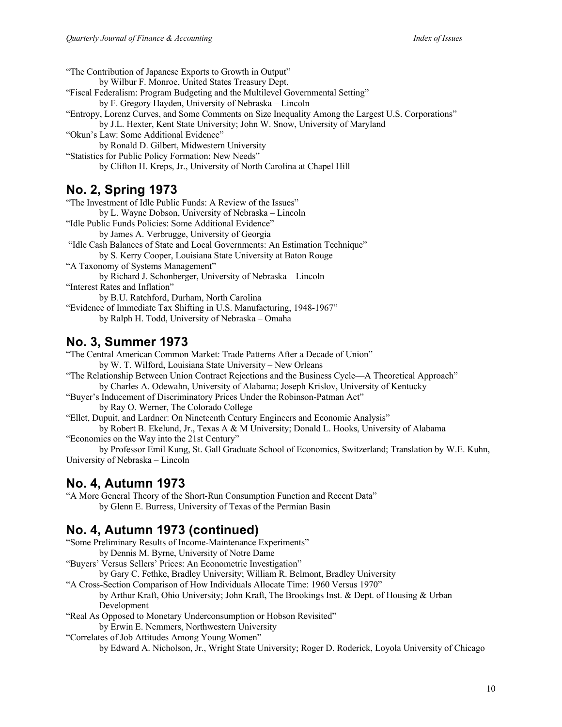"The Contribution of Japanese Exports to Growth in Output"
by Wilbur F. Monroe, United States Treasury Dept.

"Fiscal Federalism: Program Budgeting and the Multilevel Governmental Setting"
by F. Gregory Hayden, University of Nebraska – Lincoln

"Entropy, Lorenz Curves, and Some Comments on Size Inequality Among the Largest U.S. Corporations"
by J.L. Hexter, Kent State University; John W. Snow, University of Maryland

"Okun's Law: Some Additional Evidence"
by Ronald D. Gilbert, Midwestern University

"Statistics for Public Policy Formation: New Needs"
by Clifton H. Kreps, Jr., University of North Carolina at Chapel Hill

## No. 2, Spring 1973

"The Investment of Idle Public Funds: A Review of the Issues"
by L. Wayne Dobson, University of Nebraska – Lincoln

"Idle Public Funds Policies: Some Additional Evidence"
by James A. Verbrugge, University of Georgia

"Idle Cash Balances of State and Local Governments: An Estimation Technique"
by S. Kerry Cooper, Louisiana State University at Baton Rouge

"A Taxonomy of Systems Management"
by Richard J. Schonberger, University of Nebraska – Lincoln

"Interest Rates and Inflation"
by B.U. Ratchford, Durham, North Carolina

"Evidence of Immediate Tax Shifting in U.S. Manufacturing, 1948-1967"
by Ralph H. Todd, University of Nebraska – Omaha

## No. 3, Summer 1973

"The Central American Common Market: Trade Patterns After a Decade of Union"
by W. T. Wilford, Louisiana State University – New Orleans

"The Relationship Between Union Contract Rejections and the Business Cycle—A Theoretical Approach"
by Charles A. Odewahn, University of Alabama; Joseph Krislov, University of Kentucky

"Buyer's Inducement of Discriminatory Prices Under the Robinson-Patman Act"
by Ray O. Werner, The Colorado College

"Ellet, Dupuit, and Lardner: On Nineteenth Century Engineers and Economic Analysis"
by Robert B. Ekelund, Jr., Texas A & M University; Donald L. Hooks, University of Alabama

"Economics on the Way into the 21st Century"
by Professor Emil Kung, St. Gall Graduate School of Economics, Switzerland; Translation by W.E. Kuhn, University of Nebraska – Lincoln

## No. 4, Autumn 1973

"A More General Theory of the Short-Run Consumption Function and Recent Data"
by Glenn E. Burress, University of Texas of the Permian Basin

## No. 4, Autumn 1973 (continued)

"Some Preliminary Results of Income-Maintenance Experiments"
by Dennis M. Byrne, University of Notre Dame

"Buyers' Versus Sellers' Prices: An Econometric Investigation"
by Gary C. Fethke, Bradley University; William R. Belmont, Bradley University

"A Cross-Section Comparison of How Individuals Allocate Time: 1960 Versus 1970"
by Arthur Kraft, Ohio University; John Kraft, The Brookings Inst. & Dept. of Housing & Urban Development

"Real As Opposed to Monetary Underconsumption or Hobson Revisited"
by Erwin E. Nemmers, Northwestern University

"Correlates of Job Attitudes Among Young Women"
by Edward A. Nicholson, Jr., Wright State University; Roger D. Roderick, Loyola University of Chicago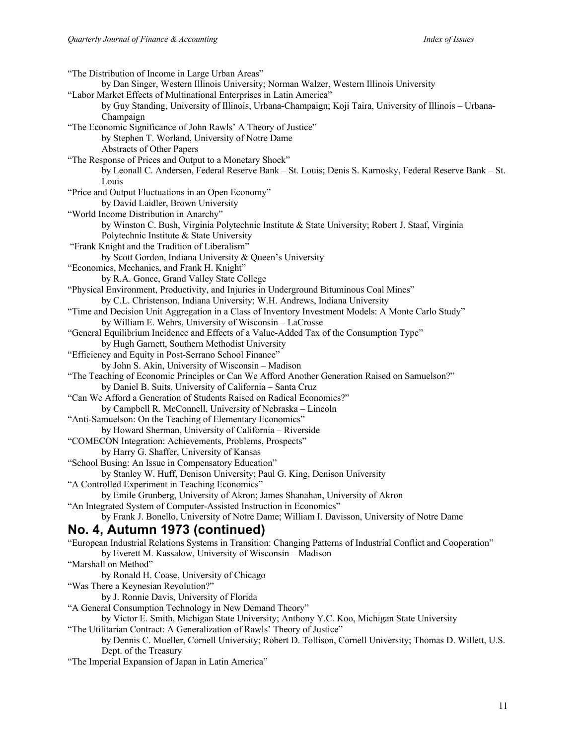"The Distribution of Income in Large Urban Areas"
  by Dan Singer, Western Illinois University; Norman Walzer, Western Illinois University

"Labor Market Effects of Multinational Enterprises in Latin America"
  by Guy Standing, University of Illinois, Urbana-Champaign; Koji Taira, University of Illinois – Urbana-Champaign

"The Economic Significance of John Rawls' A Theory of Justice"
  by Stephen T. Worland, University of Notre Dame
  Abstracts of Other Papers

"The Response of Prices and Output to a Monetary Shock"
  by Leonall C. Andersen, Federal Reserve Bank – St. Louis; Denis S. Karnosky, Federal Reserve Bank – St. Louis

"Price and Output Fluctuations in an Open Economy"
  by David Laidler, Brown University

"World Income Distribution in Anarchy"
  by Winston C. Bush, Virginia Polytechnic Institute & State University; Robert J. Staaf, Virginia Polytechnic Institute & State University

"Frank Knight and the Tradition of Liberalism"
  by Scott Gordon, Indiana University & Queen's University

"Economics, Mechanics, and Frank H. Knight"
  by R.A. Gonce, Grand Valley State College

"Physical Environment, Productivity, and Injuries in Underground Bituminous Coal Mines"
  by C.L. Christenson, Indiana University; W.H. Andrews, Indiana University

"Time and Decision Unit Aggregation in a Class of Inventory Investment Models: A Monte Carlo Study"
  by William E. Wehrs, University of Wisconsin – LaCrosse

"General Equilibrium Incidence and Effects of a Value-Added Tax of the Consumption Type"
  by Hugh Garnett, Southern Methodist University

"Efficiency and Equity in Post-Serrano School Finance"
  by John S. Akin, University of Wisconsin – Madison

"The Teaching of Economic Principles or Can We Afford Another Generation Raised on Samuelson?"
  by Daniel B. Suits, University of California – Santa Cruz

"Can We Afford a Generation of Students Raised on Radical Economics?"
  by Campbell R. McConnell, University of Nebraska – Lincoln

"Anti-Samuelson: On the Teaching of Elementary Economics"
  by Howard Sherman, University of California – Riverside

"COMECON Integration: Achievements, Problems, Prospects"
  by Harry G. Shaffer, University of Kansas

"School Busing: An Issue in Compensatory Education"
  by Stanley W. Huff, Denison University; Paul G. King, Denison University

"A Controlled Experiment in Teaching Economics"
  by Emile Grunberg, University of Akron; James Shanahan, University of Akron

"An Integrated System of Computer-Assisted Instruction in Economics"
  by Frank J. Bonello, University of Notre Dame; William I. Davisson, University of Notre Dame

## No. 4, Autumn 1973 (continued)

"European Industrial Relations Systems in Transition: Changing Patterns of Industrial Conflict and Cooperation"
  by Everett M. Kassalow, University of Wisconsin – Madison

"Marshall on Method"
  by Ronald H. Coase, University of Chicago

"Was There a Keynesian Revolution?"
  by J. Ronnie Davis, University of Florida

"A General Consumption Technology in New Demand Theory"
  by Victor E. Smith, Michigan State University; Anthony Y.C. Koo, Michigan State University

"The Utilitarian Contract: A Generalization of Rawls' Theory of Justice"
  by Dennis C. Mueller, Cornell University; Robert D. Tollison, Cornell University; Thomas D. Willett, U.S. Dept. of the Treasury

"The Imperial Expansion of Japan in Latin America"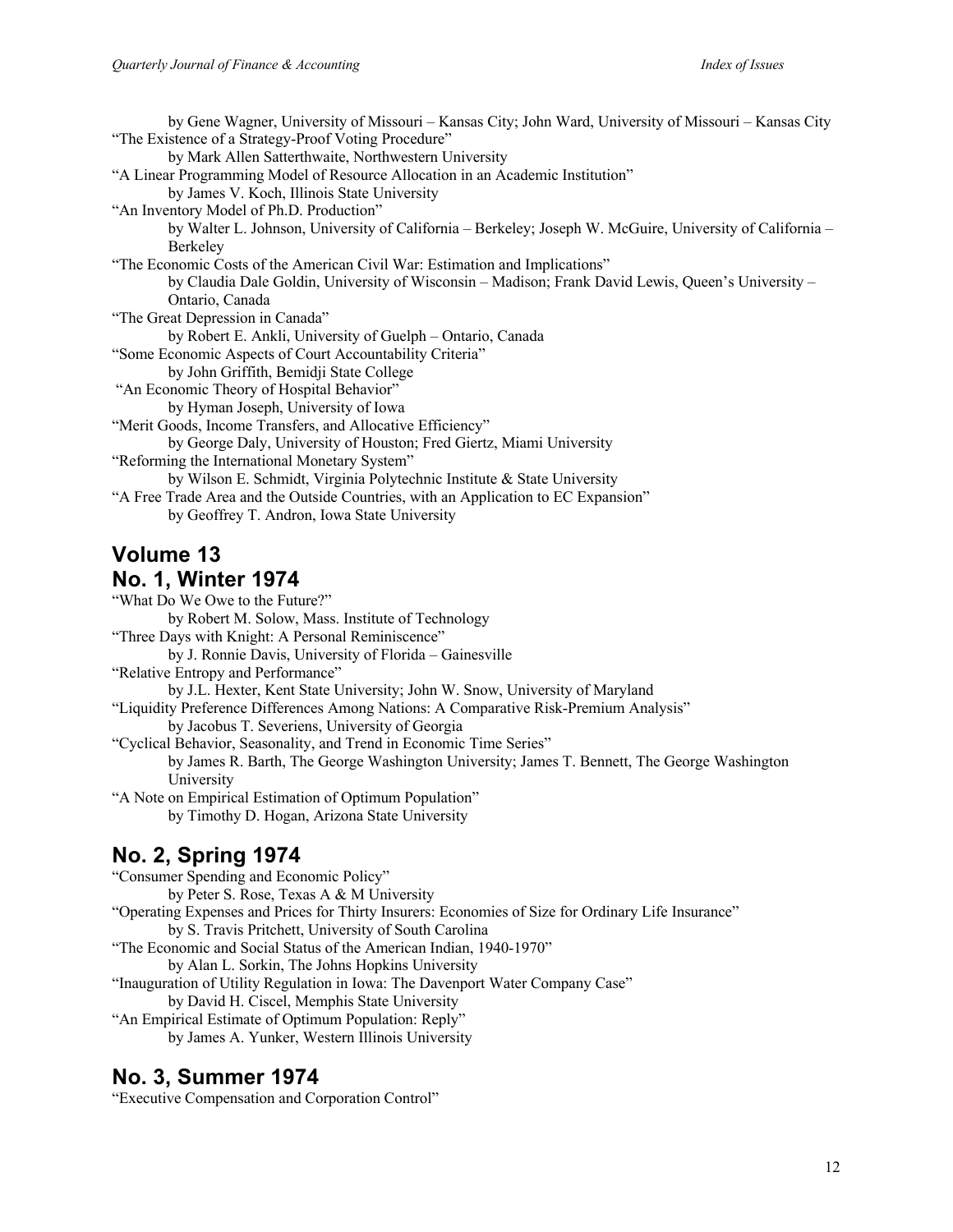by Gene Wagner, University of Missouri – Kansas City; John Ward, University of Missouri – Kansas City

"The Existence of a Strategy-Proof Voting Procedure"
by Mark Allen Satterthwaite, Northwestern University

"A Linear Programming Model of Resource Allocation in an Academic Institution"
by James V. Koch, Illinois State University

"An Inventory Model of Ph.D. Production"
by Walter L. Johnson, University of California – Berkeley; Joseph W. McGuire, University of California – Berkeley

"The Economic Costs of the American Civil War: Estimation and Implications"
by Claudia Dale Goldin, University of Wisconsin – Madison; Frank David Lewis, Queen's University – Ontario, Canada

"The Great Depression in Canada"
by Robert E. Ankli, University of Guelph – Ontario, Canada

"Some Economic Aspects of Court Accountability Criteria"
by John Griffith, Bemidji State College

"An Economic Theory of Hospital Behavior"
by Hyman Joseph, University of Iowa

"Merit Goods, Income Transfers, and Allocative Efficiency"
by George Daly, University of Houston; Fred Giertz, Miami University

"Reforming the International Monetary System"
by Wilson E. Schmidt, Virginia Polytechnic Institute & State University

"A Free Trade Area and the Outside Countries, with an Application to EC Expansion"
by Geoffrey T. Andron, Iowa State University

## Volume 13

## No. 1, Winter 1974

"What Do We Owe to the Future?"
by Robert M. Solow, Mass. Institute of Technology

"Three Days with Knight: A Personal Reminiscence"
by J. Ronnie Davis, University of Florida – Gainesville

"Relative Entropy and Performance"
by J.L. Hexter, Kent State University; John W. Snow, University of Maryland

"Liquidity Preference Differences Among Nations: A Comparative Risk-Premium Analysis"
by Jacobus T. Severiens, University of Georgia

"Cyclical Behavior, Seasonality, and Trend in Economic Time Series"
by James R. Barth, The George Washington University; James T. Bennett, The George Washington University

"A Note on Empirical Estimation of Optimum Population"
by Timothy D. Hogan, Arizona State University

## No. 2, Spring 1974

"Consumer Spending and Economic Policy"
by Peter S. Rose, Texas A & M University

"Operating Expenses and Prices for Thirty Insurers: Economies of Size for Ordinary Life Insurance"
by S. Travis Pritchett, University of South Carolina

"The Economic and Social Status of the American Indian, 1940-1970"
by Alan L. Sorkin, The Johns Hopkins University

"Inauguration of Utility Regulation in Iowa: The Davenport Water Company Case"
by David H. Ciscel, Memphis State University

"An Empirical Estimate of Optimum Population: Reply"
by James A. Yunker, Western Illinois University

## No. 3, Summer 1974

"Executive Compensation and Corporation Control"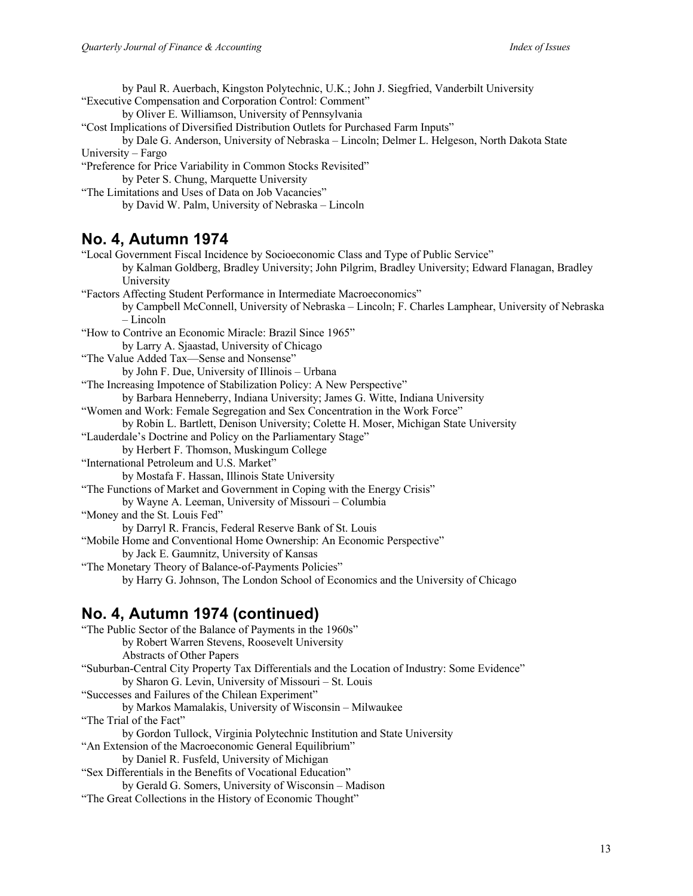by Paul R. Auerbach, Kingston Polytechnic, U.K.; John J. Siegfried, Vanderbilt University

"Executive Compensation and Corporation Control: Comment"

by Oliver E. Williamson, University of Pennsylvania

"Cost Implications of Diversified Distribution Outlets for Purchased Farm Inputs"

by Dale G. Anderson, University of Nebraska – Lincoln; Delmer L. Helgeson, North Dakota State University – Fargo

"Preference for Price Variability in Common Stocks Revisited"

by Peter S. Chung, Marquette University

"The Limitations and Uses of Data on Job Vacancies"

by David W. Palm, University of Nebraska – Lincoln

## No. 4, Autumn 1974

"Local Government Fiscal Incidence by Socioeconomic Class and Type of Public Service"

by Kalman Goldberg, Bradley University; John Pilgrim, Bradley University; Edward Flanagan, Bradley University

"Factors Affecting Student Performance in Intermediate Macroeconomics"

by Campbell McConnell, University of Nebraska – Lincoln; F. Charles Lamphear, University of Nebraska – Lincoln

"How to Contrive an Economic Miracle: Brazil Since 1965"

by Larry A. Sjaastad, University of Chicago

"The Value Added Tax—Sense and Nonsense"

by John F. Due, University of Illinois – Urbana

"The Increasing Impotence of Stabilization Policy: A New Perspective"

by Barbara Henneberry, Indiana University; James G. Witte, Indiana University

"Women and Work: Female Segregation and Sex Concentration in the Work Force"

by Robin L. Bartlett, Denison University; Colette H. Moser, Michigan State University

"Lauderdale's Doctrine and Policy on the Parliamentary Stage"

by Herbert F. Thomson, Muskingum College

"International Petroleum and U.S. Market"

by Mostafa F. Hassan, Illinois State University

"The Functions of Market and Government in Coping with the Energy Crisis"

by Wayne A. Leeman, University of Missouri – Columbia

"Money and the St. Louis Fed"

by Darryl R. Francis, Federal Reserve Bank of St. Louis

"Mobile Home and Conventional Home Ownership: An Economic Perspective"

by Jack E. Gaumnitz, University of Kansas

"The Monetary Theory of Balance-of-Payments Policies"

by Harry G. Johnson, The London School of Economics and the University of Chicago

## No. 4, Autumn 1974 (continued)

"The Public Sector of the Balance of Payments in the 1960s"

by Robert Warren Stevens, Roosevelt University

Abstracts of Other Papers

"Suburban-Central City Property Tax Differentials and the Location of Industry: Some Evidence"

by Sharon G. Levin, University of Missouri – St. Louis

"Successes and Failures of the Chilean Experiment"

by Markos Mamalakis, University of Wisconsin – Milwaukee

"The Trial of the Fact"

by Gordon Tullock, Virginia Polytechnic Institution and State University

"An Extension of the Macroeconomic General Equilibrium"

by Daniel R. Fusfeld, University of Michigan

"Sex Differentials in the Benefits of Vocational Education"

by Gerald G. Somers, University of Wisconsin – Madison

"The Great Collections in the History of Economic Thought"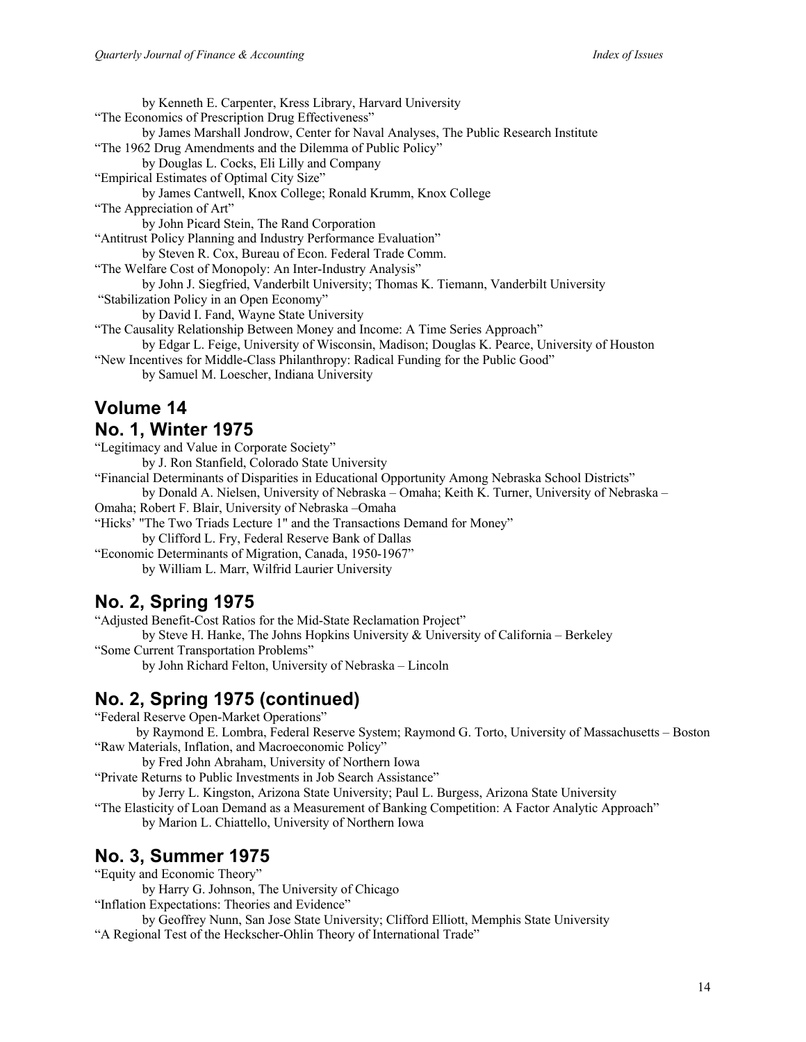by Kenneth E. Carpenter, Kress Library, Harvard University

"The Economics of Prescription Drug Effectiveness"

by James Marshall Jondrow, Center for Naval Analyses, The Public Research Institute

"The 1962 Drug Amendments and the Dilemma of Public Policy"

by Douglas L. Cocks, Eli Lilly and Company

"Empirical Estimates of Optimal City Size"

by James Cantwell, Knox College; Ronald Krumm, Knox College

"The Appreciation of Art"

by John Picard Stein, The Rand Corporation

"Antitrust Policy Planning and Industry Performance Evaluation"

by Steven R. Cox, Bureau of Econ. Federal Trade Comm.

"The Welfare Cost of Monopoly: An Inter-Industry Analysis"

by John J. Siegfried, Vanderbilt University; Thomas K. Tiemann, Vanderbilt University

"Stabilization Policy in an Open Economy"

by David I. Fand, Wayne State University

"The Causality Relationship Between Money and Income: A Time Series Approach"

by Edgar L. Feige, University of Wisconsin, Madison; Douglas K. Pearce, University of Houston

"New Incentives for Middle-Class Philanthropy: Radical Funding for the Public Good"

by Samuel M. Loescher, Indiana University

## Volume 14

## No. 1, Winter 1975

"Legitimacy and Value in Corporate Society"

by J. Ron Stanfield, Colorado State University

"Financial Determinants of Disparities in Educational Opportunity Among Nebraska School Districts"

by Donald A. Nielsen, University of Nebraska – Omaha; Keith K. Turner, University of Nebraska – Omaha; Robert F. Blair, University of Nebraska –Omaha

"Hicks' "The Two Triads Lecture 1" and the Transactions Demand for Money"

by Clifford L. Fry, Federal Reserve Bank of Dallas

"Economic Determinants of Migration, Canada, 1950-1967"

by William L. Marr, Wilfrid Laurier University

## No. 2, Spring 1975

"Adjusted Benefit-Cost Ratios for the Mid-State Reclamation Project"

by Steve H. Hanke, The Johns Hopkins University & University of California – Berkeley

"Some Current Transportation Problems"

by John Richard Felton, University of Nebraska – Lincoln

## No. 2, Spring 1975 (continued)

"Federal Reserve Open-Market Operations"

by Raymond E. Lombra, Federal Reserve System; Raymond G. Torto, University of Massachusetts – Boston

"Raw Materials, Inflation, and Macroeconomic Policy"

by Fred John Abraham, University of Northern Iowa

"Private Returns to Public Investments in Job Search Assistance"

by Jerry L. Kingston, Arizona State University; Paul L. Burgess, Arizona State University

"The Elasticity of Loan Demand as a Measurement of Banking Competition: A Factor Analytic Approach"

by Marion L. Chiattello, University of Northern Iowa

## No. 3, Summer 1975

"Equity and Economic Theory"

by Harry G. Johnson, The University of Chicago

"Inflation Expectations: Theories and Evidence"

by Geoffrey Nunn, San Jose State University; Clifford Elliott, Memphis State University

"A Regional Test of the Heckscher-Ohlin Theory of International Trade"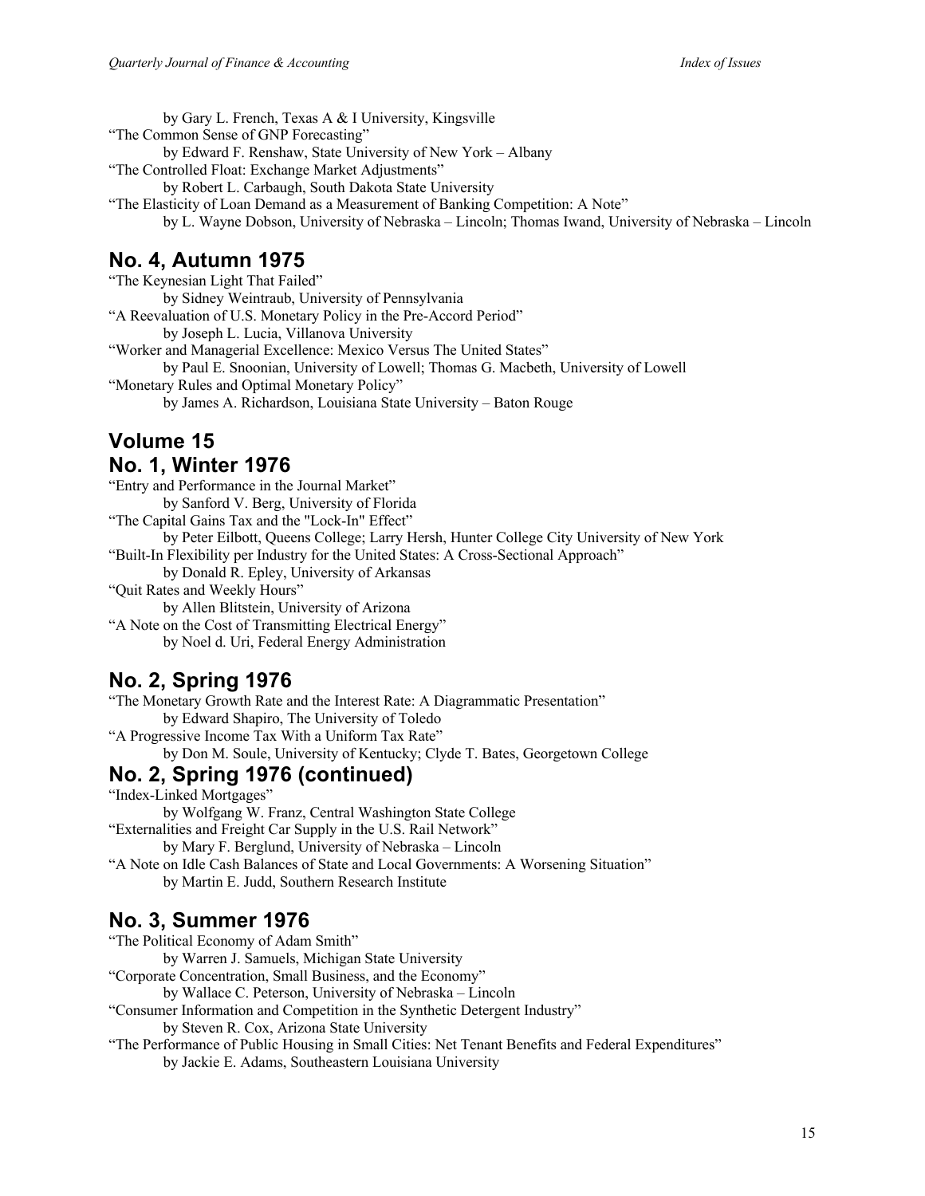by Gary L. French, Texas A & I University, Kingsville

"The Common Sense of GNP Forecasting"
by Edward F. Renshaw, State University of New York – Albany

"The Controlled Float: Exchange Market Adjustments"
by Robert L. Carbaugh, South Dakota State University

"The Elasticity of Loan Demand as a Measurement of Banking Competition: A Note"
by L. Wayne Dobson, University of Nebraska – Lincoln; Thomas Iwand, University of Nebraska – Lincoln

## No. 4, Autumn 1975

"The Keynesian Light That Failed"
by Sidney Weintraub, University of Pennsylvania

"A Reevaluation of U.S. Monetary Policy in the Pre-Accord Period"
by Joseph L. Lucia, Villanova University

"Worker and Managerial Excellence: Mexico Versus The United States"
by Paul E. Snoonian, University of Lowell; Thomas G. Macbeth, University of Lowell

"Monetary Rules and Optimal Monetary Policy"
by James A. Richardson, Louisiana State University – Baton Rouge

## Volume 15

## No. 1, Winter 1976

"Entry and Performance in the Journal Market"
by Sanford V. Berg, University of Florida

"The Capital Gains Tax and the "Lock-In" Effect"
by Peter Eilbott, Queens College; Larry Hersh, Hunter College City University of New York

"Built-In Flexibility per Industry for the United States: A Cross-Sectional Approach"
by Donald R. Epley, University of Arkansas

"Quit Rates and Weekly Hours"
by Allen Blitstein, University of Arizona

"A Note on the Cost of Transmitting Electrical Energy"
by Noel d. Uri, Federal Energy Administration

## No. 2, Spring 1976

"The Monetary Growth Rate and the Interest Rate: A Diagrammatic Presentation"
by Edward Shapiro, The University of Toledo

"A Progressive Income Tax With a Uniform Tax Rate"
by Don M. Soule, University of Kentucky; Clyde T. Bates, Georgetown College

## No. 2, Spring 1976 (continued)

"Index-Linked Mortgages"
by Wolfgang W. Franz, Central Washington State College

"Externalities and Freight Car Supply in the U.S. Rail Network"
by Mary F. Berglund, University of Nebraska – Lincoln

"A Note on Idle Cash Balances of State and Local Governments: A Worsening Situation"
by Martin E. Judd, Southern Research Institute

## No. 3, Summer 1976

"The Political Economy of Adam Smith"
by Warren J. Samuels, Michigan State University

"Corporate Concentration, Small Business, and the Economy"
by Wallace C. Peterson, University of Nebraska – Lincoln

"Consumer Information and Competition in the Synthetic Detergent Industry"
by Steven R. Cox, Arizona State University

"The Performance of Public Housing in Small Cities: Net Tenant Benefits and Federal Expenditures"
by Jackie E. Adams, Southeastern Louisiana University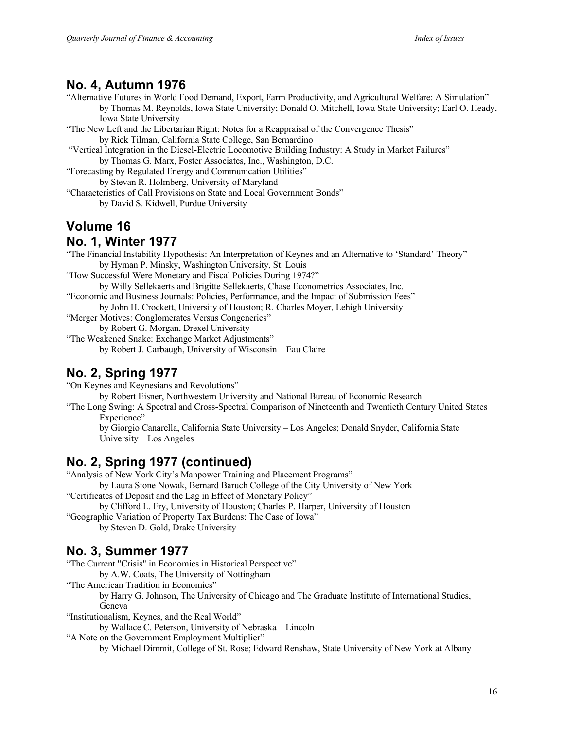## No. 4, Autumn 1976

"Alternative Futures in World Food Demand, Export, Farm Productivity, and Agricultural Welfare: A Simulation"
by Thomas M. Reynolds, Iowa State University; Donald O. Mitchell, Iowa State University; Earl O. Heady, Iowa State University

"The New Left and the Libertarian Right: Notes for a Reappraisal of the Convergence Thesis"
by Rick Tilman, California State College, San Bernardino

"Vertical Integration in the Diesel-Electric Locomotive Building Industry: A Study in Market Failures"
by Thomas G. Marx, Foster Associates, Inc., Washington, D.C.

"Forecasting by Regulated Energy and Communication Utilities"
by Stevan R. Holmberg, University of Maryland

"Characteristics of Call Provisions on State and Local Government Bonds"
by David S. Kidwell, Purdue University

## Volume 16

## No. 1, Winter 1977

"The Financial Instability Hypothesis: An Interpretation of Keynes and an Alternative to 'Standard' Theory"
by Hyman P. Minsky, Washington University, St. Louis

"How Successful Were Monetary and Fiscal Policies During 1974?"
by Willy Sellekaerts and Brigitte Sellekaerts, Chase Econometrics Associates, Inc.

"Economic and Business Journals: Policies, Performance, and the Impact of Submission Fees"
by John H. Crockett, University of Houston; R. Charles Moyer, Lehigh University

"Merger Motives: Conglomerates Versus Congenerics"
by Robert G. Morgan, Drexel University

"The Weakened Snake: Exchange Market Adjustments"
by Robert J. Carbaugh, University of Wisconsin – Eau Claire

## No. 2, Spring 1977

"On Keynes and Keynesians and Revolutions"
by Robert Eisner, Northwestern University and National Bureau of Economic Research

"The Long Swing: A Spectral and Cross-Spectral Comparison of Nineteenth and Twentieth Century United States Experience"
by Giorgio Canarella, California State University – Los Angeles; Donald Snyder, California State University – Los Angeles

## No. 2, Spring 1977 (continued)

"Analysis of New York City's Manpower Training and Placement Programs"
by Laura Stone Nowak, Bernard Baruch College of the City University of New York

"Certificates of Deposit and the Lag in Effect of Monetary Policy"
by Clifford L. Fry, University of Houston; Charles P. Harper, University of Houston

"Geographic Variation of Property Tax Burdens: The Case of Iowa"
by Steven D. Gold, Drake University

## No. 3, Summer 1977

"The Current "Crisis" in Economics in Historical Perspective"
by A.W. Coats, The University of Nottingham

"The American Tradition in Economics"
by Harry G. Johnson, The University of Chicago and The Graduate Institute of International Studies, Geneva

"Institutionalism, Keynes, and the Real World"
by Wallace C. Peterson, University of Nebraska – Lincoln

"A Note on the Government Employment Multiplier"
by Michael Dimmit, College of St. Rose; Edward Renshaw, State University of New York at Albany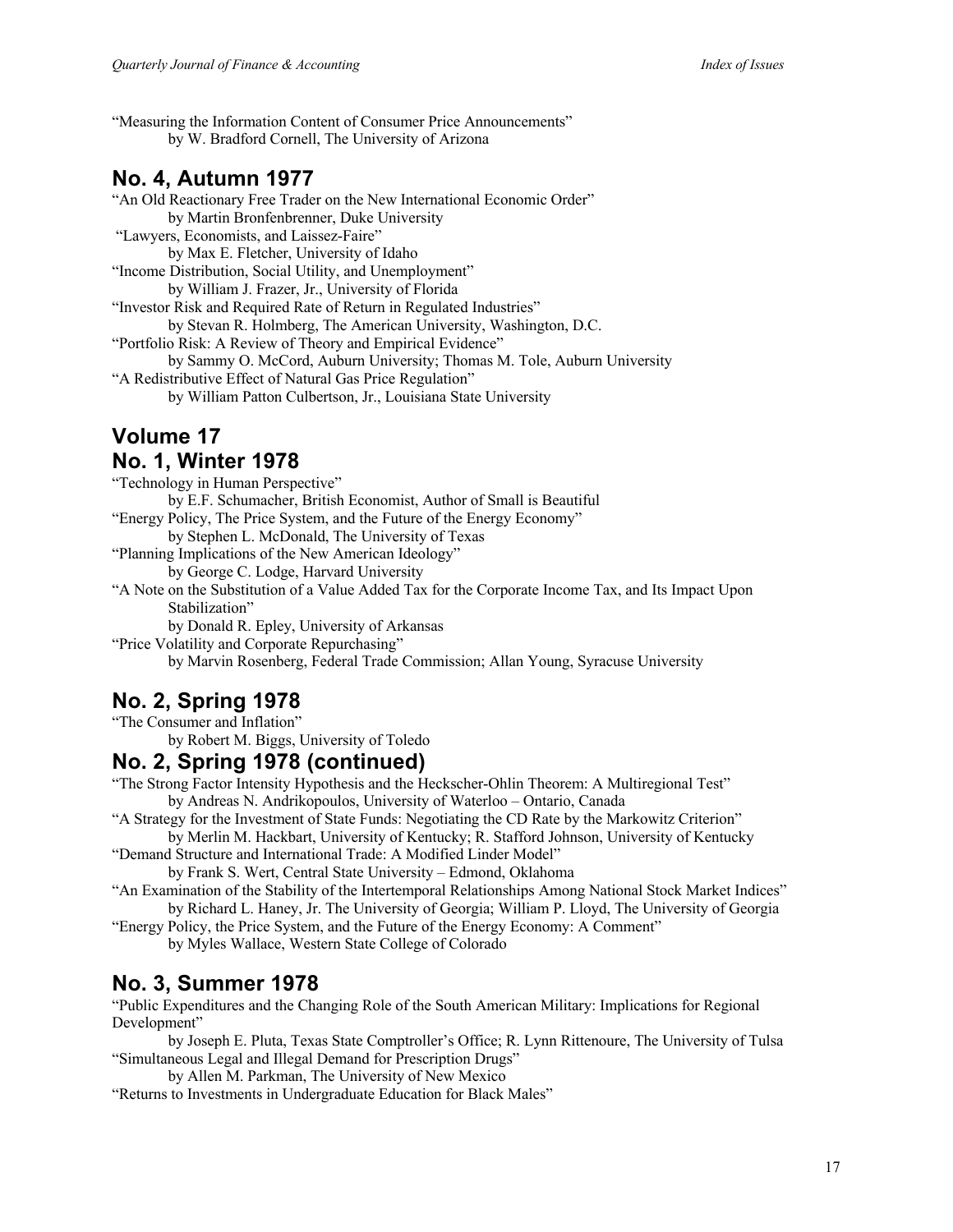"Measuring the Information Content of Consumer Price Announcements"
by W. Bradford Cornell, The University of Arizona

## No. 4, Autumn 1977

"An Old Reactionary Free Trader on the New International Economic Order"
by Martin Bronfenbrenner, Duke University

"Lawyers, Economists, and Laissez-Faire"
by Max E. Fletcher, University of Idaho

"Income Distribution, Social Utility, and Unemployment"
by William J. Frazer, Jr., University of Florida

"Investor Risk and Required Rate of Return in Regulated Industries"
by Stevan R. Holmberg, The American University, Washington, D.C.

"Portfolio Risk: A Review of Theory and Empirical Evidence"
by Sammy O. McCord, Auburn University; Thomas M. Tole, Auburn University

"A Redistributive Effect of Natural Gas Price Regulation"
by William Patton Culbertson, Jr., Louisiana State University

## Volume 17

## No. 1, Winter 1978

"Technology in Human Perspective"
by E.F. Schumacher, British Economist, Author of Small is Beautiful

"Energy Policy, The Price System, and the Future of the Energy Economy"
by Stephen L. McDonald, The University of Texas

"Planning Implications of the New American Ideology"
by George C. Lodge, Harvard University

"A Note on the Substitution of a Value Added Tax for the Corporate Income Tax, and Its Impact Upon Stabilization"
by Donald R. Epley, University of Arkansas

"Price Volatility and Corporate Repurchasing"
by Marvin Rosenberg, Federal Trade Commission; Allan Young, Syracuse University

## No. 2, Spring 1978

"The Consumer and Inflation"
by Robert M. Biggs, University of Toledo

## No. 2, Spring 1978 (continued)

"The Strong Factor Intensity Hypothesis and the Heckscher-Ohlin Theorem: A Multiregional Test"
by Andreas N. Andrikopoulos, University of Waterloo – Ontario, Canada

"A Strategy for the Investment of State Funds: Negotiating the CD Rate by the Markowitz Criterion"
by Merlin M. Hackbart, University of Kentucky; R. Stafford Johnson, University of Kentucky

"Demand Structure and International Trade: A Modified Linder Model"
by Frank S. Wert, Central State University – Edmond, Oklahoma

"An Examination of the Stability of the Intertemporal Relationships Among National Stock Market Indices"
by Richard L. Haney, Jr. The University of Georgia; William P. Lloyd, The University of Georgia

"Energy Policy, the Price System, and the Future of the Energy Economy: A Comment"
by Myles Wallace, Western State College of Colorado

## No. 3, Summer 1978

"Public Expenditures and the Changing Role of the South American Military: Implications for Regional Development"
by Joseph E. Pluta, Texas State Comptroller's Office; R. Lynn Rittenoure, The University of Tulsa

"Simultaneous Legal and Illegal Demand for Prescription Drugs"
by Allen M. Parkman, The University of New Mexico

"Returns to Investments in Undergraduate Education for Black Males"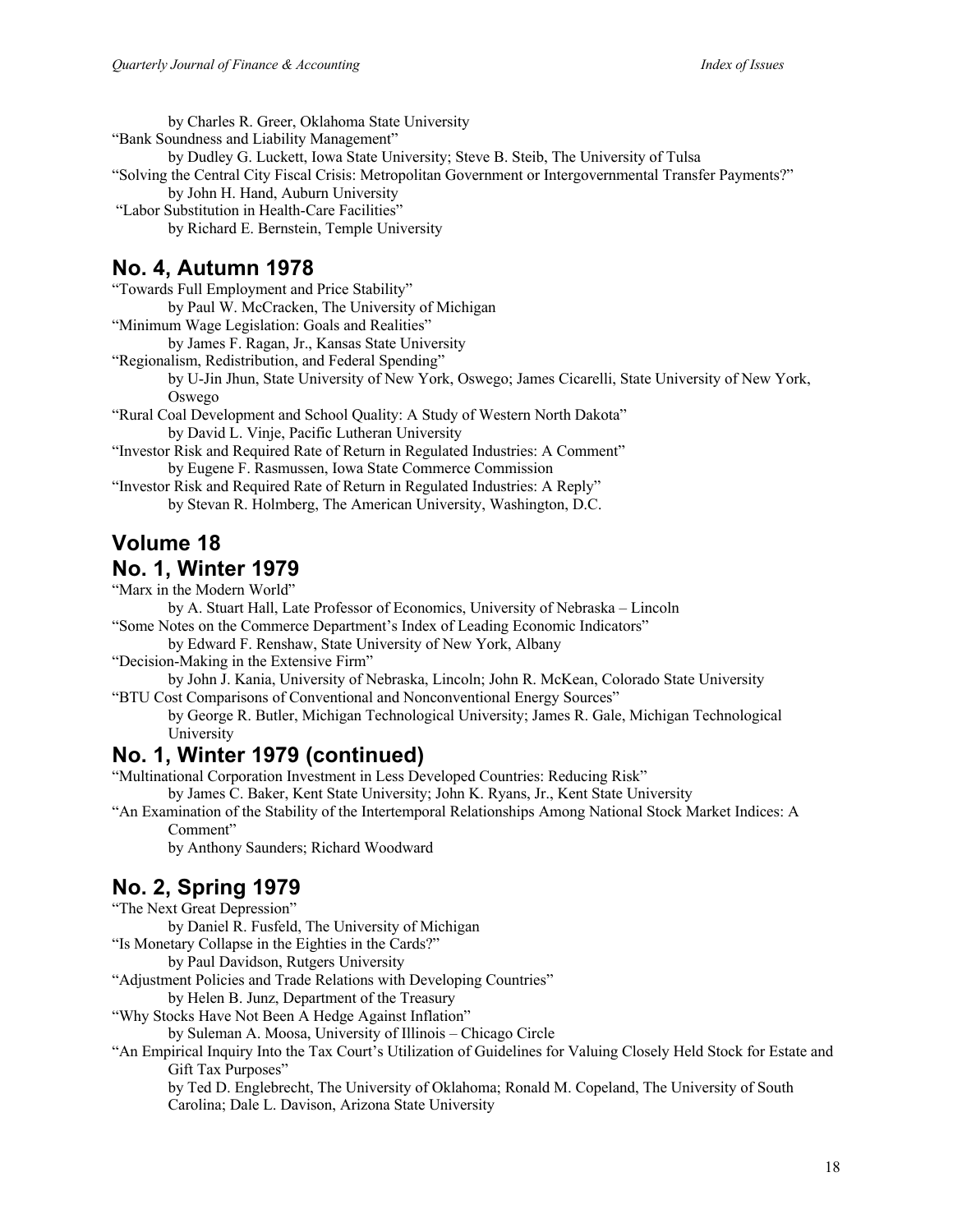by Charles R. Greer, Oklahoma State University

"Bank Soundness and Liability Management"
by Dudley G. Luckett, Iowa State University; Steve B. Steib, The University of Tulsa

"Solving the Central City Fiscal Crisis: Metropolitan Government or Intergovernmental Transfer Payments?"
by John H. Hand, Auburn University

"Labor Substitution in Health-Care Facilities"
by Richard E. Bernstein, Temple University

## No. 4, Autumn 1978

"Towards Full Employment and Price Stability"
by Paul W. McCracken, The University of Michigan

"Minimum Wage Legislation: Goals and Realities"
by James F. Ragan, Jr., Kansas State University

"Regionalism, Redistribution, and Federal Spending"
by U-Jin Jhun, State University of New York, Oswego; James Cicarelli, State University of New York, Oswego

"Rural Coal Development and School Quality: A Study of Western North Dakota"
by David L. Vinje, Pacific Lutheran University

"Investor Risk and Required Rate of Return in Regulated Industries: A Comment"
by Eugene F. Rasmussen, Iowa State Commerce Commission

"Investor Risk and Required Rate of Return in Regulated Industries: A Reply"
by Stevan R. Holmberg, The American University, Washington, D.C.

## Volume 18

## No. 1, Winter 1979

"Marx in the Modern World"
by A. Stuart Hall, Late Professor of Economics, University of Nebraska – Lincoln

"Some Notes on the Commerce Department's Index of Leading Economic Indicators"
by Edward F. Renshaw, State University of New York, Albany

"Decision-Making in the Extensive Firm"
by John J. Kania, University of Nebraska, Lincoln; John R. McKean, Colorado State University

"BTU Cost Comparisons of Conventional and Nonconventional Energy Sources"
by George R. Butler, Michigan Technological University; James R. Gale, Michigan Technological University

## No. 1, Winter 1979 (continued)

"Multinational Corporation Investment in Less Developed Countries: Reducing Risk"
by James C. Baker, Kent State University; John K. Ryans, Jr., Kent State University

"An Examination of the Stability of the Intertemporal Relationships Among National Stock Market Indices: A Comment"
by Anthony Saunders; Richard Woodward

## No. 2, Spring 1979

"The Next Great Depression"
by Daniel R. Fusfeld, The University of Michigan

"Is Monetary Collapse in the Eighties in the Cards?"
by Paul Davidson, Rutgers University

"Adjustment Policies and Trade Relations with Developing Countries"
by Helen B. Junz, Department of the Treasury

"Why Stocks Have Not Been A Hedge Against Inflation"
by Suleman A. Moosa, University of Illinois – Chicago Circle

"An Empirical Inquiry Into the Tax Court's Utilization of Guidelines for Valuing Closely Held Stock for Estate and Gift Tax Purposes"
by Ted D. Englebrecht, The University of Oklahoma; Ronald M. Copeland, The University of South Carolina; Dale L. Davison, Arizona State University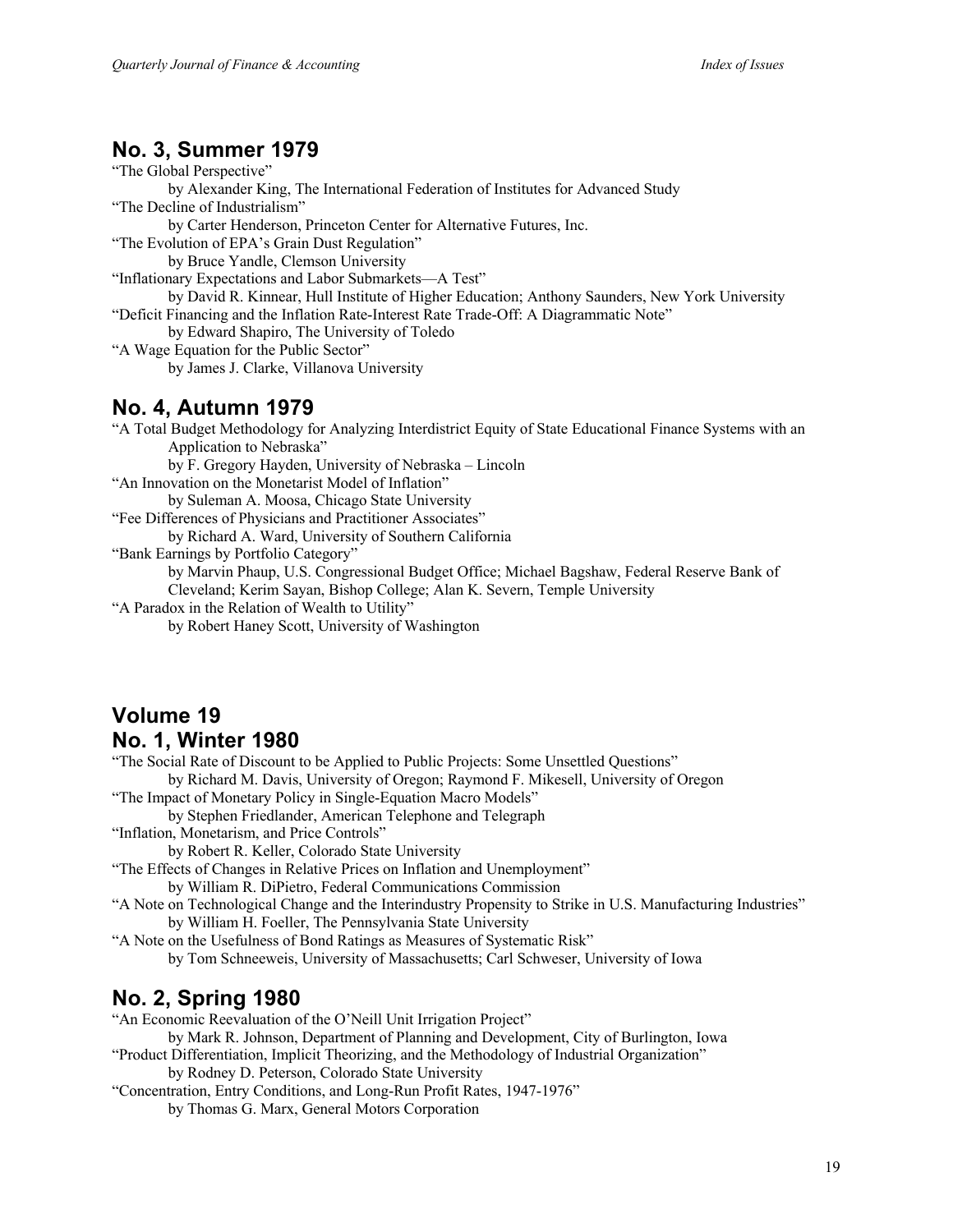## No. 3, Summer 1979

"The Global Perspective"
 by Alexander King, The International Federation of Institutes for Advanced Study

"The Decline of Industrialism"
 by Carter Henderson, Princeton Center for Alternative Futures, Inc.

"The Evolution of EPA's Grain Dust Regulation"
 by Bruce Yandle, Clemson University

"Inflationary Expectations and Labor Submarkets—A Test"
 by David R. Kinnear, Hull Institute of Higher Education; Anthony Saunders, New York University

"Deficit Financing and the Inflation Rate-Interest Rate Trade-Off: A Diagrammatic Note"
 by Edward Shapiro, The University of Toledo

"A Wage Equation for the Public Sector"
 by James J. Clarke, Villanova University

## No. 4, Autumn 1979

"A Total Budget Methodology for Analyzing Interdistrict Equity of State Educational Finance Systems with an Application to Nebraska"
 by F. Gregory Hayden, University of Nebraska – Lincoln

"An Innovation on the Monetarist Model of Inflation"
 by Suleman A. Moosa, Chicago State University

"Fee Differences of Physicians and Practitioner Associates"
 by Richard A. Ward, University of Southern California

"Bank Earnings by Portfolio Category"
 by Marvin Phaup, U.S. Congressional Budget Office; Michael Bagshaw, Federal Reserve Bank of Cleveland; Kerim Sayan, Bishop College; Alan K. Severn, Temple University

"A Paradox in the Relation of Wealth to Utility"
 by Robert Haney Scott, University of Washington

# Volume 19

## No. 1, Winter 1980

"The Social Rate of Discount to be Applied to Public Projects: Some Unsettled Questions"
 by Richard M. Davis, University of Oregon; Raymond F. Mikesell, University of Oregon

"The Impact of Monetary Policy in Single-Equation Macro Models"
 by Stephen Friedlander, American Telephone and Telegraph

"Inflation, Monetarism, and Price Controls"
 by Robert R. Keller, Colorado State University

"The Effects of Changes in Relative Prices on Inflation and Unemployment"
 by William R. DiPietro, Federal Communications Commission

"A Note on Technological Change and the Interindustry Propensity to Strike in U.S. Manufacturing Industries"
 by William H. Foeller, The Pennsylvania State University

"A Note on the Usefulness of Bond Ratings as Measures of Systematic Risk"
 by Tom Schneeweis, University of Massachusetts; Carl Schweser, University of Iowa

## No. 2, Spring 1980

"An Economic Reevaluation of the O'Neill Unit Irrigation Project"
 by Mark R. Johnson, Department of Planning and Development, City of Burlington, Iowa

"Product Differentiation, Implicit Theorizing, and the Methodology of Industrial Organization"
 by Rodney D. Peterson, Colorado State University

"Concentration, Entry Conditions, and Long-Run Profit Rates, 1947-1976"
 by Thomas G. Marx, General Motors Corporation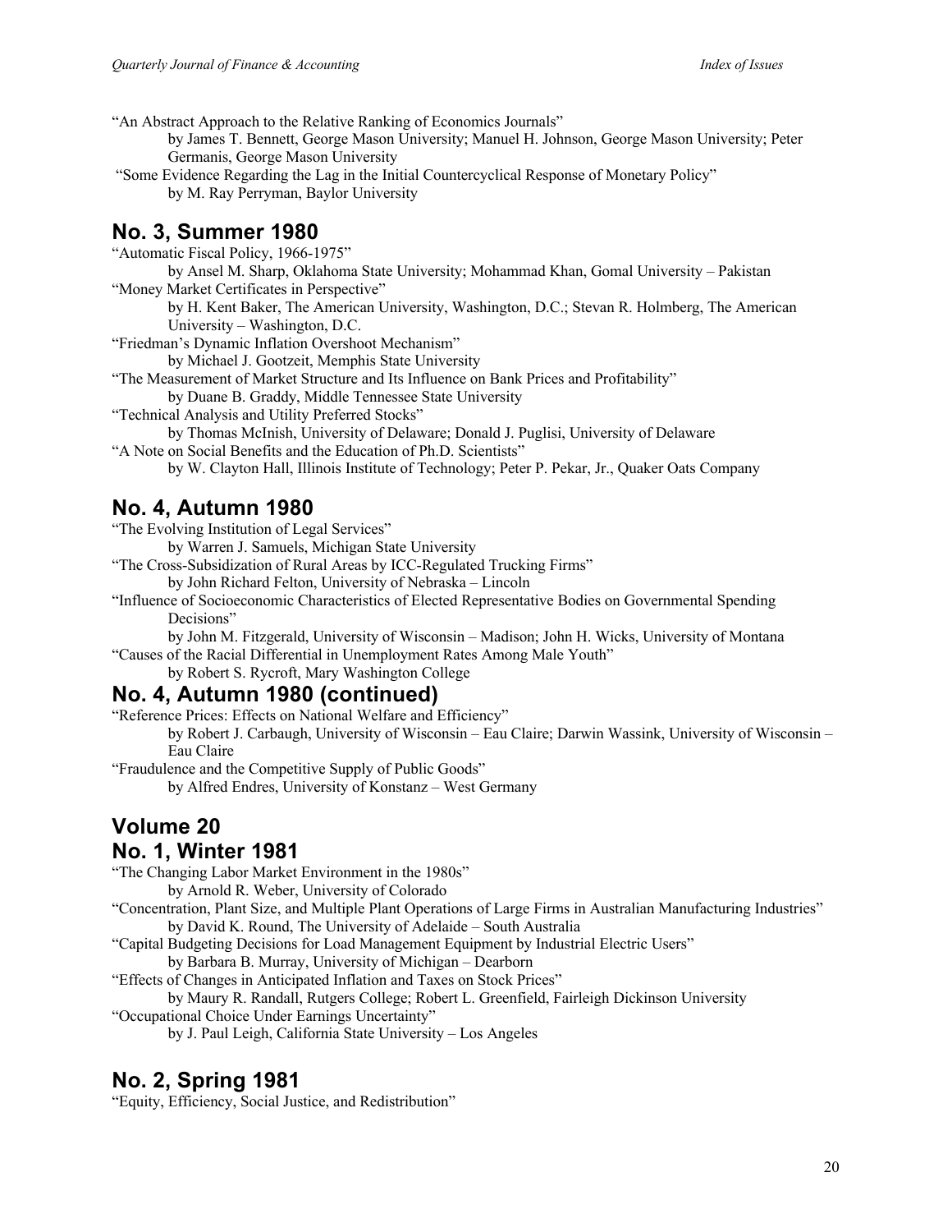"An Abstract Approach to the Relative Ranking of Economics Journals"

by James T. Bennett, George Mason University; Manuel H. Johnson, George Mason University; Peter Germanis, George Mason University

"Some Evidence Regarding the Lag in the Initial Countercyclical Response of Monetary Policy"

by M. Ray Perryman, Baylor University

## No. 3, Summer 1980

"Automatic Fiscal Policy, 1966-1975"

by Ansel M. Sharp, Oklahoma State University; Mohammad Khan, Gomal University – Pakistan

"Money Market Certificates in Perspective"

by H. Kent Baker, The American University, Washington, D.C.; Stevan R. Holmberg, The American University – Washington, D.C.

"Friedman's Dynamic Inflation Overshoot Mechanism"

by Michael J. Gootzeit, Memphis State University

"The Measurement of Market Structure and Its Influence on Bank Prices and Profitability"

by Duane B. Graddy, Middle Tennessee State University

"Technical Analysis and Utility Preferred Stocks"

by Thomas McInish, University of Delaware; Donald J. Puglisi, University of Delaware

"A Note on Social Benefits and the Education of Ph.D. Scientists"

by W. Clayton Hall, Illinois Institute of Technology; Peter P. Pekar, Jr., Quaker Oats Company

## No. 4, Autumn 1980

"The Evolving Institution of Legal Services"

by Warren J. Samuels, Michigan State University

"The Cross-Subsidization of Rural Areas by ICC-Regulated Trucking Firms"

by John Richard Felton, University of Nebraska – Lincoln

"Influence of Socioeconomic Characteristics of Elected Representative Bodies on Governmental Spending Decisions"

by John M. Fitzgerald, University of Wisconsin – Madison; John H. Wicks, University of Montana

"Causes of the Racial Differential in Unemployment Rates Among Male Youth"

by Robert S. Rycroft, Mary Washington College

## No. 4, Autumn 1980 (continued)

"Reference Prices: Effects on National Welfare and Efficiency"

by Robert J. Carbaugh, University of Wisconsin – Eau Claire; Darwin Wassink, University of Wisconsin – Eau Claire

"Fraudulence and the Competitive Supply of Public Goods"

by Alfred Endres, University of Konstanz – West Germany

## Volume 20

## No. 1, Winter 1981

"The Changing Labor Market Environment in the 1980s"

by Arnold R. Weber, University of Colorado

"Concentration, Plant Size, and Multiple Plant Operations of Large Firms in Australian Manufacturing Industries"

by David K. Round, The University of Adelaide – South Australia

"Capital Budgeting Decisions for Load Management Equipment by Industrial Electric Users"

by Barbara B. Murray, University of Michigan – Dearborn

"Effects of Changes in Anticipated Inflation and Taxes on Stock Prices"

by Maury R. Randall, Rutgers College; Robert L. Greenfield, Fairleigh Dickinson University

"Occupational Choice Under Earnings Uncertainty"

by J. Paul Leigh, California State University – Los Angeles

## No. 2, Spring 1981

"Equity, Efficiency, Social Justice, and Redistribution"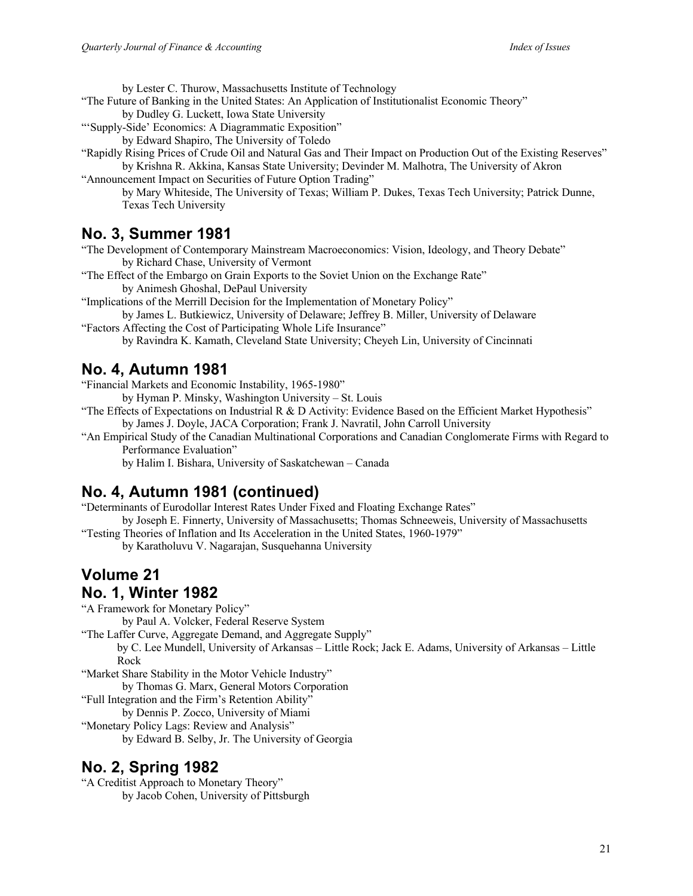by Lester C. Thurow, Massachusetts Institute of Technology

"The Future of Banking in the United States: An Application of Institutionalist Economic Theory"
by Dudley G. Luckett, Iowa State University

"'Supply-Side' Economics: A Diagrammatic Exposition"
by Edward Shapiro, The University of Toledo

"Rapidly Rising Prices of Crude Oil and Natural Gas and Their Impact on Production Out of the Existing Reserves"
by Krishna R. Akkina, Kansas State University; Devinder M. Malhotra, The University of Akron

"Announcement Impact on Securities of Future Option Trading"
by Mary Whiteside, The University of Texas; William P. Dukes, Texas Tech University; Patrick Dunne, Texas Tech University

## No. 3, Summer 1981

"The Development of Contemporary Mainstream Macroeconomics: Vision, Ideology, and Theory Debate"
by Richard Chase, University of Vermont

"The Effect of the Embargo on Grain Exports to the Soviet Union on the Exchange Rate"
by Animesh Ghoshal, DePaul University

"Implications of the Merrill Decision for the Implementation of Monetary Policy"
by James L. Butkiewicz, University of Delaware; Jeffrey B. Miller, University of Delaware

"Factors Affecting the Cost of Participating Whole Life Insurance"
by Ravindra K. Kamath, Cleveland State University; Cheyeh Lin, University of Cincinnati

## No. 4, Autumn 1981

"Financial Markets and Economic Instability, 1965-1980"
by Hyman P. Minsky, Washington University – St. Louis

"The Effects of Expectations on Industrial R & D Activity: Evidence Based on the Efficient Market Hypothesis"
by James J. Doyle, JACA Corporation; Frank J. Navratil, John Carroll University

"An Empirical Study of the Canadian Multinational Corporations and Canadian Conglomerate Firms with Regard to Performance Evaluation"
by Halim I. Bishara, University of Saskatchewan – Canada

## No. 4, Autumn 1981 (continued)

"Determinants of Eurodollar Interest Rates Under Fixed and Floating Exchange Rates"
by Joseph E. Finnerty, University of Massachusetts; Thomas Schneeweis, University of Massachusetts

"Testing Theories of Inflation and Its Acceleration in the United States, 1960-1979"
by Karatholuvu V. Nagarajan, Susquehanna University

## Volume 21
## No. 1, Winter 1982

"A Framework for Monetary Policy"
by Paul A. Volcker, Federal Reserve System

"The Laffer Curve, Aggregate Demand, and Aggregate Supply"
by C. Lee Mundell, University of Arkansas – Little Rock; Jack E. Adams, University of Arkansas – Little Rock

"Market Share Stability in the Motor Vehicle Industry"
by Thomas G. Marx, General Motors Corporation

"Full Integration and the Firm's Retention Ability"
by Dennis P. Zocco, University of Miami

"Monetary Policy Lags: Review and Analysis"
by Edward B. Selby, Jr. The University of Georgia

## No. 2, Spring 1982

"A Creditist Approach to Monetary Theory"
by Jacob Cohen, University of Pittsburgh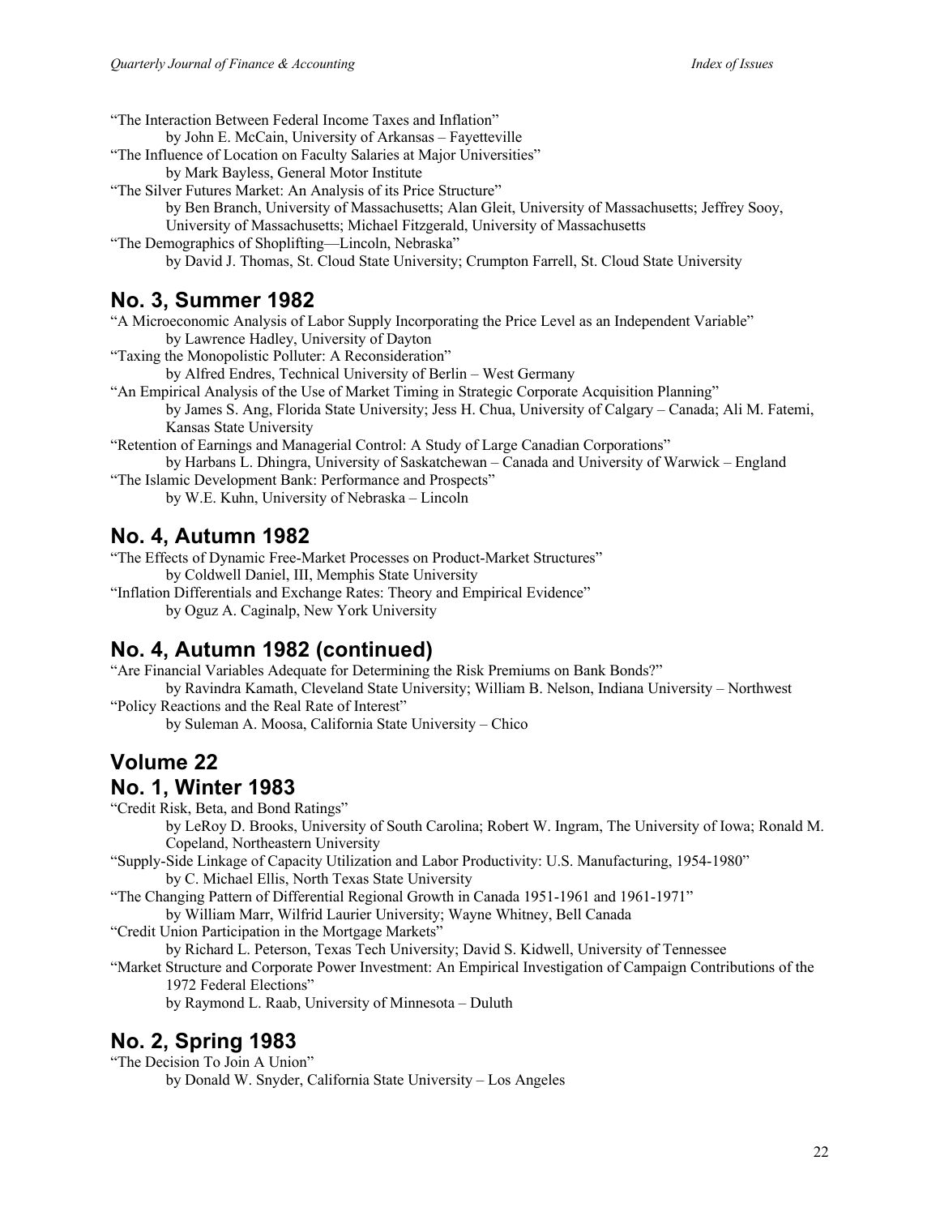"The Interaction Between Federal Income Taxes and Inflation"
by John E. McCain, University of Arkansas – Fayetteville

"The Influence of Location on Faculty Salaries at Major Universities"
by Mark Bayless, General Motor Institute

"The Silver Futures Market: An Analysis of its Price Structure"
by Ben Branch, University of Massachusetts; Alan Gleit, University of Massachusetts; Jeffrey Sooy, University of Massachusetts; Michael Fitzgerald, University of Massachusetts

"The Demographics of Shoplifting—Lincoln, Nebraska"
by David J. Thomas, St. Cloud State University; Crumpton Farrell, St. Cloud State University

## No. 3, Summer 1982

"A Microeconomic Analysis of Labor Supply Incorporating the Price Level as an Independent Variable"
by Lawrence Hadley, University of Dayton

"Taxing the Monopolistic Polluter: A Reconsideration"
by Alfred Endres, Technical University of Berlin – West Germany

"An Empirical Analysis of the Use of Market Timing in Strategic Corporate Acquisition Planning"
by James S. Ang, Florida State University; Jess H. Chua, University of Calgary – Canada; Ali M. Fatemi, Kansas State University

"Retention of Earnings and Managerial Control: A Study of Large Canadian Corporations"
by Harbans L. Dhingra, University of Saskatchewan – Canada and University of Warwick – England

"The Islamic Development Bank: Performance and Prospects"
by W.E. Kuhn, University of Nebraska – Lincoln

## No. 4, Autumn 1982

"The Effects of Dynamic Free-Market Processes on Product-Market Structures"
by Coldwell Daniel, III, Memphis State University

"Inflation Differentials and Exchange Rates: Theory and Empirical Evidence"
by Oguz A. Caginalp, New York University

## No. 4, Autumn 1982 (continued)

"Are Financial Variables Adequate for Determining the Risk Premiums on Bank Bonds?"
by Ravindra Kamath, Cleveland State University; William B. Nelson, Indiana University – Northwest

"Policy Reactions and the Real Rate of Interest"
by Suleman A. Moosa, California State University – Chico

# Volume 22

## No. 1, Winter 1983

"Credit Risk, Beta, and Bond Ratings"
by LeRoy D. Brooks, University of South Carolina; Robert W. Ingram, The University of Iowa; Ronald M. Copeland, Northeastern University

"Supply-Side Linkage of Capacity Utilization and Labor Productivity: U.S. Manufacturing, 1954-1980"
by C. Michael Ellis, North Texas State University

"The Changing Pattern of Differential Regional Growth in Canada 1951-1961 and 1961-1971"
by William Marr, Wilfrid Laurier University; Wayne Whitney, Bell Canada

"Credit Union Participation in the Mortgage Markets"
by Richard L. Peterson, Texas Tech University; David S. Kidwell, University of Tennessee

"Market Structure and Corporate Power Investment: An Empirical Investigation of Campaign Contributions of the 1972 Federal Elections"
by Raymond L. Raab, University of Minnesota – Duluth

## No. 2, Spring 1983

"The Decision To Join A Union"
by Donald W. Snyder, California State University – Los Angeles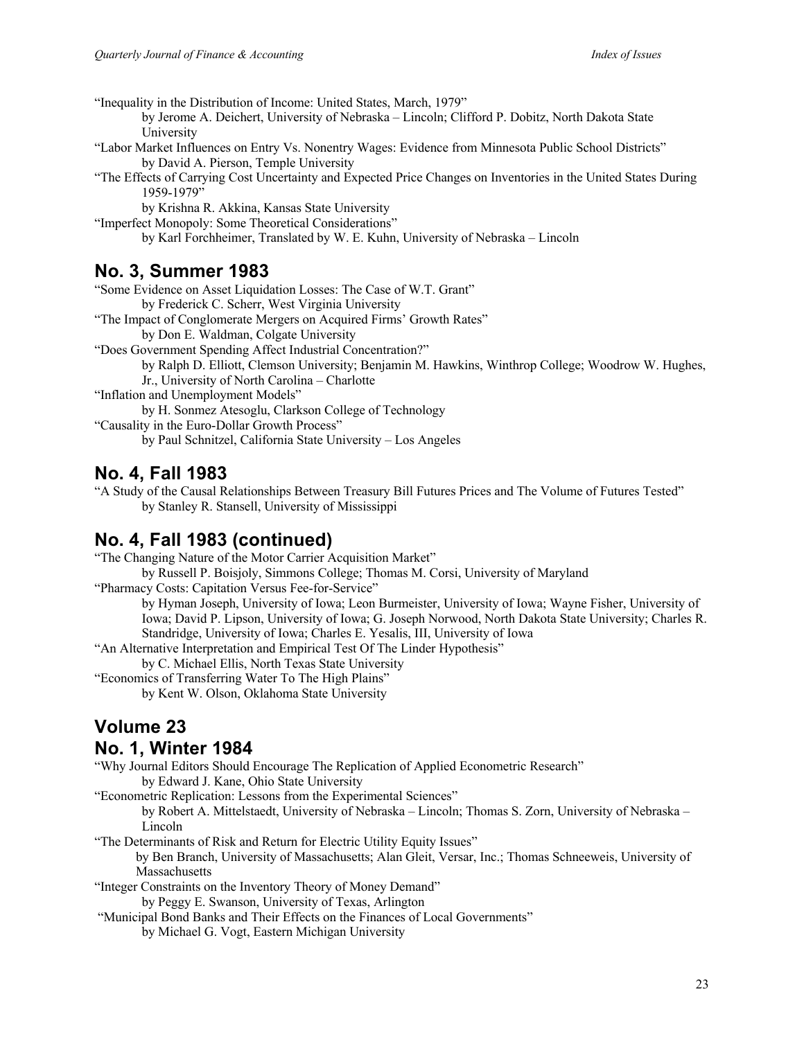"Inequality in the Distribution of Income: United States, March, 1979"
by Jerome A. Deichert, University of Nebraska – Lincoln; Clifford P. Dobitz, North Dakota State University

"Labor Market Influences on Entry Vs. Nonentry Wages: Evidence from Minnesota Public School Districts"
by David A. Pierson, Temple University

"The Effects of Carrying Cost Uncertainty and Expected Price Changes on Inventories in the United States During 1959-1979"
by Krishna R. Akkina, Kansas State University

"Imperfect Monopoly: Some Theoretical Considerations"
by Karl Forchheimer, Translated by W. E. Kuhn, University of Nebraska – Lincoln

## No. 3, Summer 1983

"Some Evidence on Asset Liquidation Losses: The Case of W.T. Grant"
by Frederick C. Scherr, West Virginia University

"The Impact of Conglomerate Mergers on Acquired Firms' Growth Rates"
by Don E. Waldman, Colgate University

"Does Government Spending Affect Industrial Concentration?"
by Ralph D. Elliott, Clemson University; Benjamin M. Hawkins, Winthrop College; Woodrow W. Hughes, Jr., University of North Carolina – Charlotte

"Inflation and Unemployment Models"
by H. Sonmez Atesoglu, Clarkson College of Technology

"Causality in the Euro-Dollar Growth Process"
by Paul Schnitzel, California State University – Los Angeles

## No. 4, Fall 1983

"A Study of the Causal Relationships Between Treasury Bill Futures Prices and The Volume of Futures Tested"
by Stanley R. Stansell, University of Mississippi

## No. 4, Fall 1983 (continued)

"The Changing Nature of the Motor Carrier Acquisition Market"
by Russell P. Boisjoly, Simmons College; Thomas M. Corsi, University of Maryland

"Pharmacy Costs: Capitation Versus Fee-for-Service"
by Hyman Joseph, University of Iowa; Leon Burmeister, University of Iowa; Wayne Fisher, University of Iowa; David P. Lipson, University of Iowa; G. Joseph Norwood, North Dakota State University; Charles R. Standridge, University of Iowa; Charles E. Yesalis, III, University of Iowa

"An Alternative Interpretation and Empirical Test Of The Linder Hypothesis"
by C. Michael Ellis, North Texas State University

"Economics of Transferring Water To The High Plains"
by Kent W. Olson, Oklahoma State University

## Volume 23

## No. 1, Winter 1984

"Why Journal Editors Should Encourage The Replication of Applied Econometric Research"
by Edward J. Kane, Ohio State University

"Econometric Replication: Lessons from the Experimental Sciences"
by Robert A. Mittelstaedt, University of Nebraska – Lincoln; Thomas S. Zorn, University of Nebraska – Lincoln

"The Determinants of Risk and Return for Electric Utility Equity Issues"
by Ben Branch, University of Massachusetts; Alan Gleit, Versar, Inc.; Thomas Schneeweis, University of Massachusetts

"Integer Constraints on the Inventory Theory of Money Demand"
by Peggy E. Swanson, University of Texas, Arlington

"Municipal Bond Banks and Their Effects on the Finances of Local Governments"
by Michael G. Vogt, Eastern Michigan University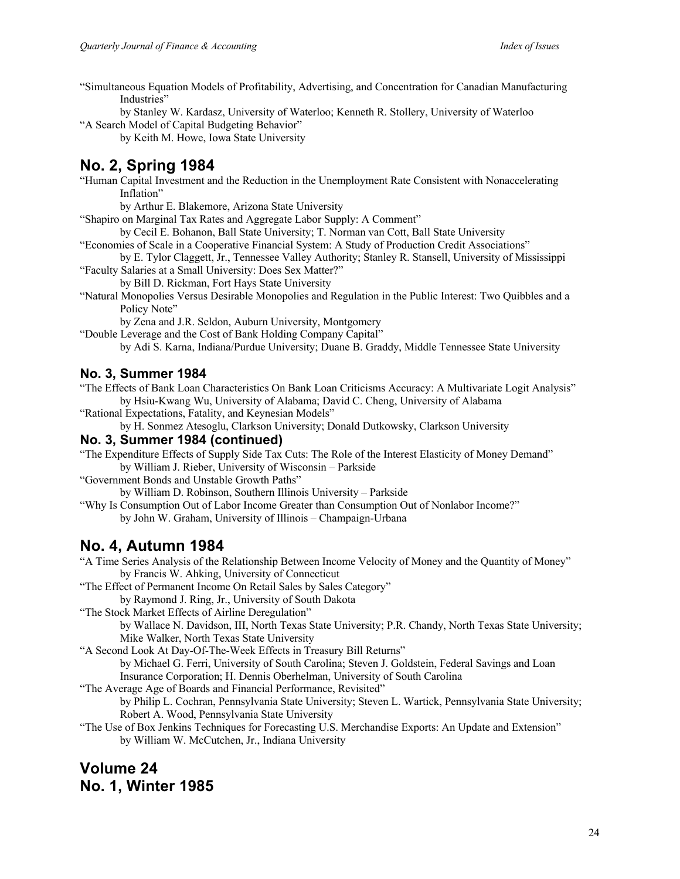"Simultaneous Equation Models of Profitability, Advertising, and Concentration for Canadian Manufacturing Industries"
by Stanley W. Kardasz, University of Waterloo; Kenneth R. Stollery, University of Waterloo

"A Search Model of Capital Budgeting Behavior"
by Keith M. Howe, Iowa State University

## No. 2, Spring 1984

"Human Capital Investment and the Reduction in the Unemployment Rate Consistent with Nonaccelerating Inflation"
by Arthur E. Blakemore, Arizona State University

"Shapiro on Marginal Tax Rates and Aggregate Labor Supply: A Comment"
by Cecil E. Bohanon, Ball State University; T. Norman van Cott, Ball State University

"Economies of Scale in a Cooperative Financial System: A Study of Production Credit Associations"
by E. Tylor Claggett, Jr., Tennessee Valley Authority; Stanley R. Stansell, University of Mississippi

"Faculty Salaries at a Small University: Does Sex Matter?"
by Bill D. Rickman, Fort Hays State University

"Natural Monopolies Versus Desirable Monopolies and Regulation in the Public Interest: Two Quibbles and a Policy Note"
by Zena and J.R. Seldon, Auburn University, Montgomery

"Double Leverage and the Cost of Bank Holding Company Capital"
by Adi S. Karna, Indiana/Purdue University; Duane B. Graddy, Middle Tennessee State University

### No. 3, Summer 1984

"The Effects of Bank Loan Characteristics On Bank Loan Criticisms Accuracy: A Multivariate Logit Analysis"
by Hsiu-Kwang Wu, University of Alabama; David C. Cheng, University of Alabama

"Rational Expectations, Fatality, and Keynesian Models"
by H. Sonmez Atesoglu, Clarkson University; Donald Dutkowsky, Clarkson University

### No. 3, Summer 1984 (continued)

"The Expenditure Effects of Supply Side Tax Cuts: The Role of the Interest Elasticity of Money Demand"
by William J. Rieber, University of Wisconsin – Parkside

"Government Bonds and Unstable Growth Paths"
by William D. Robinson, Southern Illinois University – Parkside

"Why Is Consumption Out of Labor Income Greater than Consumption Out of Nonlabor Income?"
by John W. Graham, University of Illinois – Champaign-Urbana

## No. 4, Autumn 1984

"A Time Series Analysis of the Relationship Between Income Velocity of Money and the Quantity of Money"
by Francis W. Ahking, University of Connecticut

"The Effect of Permanent Income On Retail Sales by Sales Category"
by Raymond J. Ring, Jr., University of South Dakota

"The Stock Market Effects of Airline Deregulation"
by Wallace N. Davidson, III, North Texas State University; P.R. Chandy, North Texas State University; Mike Walker, North Texas State University

"A Second Look At Day-Of-The-Week Effects in Treasury Bill Returns"
by Michael G. Ferri, University of South Carolina; Steven J. Goldstein, Federal Savings and Loan Insurance Corporation; H. Dennis Oberhelman, University of South Carolina

"The Average Age of Boards and Financial Performance, Revisited"
by Philip L. Cochran, Pennsylvania State University; Steven L. Wartick, Pennsylvania State University; Robert A. Wood, Pennsylvania State University

"The Use of Box Jenkins Techniques for Forecasting U.S. Merchandise Exports: An Update and Extension"
by William W. McCutchen, Jr., Indiana University

## Volume 24
## No. 1, Winter 1985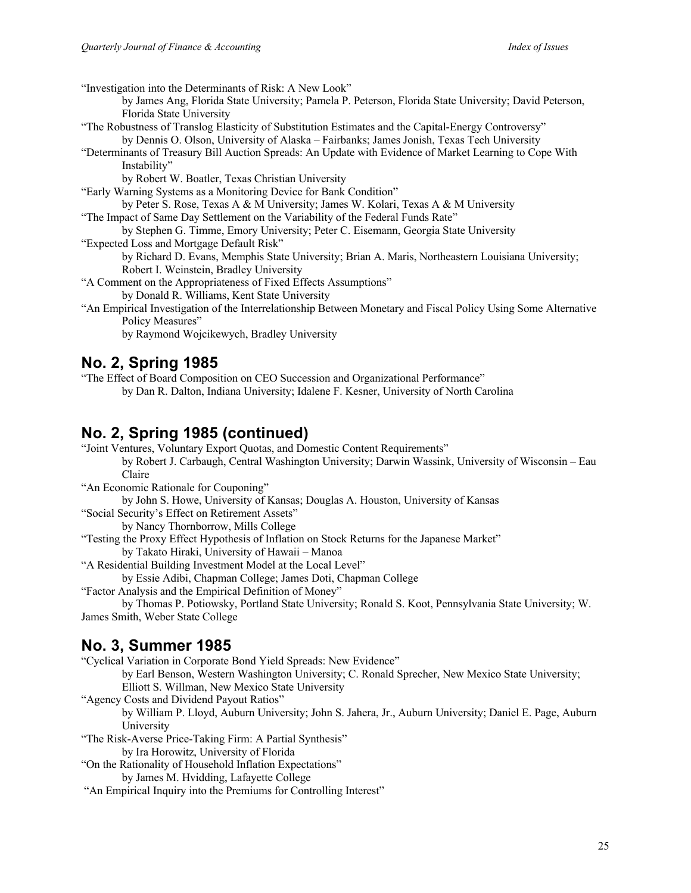"Investigation into the Determinants of Risk: A New Look"
by James Ang, Florida State University; Pamela P. Peterson, Florida State University; David Peterson, Florida State University

"The Robustness of Translog Elasticity of Substitution Estimates and the Capital-Energy Controversy"
by Dennis O. Olson, University of Alaska – Fairbanks; James Jonish, Texas Tech University

"Determinants of Treasury Bill Auction Spreads: An Update with Evidence of Market Learning to Cope With Instability"
by Robert W. Boatler, Texas Christian University

"Early Warning Systems as a Monitoring Device for Bank Condition"
by Peter S. Rose, Texas A & M University; James W. Kolari, Texas A & M University

"The Impact of Same Day Settlement on the Variability of the Federal Funds Rate"
by Stephen G. Timme, Emory University; Peter C. Eisemann, Georgia State University

"Expected Loss and Mortgage Default Risk"
by Richard D. Evans, Memphis State University; Brian A. Maris, Northeastern Louisiana University; Robert I. Weinstein, Bradley University

"A Comment on the Appropriateness of Fixed Effects Assumptions"
by Donald R. Williams, Kent State University

"An Empirical Investigation of the Interrelationship Between Monetary and Fiscal Policy Using Some Alternative Policy Measures"
by Raymond Wojcikewych, Bradley University

## No. 2, Spring 1985

"The Effect of Board Composition on CEO Succession and Organizational Performance"
by Dan R. Dalton, Indiana University; Idalene F. Kesner, University of North Carolina

## No. 2, Spring 1985 (continued)

"Joint Ventures, Voluntary Export Quotas, and Domestic Content Requirements"
by Robert J. Carbaugh, Central Washington University; Darwin Wassink, University of Wisconsin – Eau Claire

"An Economic Rationale for Couponing"
by John S. Howe, University of Kansas; Douglas A. Houston, University of Kansas

"Social Security's Effect on Retirement Assets"
by Nancy Thornborrow, Mills College

"Testing the Proxy Effect Hypothesis of Inflation on Stock Returns for the Japanese Market"
by Takato Hiraki, University of Hawaii – Manoa

"A Residential Building Investment Model at the Local Level"
by Essie Adibi, Chapman College; James Doti, Chapman College

"Factor Analysis and the Empirical Definition of Money"
by Thomas P. Potiowsky, Portland State University; Ronald S. Koot, Pennsylvania State University; W. James Smith, Weber State College

## No. 3, Summer 1985

"Cyclical Variation in Corporate Bond Yield Spreads: New Evidence"
by Earl Benson, Western Washington University; C. Ronald Sprecher, New Mexico State University; Elliott S. Willman, New Mexico State University

"Agency Costs and Dividend Payout Ratios"
by William P. Lloyd, Auburn University; John S. Jahera, Jr., Auburn University; Daniel E. Page, Auburn University

"The Risk-Averse Price-Taking Firm: A Partial Synthesis"
by Ira Horowitz, University of Florida

"On the Rationality of Household Inflation Expectations"
by James M. Hvidding, Lafayette College

"An Empirical Inquiry into the Premiums for Controlling Interest"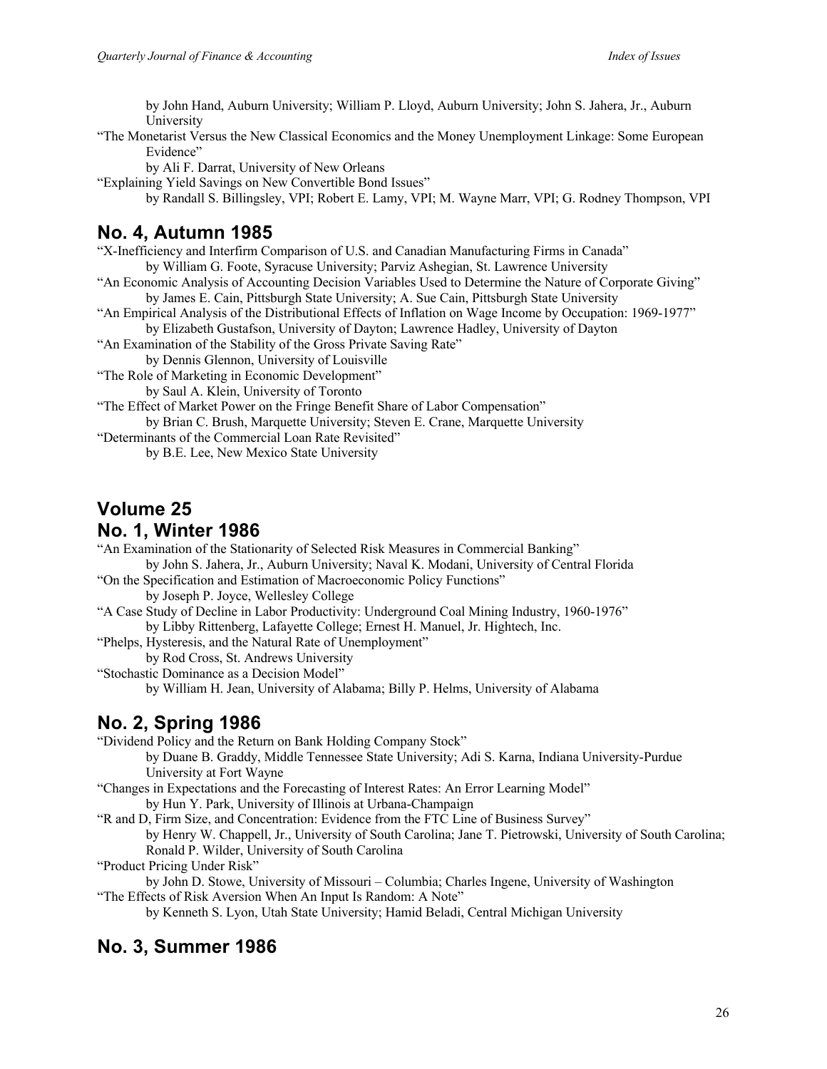by John Hand, Auburn University; William P. Lloyd, Auburn University; John S. Jahera, Jr., Auburn University

"The Monetarist Versus the New Classical Economics and the Money Unemployment Linkage: Some European Evidence"
by Ali F. Darrat, University of New Orleans

"Explaining Yield Savings on New Convertible Bond Issues"
by Randall S. Billingsley, VPI; Robert E. Lamy, VPI; M. Wayne Marr, VPI; G. Rodney Thompson, VPI

## No. 4, Autumn 1985

"X-Inefficiency and Interfirm Comparison of U.S. and Canadian Manufacturing Firms in Canada"
by William G. Foote, Syracuse University; Parviz Ashegian, St. Lawrence University

"An Economic Analysis of Accounting Decision Variables Used to Determine the Nature of Corporate Giving"
by James E. Cain, Pittsburgh State University; A. Sue Cain, Pittsburgh State University

"An Empirical Analysis of the Distributional Effects of Inflation on Wage Income by Occupation: 1969-1977"
by Elizabeth Gustafson, University of Dayton; Lawrence Hadley, University of Dayton

"An Examination of the Stability of the Gross Private Saving Rate"
by Dennis Glennon, University of Louisville

"The Role of Marketing in Economic Development"
by Saul A. Klein, University of Toronto

"The Effect of Market Power on the Fringe Benefit Share of Labor Compensation"
by Brian C. Brush, Marquette University; Steven E. Crane, Marquette University

"Determinants of the Commercial Loan Rate Revisited"
by B.E. Lee, New Mexico State University

# Volume 25

## No. 1, Winter 1986

"An Examination of the Stationarity of Selected Risk Measures in Commercial Banking"
by John S. Jahera, Jr., Auburn University; Naval K. Modani, University of Central Florida

"On the Specification and Estimation of Macroeconomic Policy Functions"
by Joseph P. Joyce, Wellesley College

"A Case Study of Decline in Labor Productivity: Underground Coal Mining Industry, 1960-1976"
by Libby Rittenberg, Lafayette College; Ernest H. Manuel, Jr. Hightech, Inc.

"Phelps, Hysteresis, and the Natural Rate of Unemployment"
by Rod Cross, St. Andrews University

"Stochastic Dominance as a Decision Model"
by William H. Jean, University of Alabama; Billy P. Helms, University of Alabama

## No. 2, Spring 1986

"Dividend Policy and the Return on Bank Holding Company Stock"
by Duane B. Graddy, Middle Tennessee State University; Adi S. Karna, Indiana University-Purdue University at Fort Wayne

"Changes in Expectations and the Forecasting of Interest Rates: An Error Learning Model"
by Hun Y. Park, University of Illinois at Urbana-Champaign

"R and D, Firm Size, and Concentration: Evidence from the FTC Line of Business Survey"
by Henry W. Chappell, Jr., University of South Carolina; Jane T. Pietrowski, University of South Carolina; Ronald P. Wilder, University of South Carolina

"Product Pricing Under Risk"
by John D. Stowe, University of Missouri – Columbia; Charles Ingene, University of Washington

"The Effects of Risk Aversion When An Input Is Random: A Note"
by Kenneth S. Lyon, Utah State University; Hamid Beladi, Central Michigan University

## No. 3, Summer 1986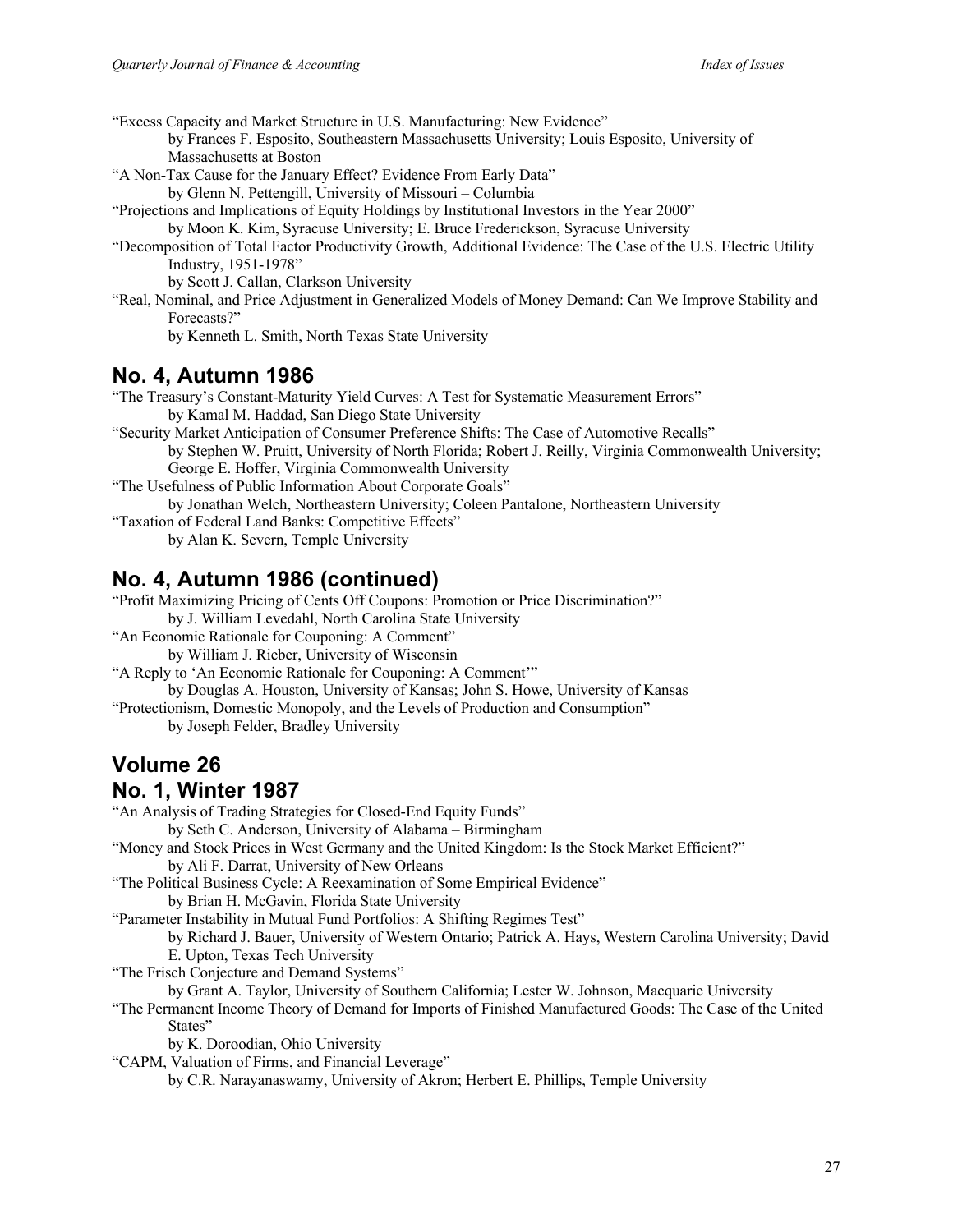"Excess Capacity and Market Structure in U.S. Manufacturing: New Evidence"
by Frances F. Esposito, Southeastern Massachusetts University; Louis Esposito, University of Massachusetts at Boston

"A Non-Tax Cause for the January Effect? Evidence From Early Data"
by Glenn N. Pettengill, University of Missouri – Columbia

"Projections and Implications of Equity Holdings by Institutional Investors in the Year 2000"
by Moon K. Kim, Syracuse University; E. Bruce Frederickson, Syracuse University

"Decomposition of Total Factor Productivity Growth, Additional Evidence: The Case of the U.S. Electric Utility Industry, 1951-1978"
by Scott J. Callan, Clarkson University

"Real, Nominal, and Price Adjustment in Generalized Models of Money Demand: Can We Improve Stability and Forecasts?"
by Kenneth L. Smith, North Texas State University

## No. 4, Autumn 1986

"The Treasury's Constant-Maturity Yield Curves: A Test for Systematic Measurement Errors"
by Kamal M. Haddad, San Diego State University

"Security Market Anticipation of Consumer Preference Shifts: The Case of Automotive Recalls"
by Stephen W. Pruitt, University of North Florida; Robert J. Reilly, Virginia Commonwealth University; George E. Hoffer, Virginia Commonwealth University

"The Usefulness of Public Information About Corporate Goals"
by Jonathan Welch, Northeastern University; Coleen Pantalone, Northeastern University

"Taxation of Federal Land Banks: Competitive Effects"
by Alan K. Severn, Temple University

## No. 4, Autumn 1986 (continued)

"Profit Maximizing Pricing of Cents Off Coupons: Promotion or Price Discrimination?"
by J. William Levedahl, North Carolina State University

"An Economic Rationale for Couponing: A Comment"
by William J. Rieber, University of Wisconsin

"A Reply to 'An Economic Rationale for Couponing: A Comment'"
by Douglas A. Houston, University of Kansas; John S. Howe, University of Kansas

"Protectionism, Domestic Monopoly, and the Levels of Production and Consumption"
by Joseph Felder, Bradley University

## Volume 26

## No. 1, Winter 1987

"An Analysis of Trading Strategies for Closed-End Equity Funds"
by Seth C. Anderson, University of Alabama – Birmingham

"Money and Stock Prices in West Germany and the United Kingdom: Is the Stock Market Efficient?"
by Ali F. Darrat, University of New Orleans

"The Political Business Cycle: A Reexamination of Some Empirical Evidence"
by Brian H. McGavin, Florida State University

"Parameter Instability in Mutual Fund Portfolios: A Shifting Regimes Test"
by Richard J. Bauer, University of Western Ontario; Patrick A. Hays, Western Carolina University; David E. Upton, Texas Tech University

"The Frisch Conjecture and Demand Systems"
by Grant A. Taylor, University of Southern California; Lester W. Johnson, Macquarie University

"The Permanent Income Theory of Demand for Imports of Finished Manufactured Goods: The Case of the United States"
by K. Doroodian, Ohio University

"CAPM, Valuation of Firms, and Financial Leverage"
by C.R. Narayanaswamy, University of Akron; Herbert E. Phillips, Temple University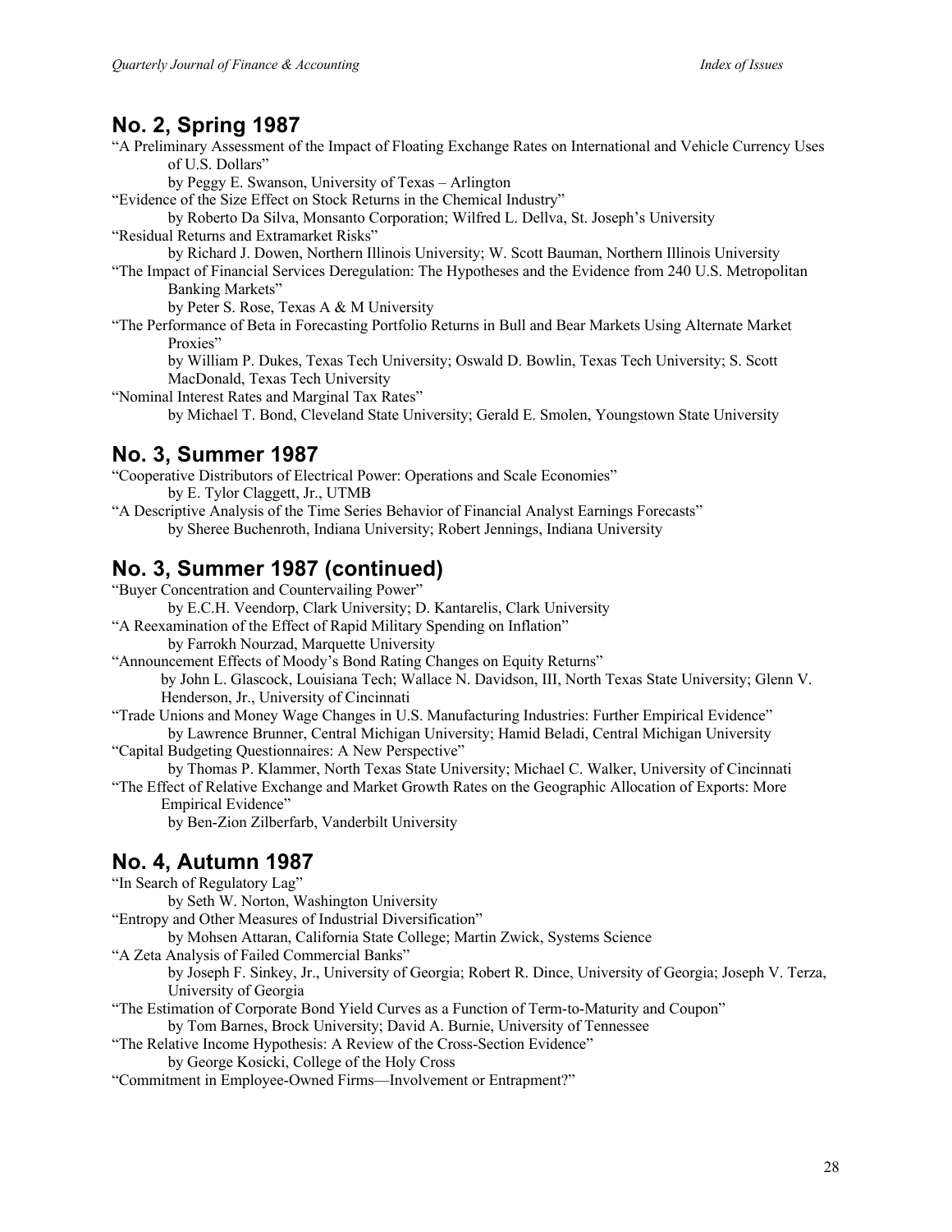## No. 2, Spring 1987

"A Preliminary Assessment of the Impact of Floating Exchange Rates on International and Vehicle Currency Uses of U.S. Dollars"
by Peggy E. Swanson, University of Texas – Arlington

"Evidence of the Size Effect on Stock Returns in the Chemical Industry"
by Roberto Da Silva, Monsanto Corporation; Wilfred L. Dellva, St. Joseph's University

"Residual Returns and Extramarket Risks"
by Richard J. Dowen, Northern Illinois University; W. Scott Bauman, Northern Illinois University

"The Impact of Financial Services Deregulation: The Hypotheses and the Evidence from 240 U.S. Metropolitan Banking Markets"
by Peter S. Rose, Texas A & M University

"The Performance of Beta in Forecasting Portfolio Returns in Bull and Bear Markets Using Alternate Market Proxies"
by William P. Dukes, Texas Tech University; Oswald D. Bowlin, Texas Tech University; S. Scott MacDonald, Texas Tech University

"Nominal Interest Rates and Marginal Tax Rates"
by Michael T. Bond, Cleveland State University; Gerald E. Smolen, Youngstown State University

## No. 3, Summer 1987

"Cooperative Distributors of Electrical Power: Operations and Scale Economies"
by E. Tylor Claggett, Jr., UTMB

"A Descriptive Analysis of the Time Series Behavior of Financial Analyst Earnings Forecasts"
by Sheree Buchenroth, Indiana University; Robert Jennings, Indiana University

## No. 3, Summer 1987 (continued)

"Buyer Concentration and Countervailing Power"
by E.C.H. Veendorp, Clark University; D. Kantarelis, Clark University

"A Reexamination of the Effect of Rapid Military Spending on Inflation"
by Farrokh Nourzad, Marquette University

"Announcement Effects of Moody's Bond Rating Changes on Equity Returns"
by John L. Glascock, Louisiana Tech; Wallace N. Davidson, III, North Texas State University; Glenn V. Henderson, Jr., University of Cincinnati

"Trade Unions and Money Wage Changes in U.S. Manufacturing Industries: Further Empirical Evidence"
by Lawrence Brunner, Central Michigan University; Hamid Beladi, Central Michigan University

"Capital Budgeting Questionnaires: A New Perspective"
by Thomas P. Klammer, North Texas State University; Michael C. Walker, University of Cincinnati

"The Effect of Relative Exchange and Market Growth Rates on the Geographic Allocation of Exports: More Empirical Evidence"
by Ben-Zion Zilberfarb, Vanderbilt University

## No. 4, Autumn 1987

"In Search of Regulatory Lag"
by Seth W. Norton, Washington University

"Entropy and Other Measures of Industrial Diversification"
by Mohsen Attaran, California State College; Martin Zwick, Systems Science

"A Zeta Analysis of Failed Commercial Banks"
by Joseph F. Sinkey, Jr., University of Georgia; Robert R. Dince, University of Georgia; Joseph V. Terza, University of Georgia

"The Estimation of Corporate Bond Yield Curves as a Function of Term-to-Maturity and Coupon"
by Tom Barnes, Brock University; David A. Burnie, University of Tennessee

"The Relative Income Hypothesis: A Review of the Cross-Section Evidence"
by George Kosicki, College of the Holy Cross

"Commitment in Employee-Owned Firms—Involvement or Entrapment?"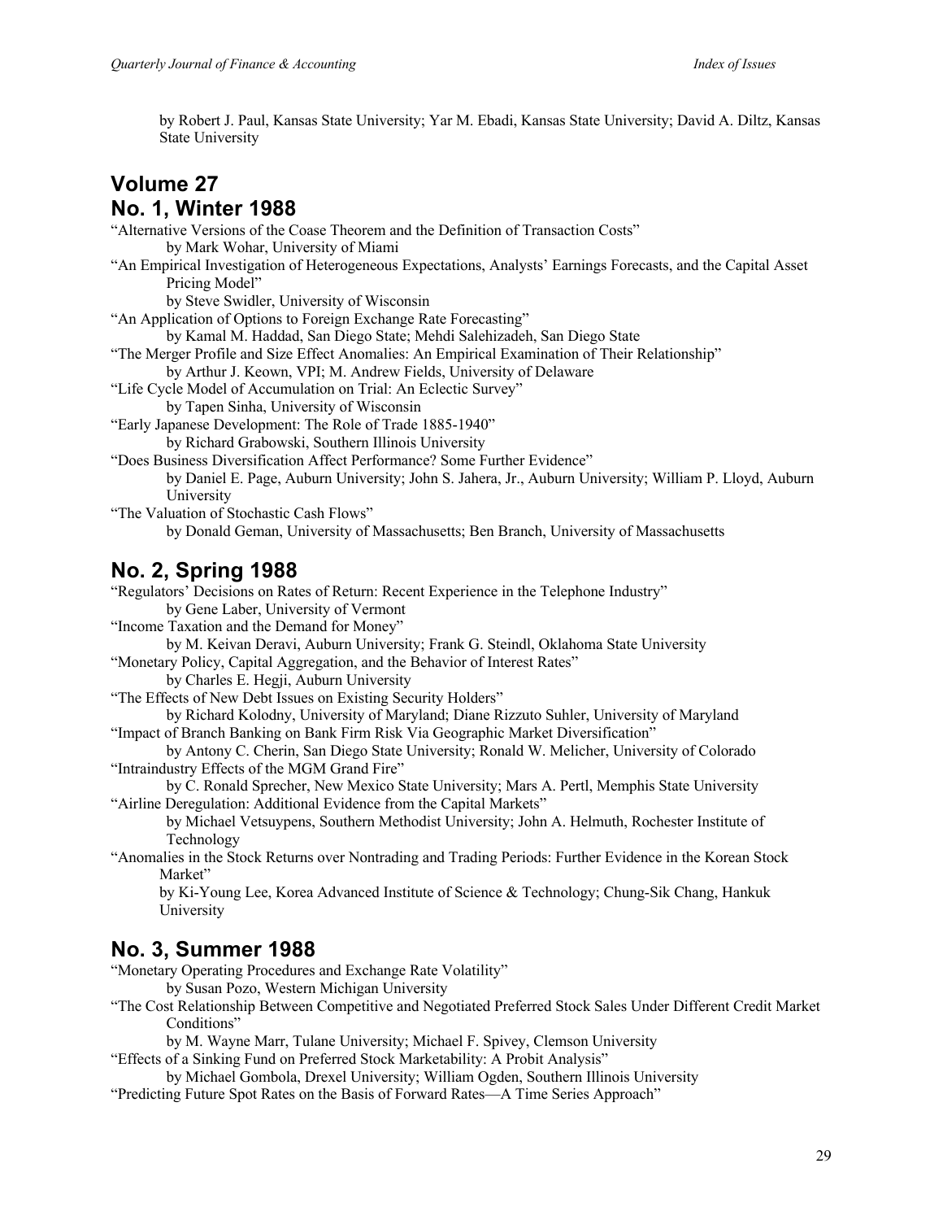by Robert J. Paul, Kansas State University; Yar M. Ebadi, Kansas State University; David A. Diltz, Kansas State University

## Volume 27

## No. 1, Winter 1988

"Alternative Versions of the Coase Theorem and the Definition of Transaction Costs"
by Mark Wohar, University of Miami

"An Empirical Investigation of Heterogeneous Expectations, Analysts' Earnings Forecasts, and the Capital Asset Pricing Model"
by Steve Swidler, University of Wisconsin

"An Application of Options to Foreign Exchange Rate Forecasting"
by Kamal M. Haddad, San Diego State; Mehdi Salehizadeh, San Diego State

"The Merger Profile and Size Effect Anomalies: An Empirical Examination of Their Relationship"
by Arthur J. Keown, VPI; M. Andrew Fields, University of Delaware

"Life Cycle Model of Accumulation on Trial: An Eclectic Survey"
by Tapen Sinha, University of Wisconsin

"Early Japanese Development: The Role of Trade 1885-1940"
by Richard Grabowski, Southern Illinois University

"Does Business Diversification Affect Performance? Some Further Evidence"
by Daniel E. Page, Auburn University; John S. Jahera, Jr., Auburn University; William P. Lloyd, Auburn University

"The Valuation of Stochastic Cash Flows"
by Donald Geman, University of Massachusetts; Ben Branch, University of Massachusetts

## No. 2, Spring 1988

"Regulators' Decisions on Rates of Return: Recent Experience in the Telephone Industry"
by Gene Laber, University of Vermont

"Income Taxation and the Demand for Money"
by M. Keivan Deravi, Auburn University; Frank G. Steindl, Oklahoma State University

"Monetary Policy, Capital Aggregation, and the Behavior of Interest Rates"
by Charles E. Hegji, Auburn University

"The Effects of New Debt Issues on Existing Security Holders"
by Richard Kolodny, University of Maryland; Diane Rizzuto Suhler, University of Maryland

"Impact of Branch Banking on Bank Firm Risk Via Geographic Market Diversification"
by Antony C. Cherin, San Diego State University; Ronald W. Melicher, University of Colorado

"Intraindustry Effects of the MGM Grand Fire"
by C. Ronald Sprecher, New Mexico State University; Mars A. Pertl, Memphis State University

"Airline Deregulation: Additional Evidence from the Capital Markets"
by Michael Vetsuypens, Southern Methodist University; John A. Helmuth, Rochester Institute of Technology

"Anomalies in the Stock Returns over Nontrading and Trading Periods: Further Evidence in the Korean Stock Market"
by Ki-Young Lee, Korea Advanced Institute of Science & Technology; Chung-Sik Chang, Hankuk University

## No. 3, Summer 1988

"Monetary Operating Procedures and Exchange Rate Volatility"
by Susan Pozo, Western Michigan University

"The Cost Relationship Between Competitive and Negotiated Preferred Stock Sales Under Different Credit Market Conditions"
by M. Wayne Marr, Tulane University; Michael F. Spivey, Clemson University

"Effects of a Sinking Fund on Preferred Stock Marketability: A Probit Analysis"
by Michael Gombola, Drexel University; William Ogden, Southern Illinois University

"Predicting Future Spot Rates on the Basis of Forward Rates—A Time Series Approach"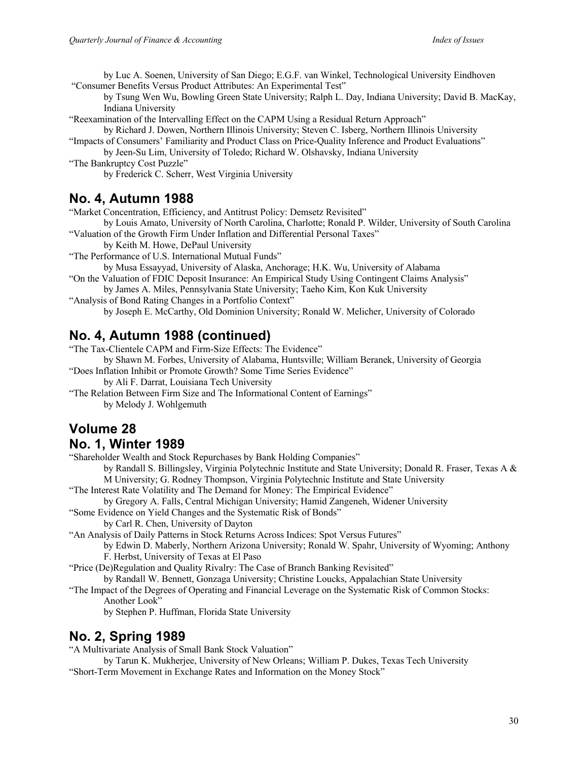by Luc A. Soenen, University of San Diego; E.G.F. van Winkel, Technological University Eindhoven

"Consumer Benefits Versus Product Attributes: An Experimental Test"

by Tsung Wen Wu, Bowling Green State University; Ralph L. Day, Indiana University; David B. MacKay, Indiana University

"Reexamination of the Intervalling Effect on the CAPM Using a Residual Return Approach"

by Richard J. Dowen, Northern Illinois University; Steven C. Isberg, Northern Illinois University

"Impacts of Consumers' Familiarity and Product Class on Price-Quality Inference and Product Evaluations"

by Jeen-Su Lim, University of Toledo; Richard W. Olshavsky, Indiana University

"The Bankruptcy Cost Puzzle"

by Frederick C. Scherr, West Virginia University

## No. 4, Autumn 1988

"Market Concentration, Efficiency, and Antitrust Policy: Demsetz Revisited"

by Louis Amato, University of North Carolina, Charlotte; Ronald P. Wilder, University of South Carolina

"Valuation of the Growth Firm Under Inflation and Differential Personal Taxes"

by Keith M. Howe, DePaul University

"The Performance of U.S. International Mutual Funds"

by Musa Essayyad, University of Alaska, Anchorage; H.K. Wu, University of Alabama

"On the Valuation of FDIC Deposit Insurance: An Empirical Study Using Contingent Claims Analysis"

by James A. Miles, Pennsylvania State University; Taeho Kim, Kon Kuk University

"Analysis of Bond Rating Changes in a Portfolio Context"

by Joseph E. McCarthy, Old Dominion University; Ronald W. Melicher, University of Colorado

## No. 4, Autumn 1988 (continued)

"The Tax-Clientele CAPM and Firm-Size Effects: The Evidence"

by Shawn M. Forbes, University of Alabama, Huntsville; William Beranek, University of Georgia

"Does Inflation Inhibit or Promote Growth? Some Time Series Evidence"

by Ali F. Darrat, Louisiana Tech University

"The Relation Between Firm Size and The Informational Content of Earnings"

by Melody J. Wohlgemuth

## Volume 28

## No. 1, Winter 1989

"Shareholder Wealth and Stock Repurchases by Bank Holding Companies"

by Randall S. Billingsley, Virginia Polytechnic Institute and State University; Donald R. Fraser, Texas A & M University; G. Rodney Thompson, Virginia Polytechnic Institute and State University

"The Interest Rate Volatility and The Demand for Money: The Empirical Evidence"

by Gregory A. Falls, Central Michigan University; Hamid Zangeneh, Widener University

"Some Evidence on Yield Changes and the Systematic Risk of Bonds"

by Carl R. Chen, University of Dayton

"An Analysis of Daily Patterns in Stock Returns Across Indices: Spot Versus Futures"

by Edwin D. Maberly, Northern Arizona University; Ronald W. Spahr, University of Wyoming; Anthony F. Herbst, University of Texas at El Paso

"Price (De)Regulation and Quality Rivalry: The Case of Branch Banking Revisited"

by Randall W. Bennett, Gonzaga University; Christine Loucks, Appalachian State University

"The Impact of the Degrees of Operating and Financial Leverage on the Systematic Risk of Common Stocks: Another Look"

by Stephen P. Huffman, Florida State University

## No. 2, Spring 1989

"A Multivariate Analysis of Small Bank Stock Valuation"

by Tarun K. Mukherjee, University of New Orleans; William P. Dukes, Texas Tech University

"Short-Term Movement in Exchange Rates and Information on the Money Stock"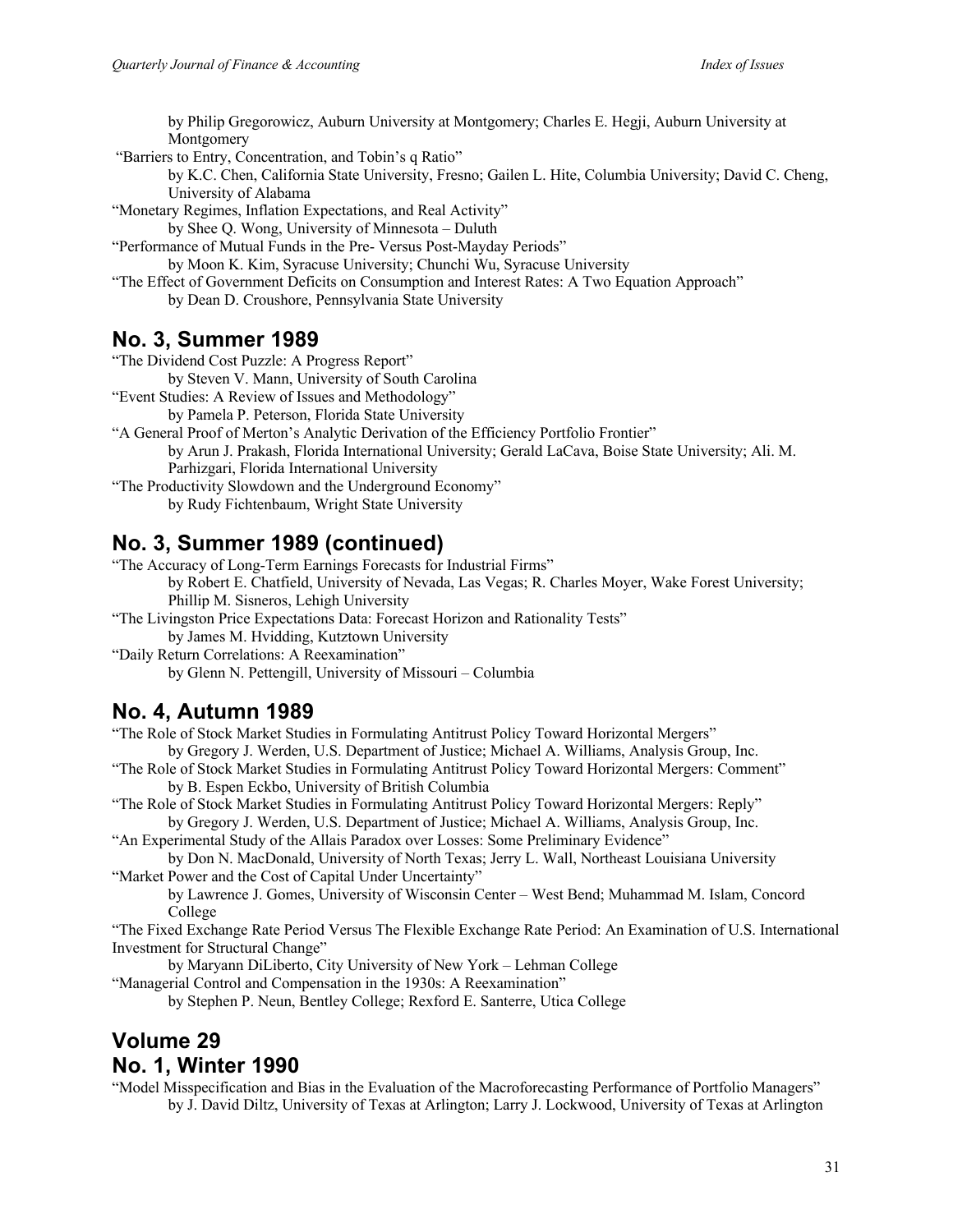by Philip Gregorowicz, Auburn University at Montgomery; Charles E. Hegji, Auburn University at Montgomery

"Barriers to Entry, Concentration, and Tobin's q Ratio"
by K.C. Chen, California State University, Fresno; Gailen L. Hite, Columbia University; David C. Cheng, University of Alabama

"Monetary Regimes, Inflation Expectations, and Real Activity"
by Shee Q. Wong, University of Minnesota – Duluth

"Performance of Mutual Funds in the Pre- Versus Post-Mayday Periods"
by Moon K. Kim, Syracuse University; Chunchi Wu, Syracuse University

"The Effect of Government Deficits on Consumption and Interest Rates: A Two Equation Approach"
by Dean D. Croushore, Pennsylvania State University

## No. 3, Summer 1989

"The Dividend Cost Puzzle: A Progress Report"
by Steven V. Mann, University of South Carolina

"Event Studies: A Review of Issues and Methodology"
by Pamela P. Peterson, Florida State University

"A General Proof of Merton's Analytic Derivation of the Efficiency Portfolio Frontier"
by Arun J. Prakash, Florida International University; Gerald LaCava, Boise State University; Ali. M. Parhizgari, Florida International University

"The Productivity Slowdown and the Underground Economy"
by Rudy Fichtenbaum, Wright State University

## No. 3, Summer 1989 (continued)

"The Accuracy of Long-Term Earnings Forecasts for Industrial Firms"
by Robert E. Chatfield, University of Nevada, Las Vegas; R. Charles Moyer, Wake Forest University; Phillip M. Sisneros, Lehigh University

"The Livingston Price Expectations Data: Forecast Horizon and Rationality Tests"
by James M. Hvidding, Kutztown University

"Daily Return Correlations: A Reexamination"
by Glenn N. Pettengill, University of Missouri – Columbia

## No. 4, Autumn 1989

"The Role of Stock Market Studies in Formulating Antitrust Policy Toward Horizontal Mergers"
by Gregory J. Werden, U.S. Department of Justice; Michael A. Williams, Analysis Group, Inc.

"The Role of Stock Market Studies in Formulating Antitrust Policy Toward Horizontal Mergers: Comment"
by B. Espen Eckbo, University of British Columbia

"The Role of Stock Market Studies in Formulating Antitrust Policy Toward Horizontal Mergers: Reply"
by Gregory J. Werden, U.S. Department of Justice; Michael A. Williams, Analysis Group, Inc.

"An Experimental Study of the Allais Paradox over Losses: Some Preliminary Evidence"
by Don N. MacDonald, University of North Texas; Jerry L. Wall, Northeast Louisiana University

"Market Power and the Cost of Capital Under Uncertainty"
by Lawrence J. Gomes, University of Wisconsin Center – West Bend; Muhammad M. Islam, Concord College

"The Fixed Exchange Rate Period Versus The Flexible Exchange Rate Period: An Examination of U.S. International Investment for Structural Change"
by Maryann DiLiberto, City University of New York – Lehman College

"Managerial Control and Compensation in the 1930s: A Reexamination"
by Stephen P. Neun, Bentley College; Rexford E. Santerre, Utica College

## Volume 29

## No. 1, Winter 1990

"Model Misspecification and Bias in the Evaluation of the Macroforecasting Performance of Portfolio Managers"
by J. David Diltz, University of Texas at Arlington; Larry J. Lockwood, University of Texas at Arlington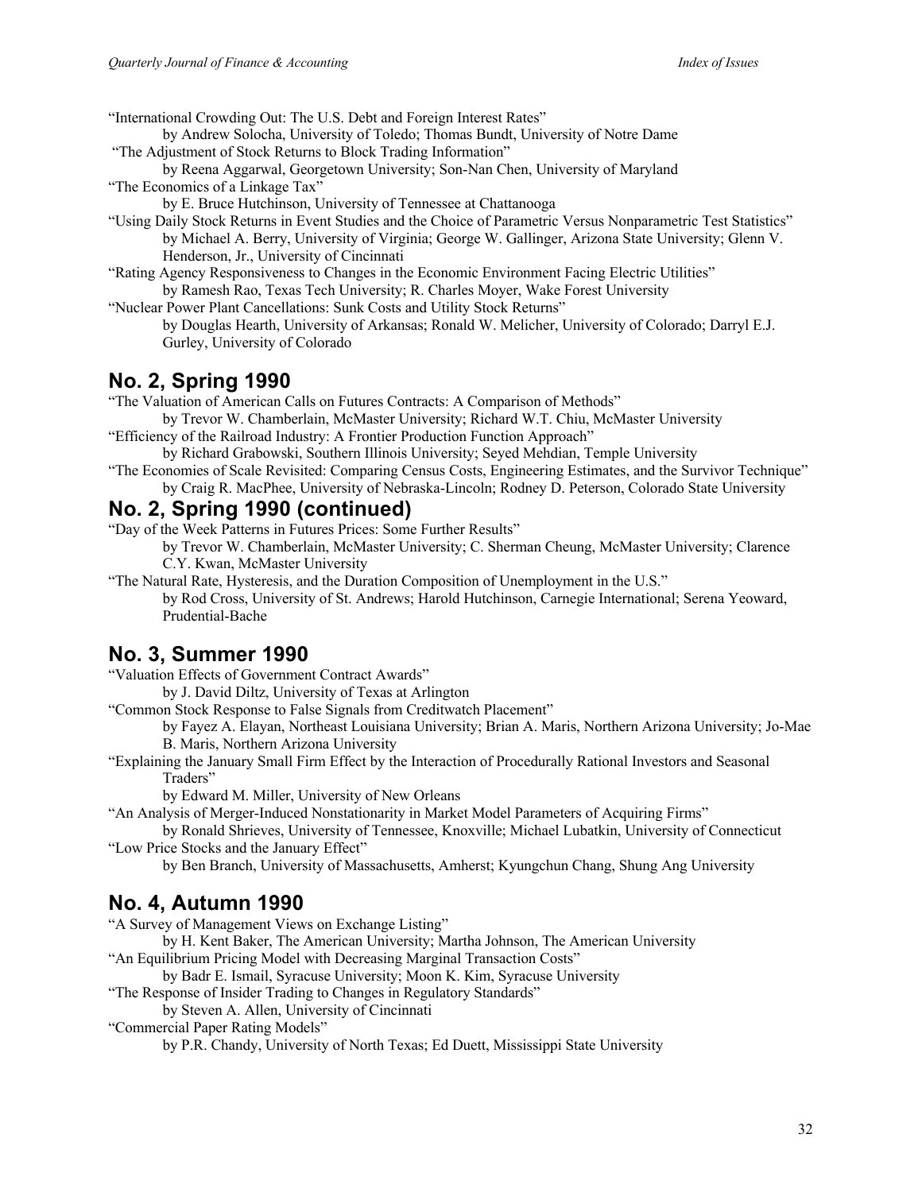"International Crowding Out: The U.S. Debt and Foreign Interest Rates"
by Andrew Solocha, University of Toledo; Thomas Bundt, University of Notre Dame

"The Adjustment of Stock Returns to Block Trading Information"
by Reena Aggarwal, Georgetown University; Son-Nan Chen, University of Maryland

"The Economics of a Linkage Tax"
by E. Bruce Hutchinson, University of Tennessee at Chattanooga

"Using Daily Stock Returns in Event Studies and the Choice of Parametric Versus Nonparametric Test Statistics"
by Michael A. Berry, University of Virginia; George W. Gallinger, Arizona State University; Glenn V. Henderson, Jr., University of Cincinnati

"Rating Agency Responsiveness to Changes in the Economic Environment Facing Electric Utilities"
by Ramesh Rao, Texas Tech University; R. Charles Moyer, Wake Forest University

"Nuclear Power Plant Cancellations: Sunk Costs and Utility Stock Returns"
by Douglas Hearth, University of Arkansas; Ronald W. Melicher, University of Colorado; Darryl E.J. Gurley, University of Colorado

## No. 2, Spring 1990

"The Valuation of American Calls on Futures Contracts: A Comparison of Methods"
by Trevor W. Chamberlain, McMaster University; Richard W.T. Chiu, McMaster University

"Efficiency of the Railroad Industry: A Frontier Production Function Approach"
by Richard Grabowski, Southern Illinois University; Seyed Mehdian, Temple University

"The Economies of Scale Revisited: Comparing Census Costs, Engineering Estimates, and the Survivor Technique"
by Craig R. MacPhee, University of Nebraska-Lincoln; Rodney D. Peterson, Colorado State University

## No. 2, Spring 1990 (continued)

"Day of the Week Patterns in Futures Prices: Some Further Results"
by Trevor W. Chamberlain, McMaster University; C. Sherman Cheung, McMaster University; Clarence C.Y. Kwan, McMaster University

"The Natural Rate, Hysteresis, and the Duration Composition of Unemployment in the U.S."
by Rod Cross, University of St. Andrews; Harold Hutchinson, Carnegie International; Serena Yeoward, Prudential-Bache

## No. 3, Summer 1990

"Valuation Effects of Government Contract Awards"
by J. David Diltz, University of Texas at Arlington

"Common Stock Response to False Signals from Creditwatch Placement"
by Fayez A. Elayan, Northeast Louisiana University; Brian A. Maris, Northern Arizona University; Jo-Mae B. Maris, Northern Arizona University

"Explaining the January Small Firm Effect by the Interaction of Procedurally Rational Investors and Seasonal Traders"
by Edward M. Miller, University of New Orleans

"An Analysis of Merger-Induced Nonstationarity in Market Model Parameters of Acquiring Firms"
by Ronald Shrieves, University of Tennessee, Knoxville; Michael Lubatkin, University of Connecticut

"Low Price Stocks and the January Effect"
by Ben Branch, University of Massachusetts, Amherst; Kyungchun Chang, Shung Ang University

## No. 4, Autumn 1990

"A Survey of Management Views on Exchange Listing"
by H. Kent Baker, The American University; Martha Johnson, The American University

"An Equilibrium Pricing Model with Decreasing Marginal Transaction Costs"
by Badr E. Ismail, Syracuse University; Moon K. Kim, Syracuse University

"The Response of Insider Trading to Changes in Regulatory Standards"
by Steven A. Allen, University of Cincinnati

"Commercial Paper Rating Models"
by P.R. Chandy, University of North Texas; Ed Duett, Mississippi State University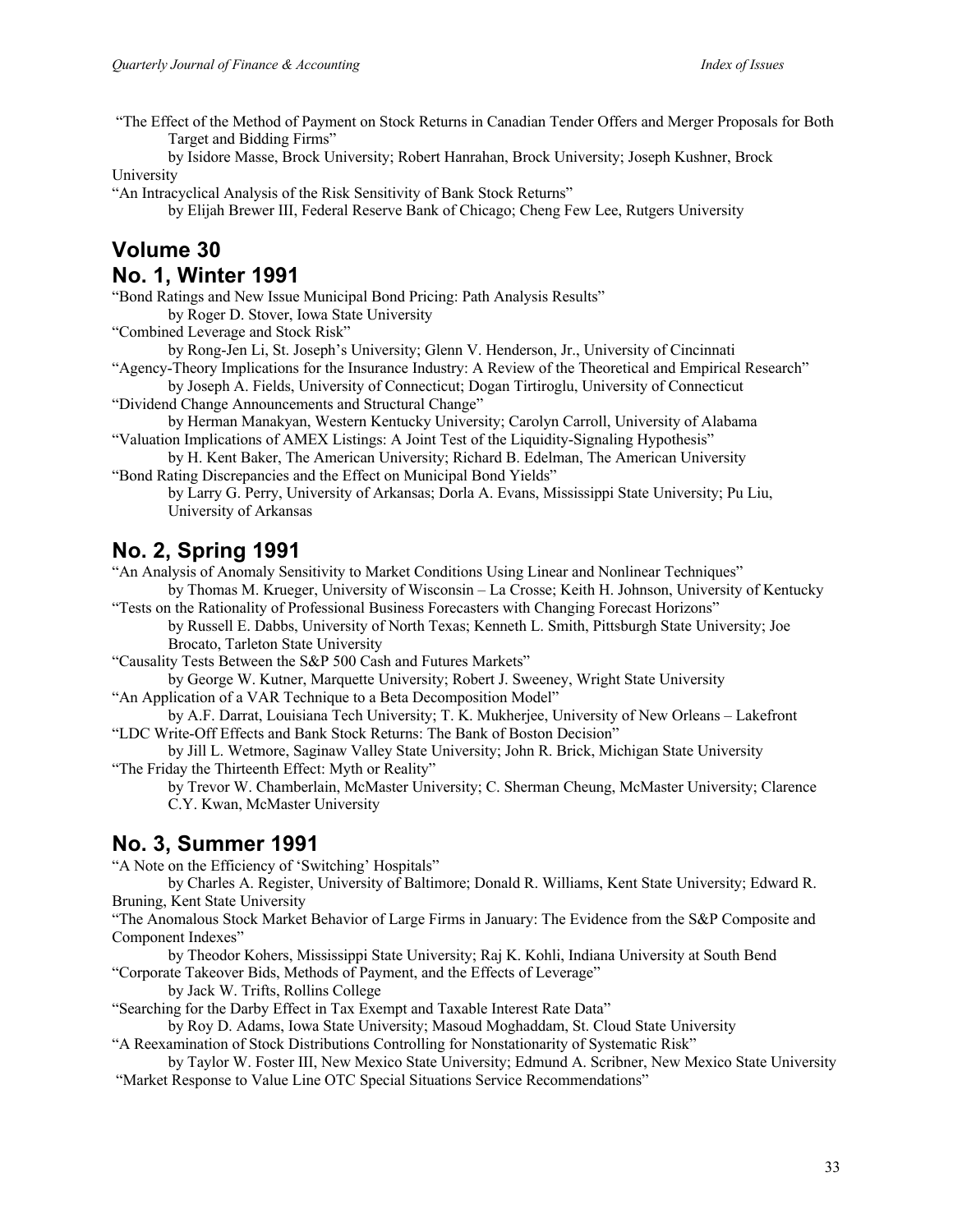"The Effect of the Method of Payment on Stock Returns in Canadian Tender Offers and Merger Proposals for Both Target and Bidding Firms"
by Isidore Masse, Brock University; Robert Hanrahan, Brock University; Joseph Kushner, Brock University

"An Intracyclical Analysis of the Risk Sensitivity of Bank Stock Returns"
by Elijah Brewer III, Federal Reserve Bank of Chicago; Cheng Few Lee, Rutgers University

## Volume 30

## No. 1, Winter 1991

"Bond Ratings and New Issue Municipal Bond Pricing: Path Analysis Results"
by Roger D. Stover, Iowa State University

"Combined Leverage and Stock Risk"
by Rong-Jen Li, St. Joseph's University; Glenn V. Henderson, Jr., University of Cincinnati

"Agency-Theory Implications for the Insurance Industry: A Review of the Theoretical and Empirical Research"
by Joseph A. Fields, University of Connecticut; Dogan Tirtiroglu, University of Connecticut

"Dividend Change Announcements and Structural Change"
by Herman Manakyan, Western Kentucky University; Carolyn Carroll, University of Alabama

"Valuation Implications of AMEX Listings: A Joint Test of the Liquidity-Signaling Hypothesis"
by H. Kent Baker, The American University; Richard B. Edelman, The American University

"Bond Rating Discrepancies and the Effect on Municipal Bond Yields"
by Larry G. Perry, University of Arkansas; Dorla A. Evans, Mississippi State University; Pu Liu, University of Arkansas

## No. 2, Spring 1991

"An Analysis of Anomaly Sensitivity to Market Conditions Using Linear and Nonlinear Techniques"
by Thomas M. Krueger, University of Wisconsin – La Crosse; Keith H. Johnson, University of Kentucky

"Tests on the Rationality of Professional Business Forecasters with Changing Forecast Horizons"
by Russell E. Dabbs, University of North Texas; Kenneth L. Smith, Pittsburgh State University; Joe Brocato, Tarleton State University

"Causality Tests Between the S&P 500 Cash and Futures Markets"
by George W. Kutner, Marquette University; Robert J. Sweeney, Wright State University

"An Application of a VAR Technique to a Beta Decomposition Model"
by A.F. Darrat, Louisiana Tech University; T. K. Mukherjee, University of New Orleans – Lakefront

"LDC Write-Off Effects and Bank Stock Returns: The Bank of Boston Decision"
by Jill L. Wetmore, Saginaw Valley State University; John R. Brick, Michigan State University

"The Friday the Thirteenth Effect: Myth or Reality"
by Trevor W. Chamberlain, McMaster University; C. Sherman Cheung, McMaster University; Clarence C.Y. Kwan, McMaster University

## No. 3, Summer 1991

"A Note on the Efficiency of 'Switching' Hospitals"
by Charles A. Register, University of Baltimore; Donald R. Williams, Kent State University; Edward R. Bruning, Kent State University

"The Anomalous Stock Market Behavior of Large Firms in January: The Evidence from the S&P Composite and Component Indexes"
by Theodor Kohers, Mississippi State University; Raj K. Kohli, Indiana University at South Bend

"Corporate Takeover Bids, Methods of Payment, and the Effects of Leverage"
by Jack W. Trifts, Rollins College

"Searching for the Darby Effect in Tax Exempt and Taxable Interest Rate Data"
by Roy D. Adams, Iowa State University; Masoud Moghaddam, St. Cloud State University

"A Reexamination of Stock Distributions Controlling for Nonstationarity of Systematic Risk"
by Taylor W. Foster III, New Mexico State University; Edmund A. Scribner, New Mexico State University

"Market Response to Value Line OTC Special Situations Service Recommendations"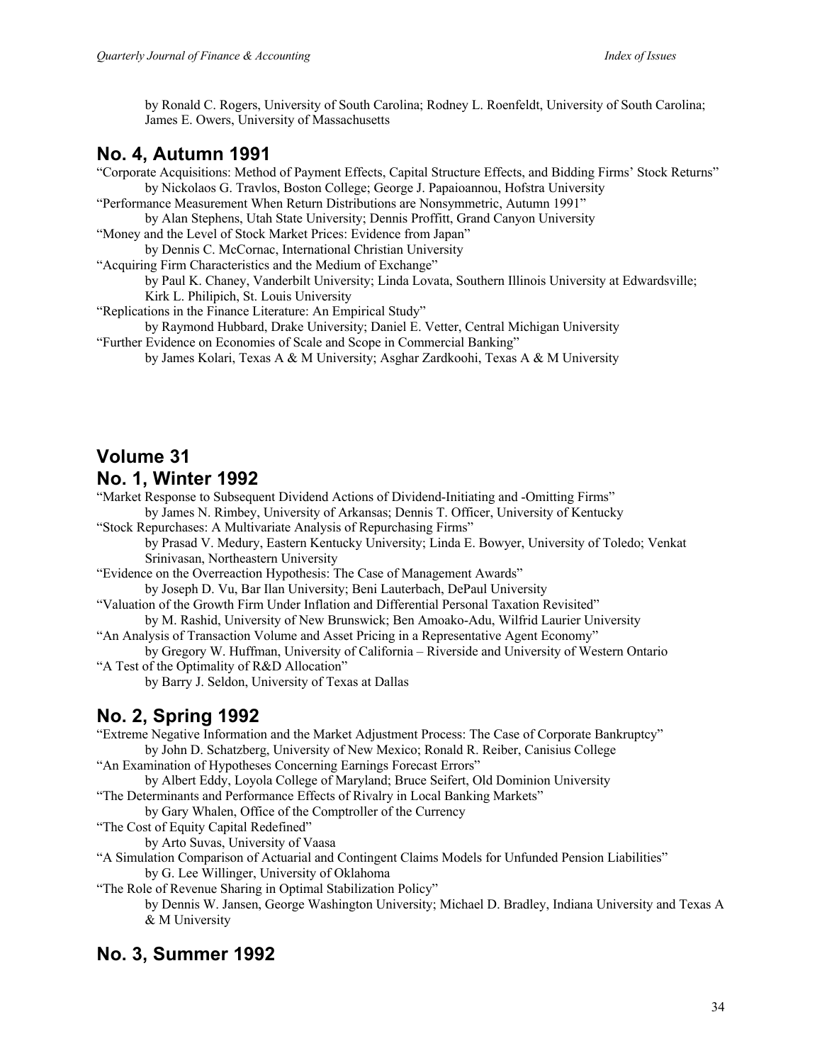by Ronald C. Rogers, University of South Carolina; Rodney L. Roenfeldt, University of South Carolina; James E. Owers, University of Massachusetts

## No. 4, Autumn 1991

"Corporate Acquisitions: Method of Payment Effects, Capital Structure Effects, and Bidding Firms' Stock Returns"
by Nickolaos G. Travlos, Boston College; George J. Papaioannou, Hofstra University

"Performance Measurement When Return Distributions are Nonsymmetric, Autumn 1991"
by Alan Stephens, Utah State University; Dennis Proffitt, Grand Canyon University

"Money and the Level of Stock Market Prices: Evidence from Japan"
by Dennis C. McCornac, International Christian University

"Acquiring Firm Characteristics and the Medium of Exchange"
by Paul K. Chaney, Vanderbilt University; Linda Lovata, Southern Illinois University at Edwardsville; Kirk L. Philipich, St. Louis University

"Replications in the Finance Literature: An Empirical Study"
by Raymond Hubbard, Drake University; Daniel E. Vetter, Central Michigan University

"Further Evidence on Economies of Scale and Scope in Commercial Banking"
by James Kolari, Texas A & M University; Asghar Zardkoohi, Texas A & M University

# Volume 31

## No. 1, Winter 1992

"Market Response to Subsequent Dividend Actions of Dividend-Initiating and -Omitting Firms"
by James N. Rimbey, University of Arkansas; Dennis T. Officer, University of Kentucky

"Stock Repurchases: A Multivariate Analysis of Repurchasing Firms"
by Prasad V. Medury, Eastern Kentucky University; Linda E. Bowyer, University of Toledo; Venkat Srinivasan, Northeastern University

"Evidence on the Overreaction Hypothesis: The Case of Management Awards"
by Joseph D. Vu, Bar Ilan University; Beni Lauterbach, DePaul University

"Valuation of the Growth Firm Under Inflation and Differential Personal Taxation Revisited"
by M. Rashid, University of New Brunswick; Ben Amoako-Adu, Wilfrid Laurier University

"An Analysis of Transaction Volume and Asset Pricing in a Representative Agent Economy"
by Gregory W. Huffman, University of California – Riverside and University of Western Ontario

"A Test of the Optimality of R&D Allocation"
by Barry J. Seldon, University of Texas at Dallas

## No. 2, Spring 1992

"Extreme Negative Information and the Market Adjustment Process: The Case of Corporate Bankruptcy"
by John D. Schatzberg, University of New Mexico; Ronald R. Reiber, Canisius College

"An Examination of Hypotheses Concerning Earnings Forecast Errors"
by Albert Eddy, Loyola College of Maryland; Bruce Seifert, Old Dominion University

"The Determinants and Performance Effects of Rivalry in Local Banking Markets"
by Gary Whalen, Office of the Comptroller of the Currency

"The Cost of Equity Capital Redefined"
by Arto Suvas, University of Vaasa

"A Simulation Comparison of Actuarial and Contingent Claims Models for Unfunded Pension Liabilities"
by G. Lee Willinger, University of Oklahoma

"The Role of Revenue Sharing in Optimal Stabilization Policy"
by Dennis W. Jansen, George Washington University; Michael D. Bradley, Indiana University and Texas A & M University

## No. 3, Summer 1992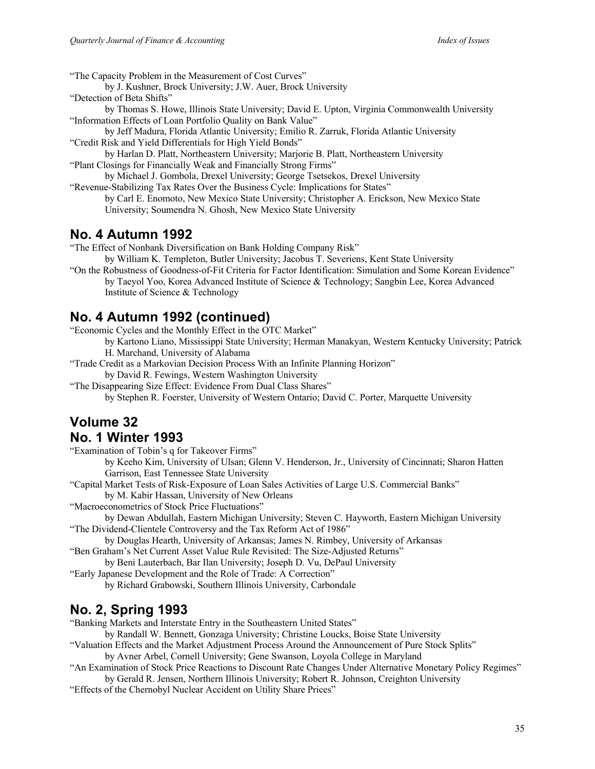"The Capacity Problem in the Measurement of Cost Curves"
by J. Kushner, Brock University; J.W. Auer, Brock University

"Detection of Beta Shifts"
by Thomas S. Howe, Illinois State University; David E. Upton, Virginia Commonwealth University

"Information Effects of Loan Portfolio Quality on Bank Value"
by Jeff Madura, Florida Atlantic University; Emilio R. Zarruk, Florida Atlantic University

"Credit Risk and Yield Differentials for High Yield Bonds"
by Harlan D. Platt, Northeastern University; Marjorie B. Platt, Northeastern University

"Plant Closings for Financially Weak and Financially Strong Firms"
by Michael J. Gombola, Drexel University; George Tsetsekos, Drexel University

"Revenue-Stabilizing Tax Rates Over the Business Cycle: Implications for States"
by Carl E. Enomoto, New Mexico State University; Christopher A. Erickson, New Mexico State University; Soumendra N. Ghosh, New Mexico State University

## No. 4 Autumn 1992

"The Effect of Nonbank Diversification on Bank Holding Company Risk"
by William K. Templeton, Butler University; Jacobus T. Severiens, Kent State University

"On the Robustness of Goodness-of-Fit Criteria for Factor Identification: Simulation and Some Korean Evidence"
by Taeyol Yoo, Korea Advanced Institute of Science & Technology; Sangbin Lee, Korea Advanced Institute of Science & Technology

## No. 4 Autumn 1992 (continued)

"Economic Cycles and the Monthly Effect in the OTC Market"
by Kartono Liano, Mississippi State University; Herman Manakyan, Western Kentucky University; Patrick H. Marchand, University of Alabama

"Trade Credit as a Markovian Decision Process With an Infinite Planning Horizon"
by David R. Fewings, Western Washington University

"The Disappearing Size Effect: Evidence From Dual Class Shares"
by Stephen R. Foerster, University of Western Ontario; David C. Porter, Marquette University

## Volume 32

## No. 1 Winter 1993

"Examination of Tobin's q for Takeover Firms"
by Keeho Kim, University of Ulsan; Glenn V. Henderson, Jr., University of Cincinnati; Sharon Hatten Garrison, East Tennessee State University

"Capital Market Tests of Risk-Exposure of Loan Sales Activities of Large U.S. Commercial Banks"
by M. Kabir Hassan, University of New Orleans

"Macroeconometrics of Stock Price Fluctuations"
by Dewan Abdullah, Eastern Michigan University; Steven C. Hayworth, Eastern Michigan University

"The Dividend-Clientele Controversy and the Tax Reform Act of 1986"
by Douglas Hearth, University of Arkansas; James N. Rimbey, University of Arkansas

"Ben Graham's Net Current Asset Value Rule Revisited: The Size-Adjusted Returns"
by Beni Lauterbach, Bar Ilan University; Joseph D. Vu, DePaul University

"Early Japanese Development and the Role of Trade: A Correction"
by Richard Grabowski, Southern Illinois University, Carbondale

## No. 2, Spring 1993

"Banking Markets and Interstate Entry in the Southeastern United States"
by Randall W. Bennett, Gonzaga University; Christine Loucks, Boise State University

"Valuation Effects and the Market Adjustment Process Around the Announcement of Pure Stock Splits"
by Avner Arbel, Cornell University; Gene Swanson, Loyola College in Maryland

"An Examination of Stock Price Reactions to Discount Rate Changes Under Alternative Monetary Policy Regimes"
by Gerald R. Jensen, Northern Illinois University; Robert R. Johnson, Creighton University

"Effects of the Chernobyl Nuclear Accident on Utility Share Prices"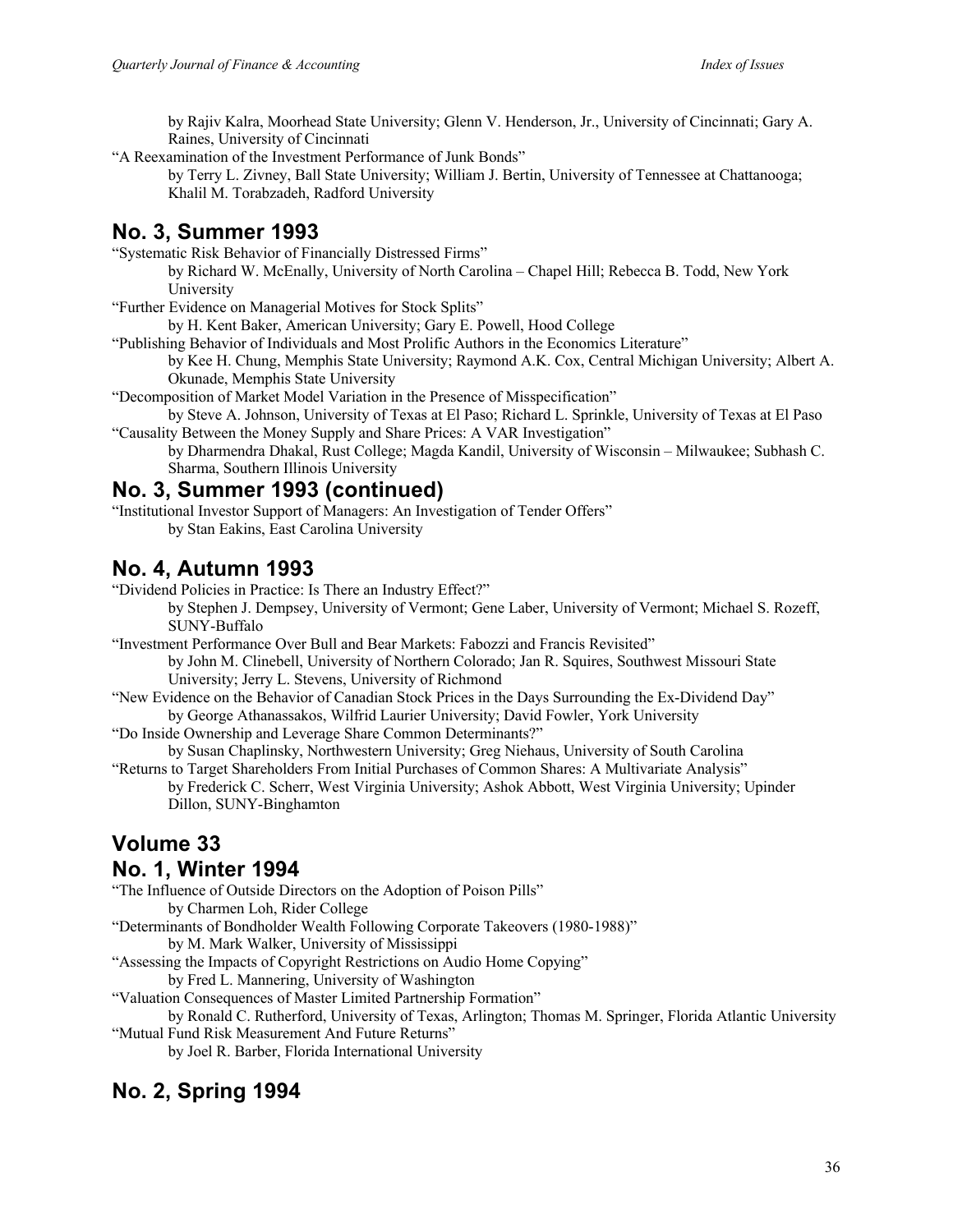by Rajiv Kalra, Moorhead State University; Glenn V. Henderson, Jr., University of Cincinnati; Gary A. Raines, University of Cincinnati

"A Reexamination of the Investment Performance of Junk Bonds"
by Terry L. Zivney, Ball State University; William J. Bertin, University of Tennessee at Chattanooga; Khalil M. Torabzadeh, Radford University

## No. 3, Summer 1993

"Systematic Risk Behavior of Financially Distressed Firms"
by Richard W. McEnally, University of North Carolina – Chapel Hill; Rebecca B. Todd, New York University

"Further Evidence on Managerial Motives for Stock Splits"
by H. Kent Baker, American University; Gary E. Powell, Hood College

"Publishing Behavior of Individuals and Most Prolific Authors in the Economics Literature"
by Kee H. Chung, Memphis State University; Raymond A.K. Cox, Central Michigan University; Albert A. Okunade, Memphis State University

"Decomposition of Market Model Variation in the Presence of Misspecification"
by Steve A. Johnson, University of Texas at El Paso; Richard L. Sprinkle, University of Texas at El Paso

"Causality Between the Money Supply and Share Prices: A VAR Investigation"
by Dharmendra Dhakal, Rust College; Magda Kandil, University of Wisconsin – Milwaukee; Subhash C. Sharma, Southern Illinois University

## No. 3, Summer 1993 (continued)

"Institutional Investor Support of Managers: An Investigation of Tender Offers"
by Stan Eakins, East Carolina University

## No. 4, Autumn 1993

"Dividend Policies in Practice: Is There an Industry Effect?"
by Stephen J. Dempsey, University of Vermont; Gene Laber, University of Vermont; Michael S. Rozeff, SUNY-Buffalo

"Investment Performance Over Bull and Bear Markets: Fabozzi and Francis Revisited"
by John M. Clinebell, University of Northern Colorado; Jan R. Squires, Southwest Missouri State University; Jerry L. Stevens, University of Richmond

"New Evidence on the Behavior of Canadian Stock Prices in the Days Surrounding the Ex-Dividend Day"
by George Athanassakos, Wilfrid Laurier University; David Fowler, York University

"Do Inside Ownership and Leverage Share Common Determinants?"
by Susan Chaplinsky, Northwestern University; Greg Niehaus, University of South Carolina

"Returns to Target Shareholders From Initial Purchases of Common Shares: A Multivariate Analysis"
by Frederick C. Scherr, West Virginia University; Ashok Abbott, West Virginia University; Upinder Dillon, SUNY-Binghamton

## Volume 33

## No. 1, Winter 1994

"The Influence of Outside Directors on the Adoption of Poison Pills"
by Charmen Loh, Rider College

"Determinants of Bondholder Wealth Following Corporate Takeovers (1980-1988)"
by M. Mark Walker, University of Mississippi

"Assessing the Impacts of Copyright Restrictions on Audio Home Copying"
by Fred L. Mannering, University of Washington

"Valuation Consequences of Master Limited Partnership Formation"
by Ronald C. Rutherford, University of Texas, Arlington; Thomas M. Springer, Florida Atlantic University

"Mutual Fund Risk Measurement And Future Returns"
by Joel R. Barber, Florida International University

## No. 2, Spring 1994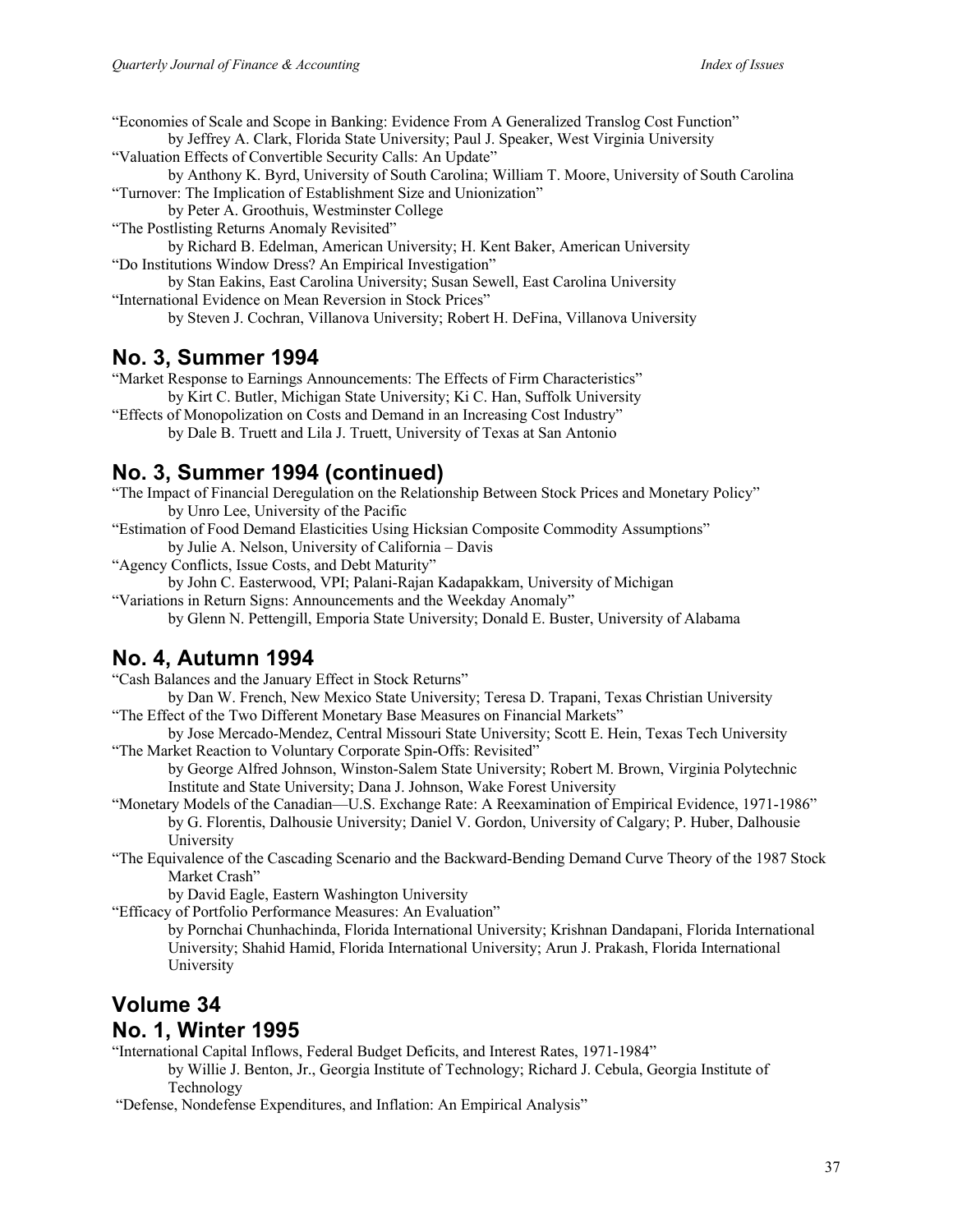"Economies of Scale and Scope in Banking: Evidence From A Generalized Translog Cost Function"
by Jeffrey A. Clark, Florida State University; Paul J. Speaker, West Virginia University

"Valuation Effects of Convertible Security Calls: An Update"
by Anthony K. Byrd, University of South Carolina; William T. Moore, University of South Carolina

"Turnover: The Implication of Establishment Size and Unionization"
by Peter A. Groothuis, Westminster College

"The Postlisting Returns Anomaly Revisited"
by Richard B. Edelman, American University; H. Kent Baker, American University

"Do Institutions Window Dress? An Empirical Investigation"
by Stan Eakins, East Carolina University; Susan Sewell, East Carolina University

"International Evidence on Mean Reversion in Stock Prices"
by Steven J. Cochran, Villanova University; Robert H. DeFina, Villanova University

## No. 3, Summer 1994

"Market Response to Earnings Announcements: The Effects of Firm Characteristics"
by Kirt C. Butler, Michigan State University; Ki C. Han, Suffolk University

"Effects of Monopolization on Costs and Demand in an Increasing Cost Industry"
by Dale B. Truett and Lila J. Truett, University of Texas at San Antonio

## No. 3, Summer 1994 (continued)

"The Impact of Financial Deregulation on the Relationship Between Stock Prices and Monetary Policy"
by Unro Lee, University of the Pacific

"Estimation of Food Demand Elasticities Using Hicksian Composite Commodity Assumptions"
by Julie A. Nelson, University of California – Davis

"Agency Conflicts, Issue Costs, and Debt Maturity"
by John C. Easterwood, VPI; Palani-Rajan Kadapakkam, University of Michigan

"Variations in Return Signs: Announcements and the Weekday Anomaly"
by Glenn N. Pettengill, Emporia State University; Donald E. Buster, University of Alabama

## No. 4, Autumn 1994

"Cash Balances and the January Effect in Stock Returns"
by Dan W. French, New Mexico State University; Teresa D. Trapani, Texas Christian University

"The Effect of the Two Different Monetary Base Measures on Financial Markets"
by Jose Mercado-Mendez, Central Missouri State University; Scott E. Hein, Texas Tech University

"The Market Reaction to Voluntary Corporate Spin-Offs: Revisited"
by George Alfred Johnson, Winston-Salem State University; Robert M. Brown, Virginia Polytechnic Institute and State University; Dana J. Johnson, Wake Forest University

"Monetary Models of the Canadian—U.S. Exchange Rate: A Reexamination of Empirical Evidence, 1971-1986"
by G. Florentis, Dalhousie University; Daniel V. Gordon, University of Calgary; P. Huber, Dalhousie University

"The Equivalence of the Cascading Scenario and the Backward-Bending Demand Curve Theory of the 1987 Stock Market Crash"
by David Eagle, Eastern Washington University

"Efficacy of Portfolio Performance Measures: An Evaluation"
by Pornchai Chunhachinda, Florida International University; Krishnan Dandapani, Florida International University; Shahid Hamid, Florida International University; Arun J. Prakash, Florida International University

# Volume 34

## No. 1, Winter 1995

"International Capital Inflows, Federal Budget Deficits, and Interest Rates, 1971-1984"
by Willie J. Benton, Jr., Georgia Institute of Technology; Richard J. Cebula, Georgia Institute of Technology

"Defense, Nondefense Expenditures, and Inflation: An Empirical Analysis"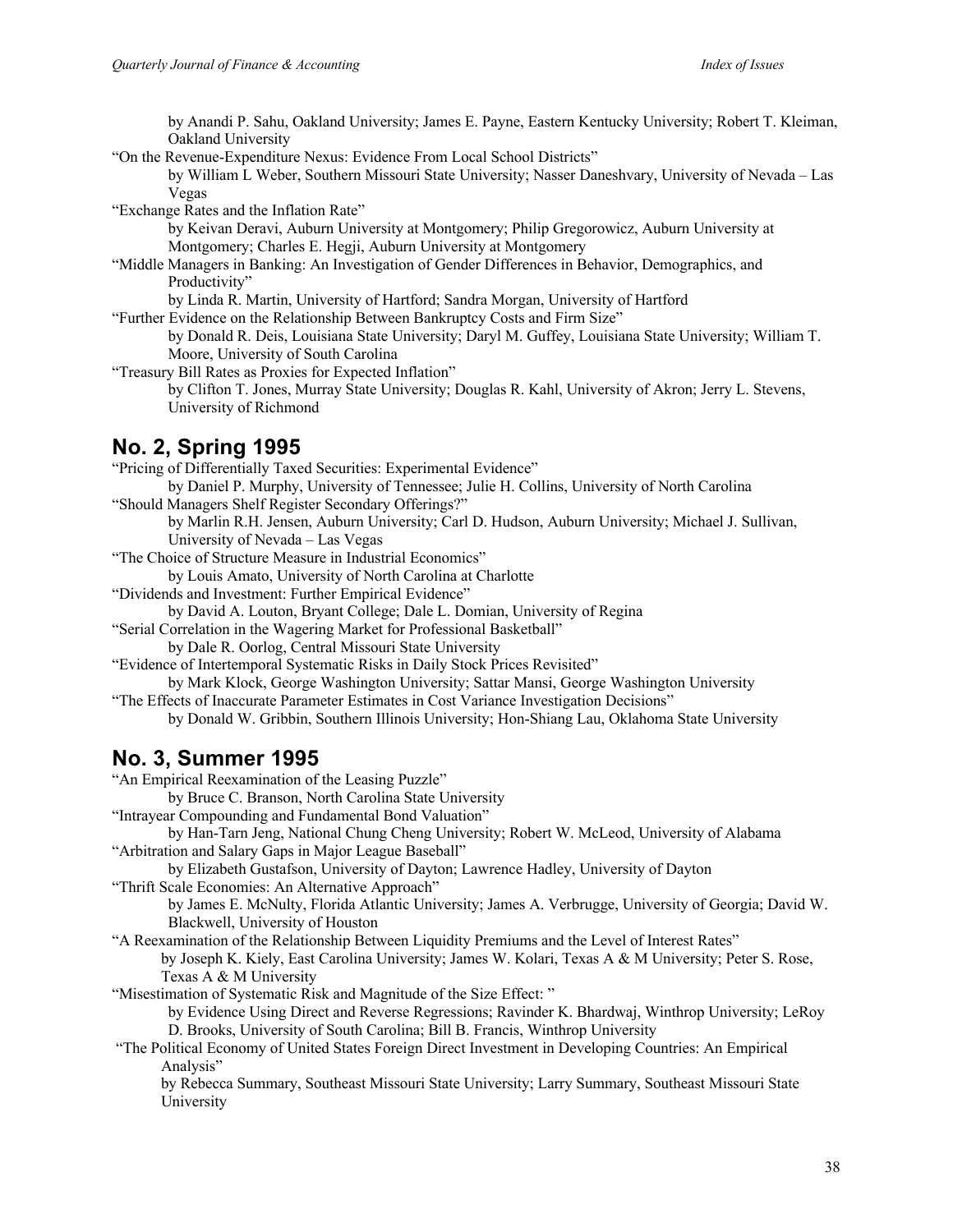by Anandi P. Sahu, Oakland University; James E. Payne, Eastern Kentucky University; Robert T. Kleiman, Oakland University

"On the Revenue-Expenditure Nexus: Evidence From Local School Districts"
by William L Weber, Southern Missouri State University; Nasser Daneshvary, University of Nevada – Las Vegas

"Exchange Rates and the Inflation Rate"
by Keivan Deravi, Auburn University at Montgomery; Philip Gregorowicz, Auburn University at Montgomery; Charles E. Hegji, Auburn University at Montgomery

"Middle Managers in Banking: An Investigation of Gender Differences in Behavior, Demographics, and Productivity"
by Linda R. Martin, University of Hartford; Sandra Morgan, University of Hartford

"Further Evidence on the Relationship Between Bankruptcy Costs and Firm Size"
by Donald R. Deis, Louisiana State University; Daryl M. Guffey, Louisiana State University; William T. Moore, University of South Carolina

"Treasury Bill Rates as Proxies for Expected Inflation"
by Clifton T. Jones, Murray State University; Douglas R. Kahl, University of Akron; Jerry L. Stevens, University of Richmond

## No. 2, Spring 1995

"Pricing of Differentially Taxed Securities: Experimental Evidence"
by Daniel P. Murphy, University of Tennessee; Julie H. Collins, University of North Carolina

"Should Managers Shelf Register Secondary Offerings?"
by Marlin R.H. Jensen, Auburn University; Carl D. Hudson, Auburn University; Michael J. Sullivan, University of Nevada – Las Vegas

"The Choice of Structure Measure in Industrial Economics"
by Louis Amato, University of North Carolina at Charlotte

"Dividends and Investment: Further Empirical Evidence"
by David A. Louton, Bryant College; Dale L. Domian, University of Regina

"Serial Correlation in the Wagering Market for Professional Basketball"
by Dale R. Oorlog, Central Missouri State University

"Evidence of Intertemporal Systematic Risks in Daily Stock Prices Revisited"
by Mark Klock, George Washington University; Sattar Mansi, George Washington University

"The Effects of Inaccurate Parameter Estimates in Cost Variance Investigation Decisions"
by Donald W. Gribbin, Southern Illinois University; Hon-Shiang Lau, Oklahoma State University

## No. 3, Summer 1995

"An Empirical Reexamination of the Leasing Puzzle"
by Bruce C. Branson, North Carolina State University

"Intrayear Compounding and Fundamental Bond Valuation"
by Han-Tarn Jeng, National Chung Cheng University; Robert W. McLeod, University of Alabama

"Arbitration and Salary Gaps in Major League Baseball"
by Elizabeth Gustafson, University of Dayton; Lawrence Hadley, University of Dayton

"Thrift Scale Economies: An Alternative Approach"
by James E. McNulty, Florida Atlantic University; James A. Verbrugge, University of Georgia; David W. Blackwell, University of Houston

"A Reexamination of the Relationship Between Liquidity Premiums and the Level of Interest Rates"
by Joseph K. Kiely, East Carolina University; James W. Kolari, Texas A & M University; Peter S. Rose, Texas A & M University

"Misestimation of Systematic Risk and Magnitude of the Size Effect: "
by Evidence Using Direct and Reverse Regressions; Ravinder K. Bhardwaj, Winthrop University; LeRoy D. Brooks, University of South Carolina; Bill B. Francis, Winthrop University

"The Political Economy of United States Foreign Direct Investment in Developing Countries: An Empirical Analysis"
by Rebecca Summary, Southeast Missouri State University; Larry Summary, Southeast Missouri State University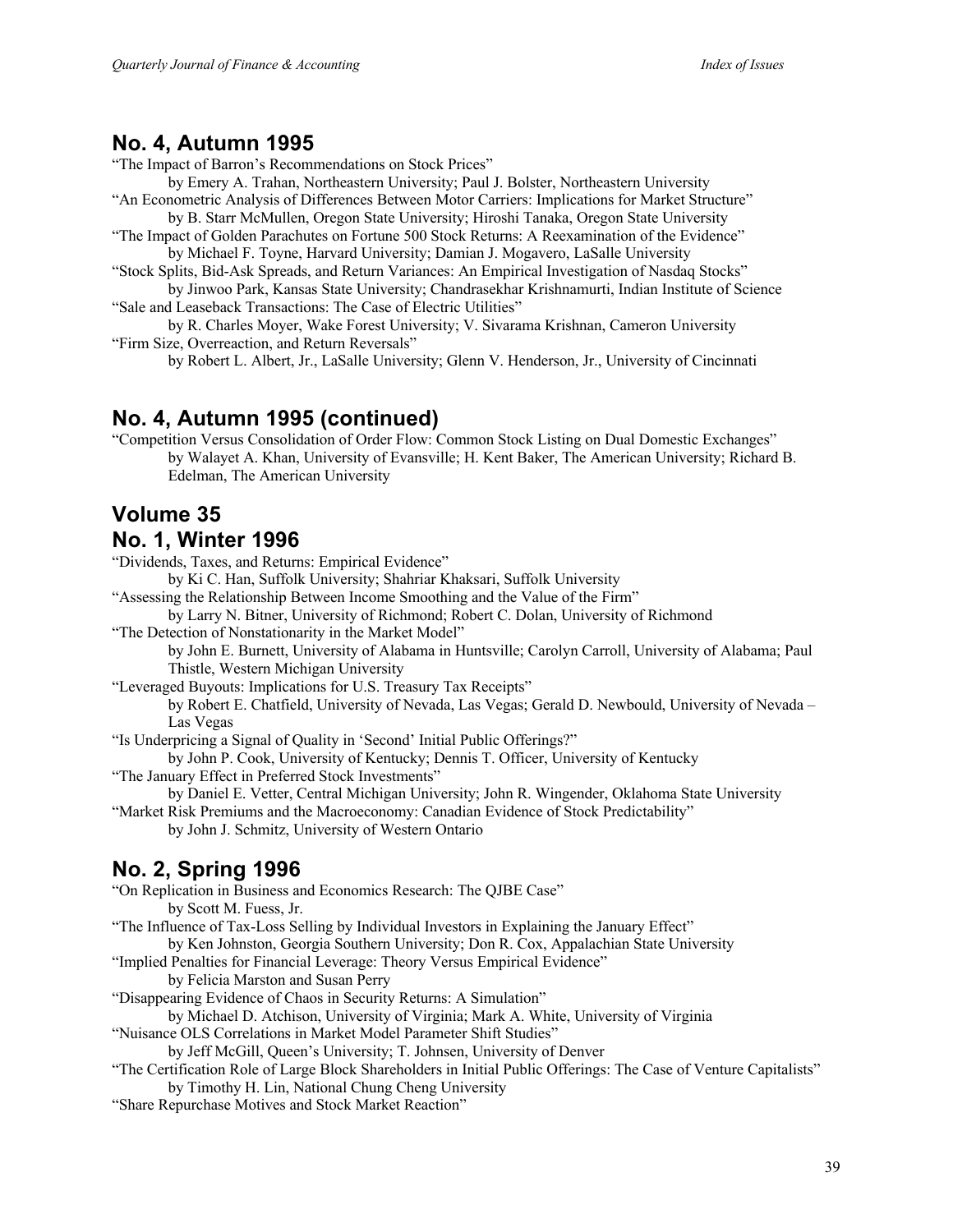## No. 4, Autumn 1995

"The Impact of Barron's Recommendations on Stock Prices"
by Emery A. Trahan, Northeastern University; Paul J. Bolster, Northeastern University

"An Econometric Analysis of Differences Between Motor Carriers: Implications for Market Structure"
by B. Starr McMullen, Oregon State University; Hiroshi Tanaka, Oregon State University

"The Impact of Golden Parachutes on Fortune 500 Stock Returns: A Reexamination of the Evidence"
by Michael F. Toyne, Harvard University; Damian J. Mogavero, LaSalle University

"Stock Splits, Bid-Ask Spreads, and Return Variances: An Empirical Investigation of Nasdaq Stocks"
by Jinwoo Park, Kansas State University; Chandrasekhar Krishnamurti, Indian Institute of Science

"Sale and Leaseback Transactions: The Case of Electric Utilities"
by R. Charles Moyer, Wake Forest University; V. Sivarama Krishnan, Cameron University

"Firm Size, Overreaction, and Return Reversals"
by Robert L. Albert, Jr., LaSalle University; Glenn V. Henderson, Jr., University of Cincinnati

## No. 4, Autumn 1995 (continued)

"Competition Versus Consolidation of Order Flow: Common Stock Listing on Dual Domestic Exchanges"
by Walayet A. Khan, University of Evansville; H. Kent Baker, The American University; Richard B. Edelman, The American University

## Volume 35

## No. 1, Winter 1996

"Dividends, Taxes, and Returns: Empirical Evidence"
by Ki C. Han, Suffolk University; Shahriar Khaksari, Suffolk University

"Assessing the Relationship Between Income Smoothing and the Value of the Firm"
by Larry N. Bitner, University of Richmond; Robert C. Dolan, University of Richmond

"The Detection of Nonstationarity in the Market Model"
by John E. Burnett, University of Alabama in Huntsville; Carolyn Carroll, University of Alabama; Paul Thistle, Western Michigan University

"Leveraged Buyouts: Implications for U.S. Treasury Tax Receipts"
by Robert E. Chatfield, University of Nevada, Las Vegas; Gerald D. Newbould, University of Nevada – Las Vegas

"Is Underpricing a Signal of Quality in 'Second' Initial Public Offerings?"
by John P. Cook, University of Kentucky; Dennis T. Officer, University of Kentucky

"The January Effect in Preferred Stock Investments"
by Daniel E. Vetter, Central Michigan University; John R. Wingender, Oklahoma State University

"Market Risk Premiums and the Macroeconomy: Canadian Evidence of Stock Predictability"
by John J. Schmitz, University of Western Ontario

## No. 2, Spring 1996

"On Replication in Business and Economics Research: The QJBE Case"
by Scott M. Fuess, Jr.

"The Influence of Tax-Loss Selling by Individual Investors in Explaining the January Effect"
by Ken Johnston, Georgia Southern University; Don R. Cox, Appalachian State University

"Implied Penalties for Financial Leverage: Theory Versus Empirical Evidence"
by Felicia Marston and Susan Perry

"Disappearing Evidence of Chaos in Security Returns: A Simulation"
by Michael D. Atchison, University of Virginia; Mark A. White, University of Virginia

"Nuisance OLS Correlations in Market Model Parameter Shift Studies"
by Jeff McGill, Queen's University; T. Johnsen, University of Denver

"The Certification Role of Large Block Shareholders in Initial Public Offerings: The Case of Venture Capitalists"
by Timothy H. Lin, National Chung Cheng University

"Share Repurchase Motives and Stock Market Reaction"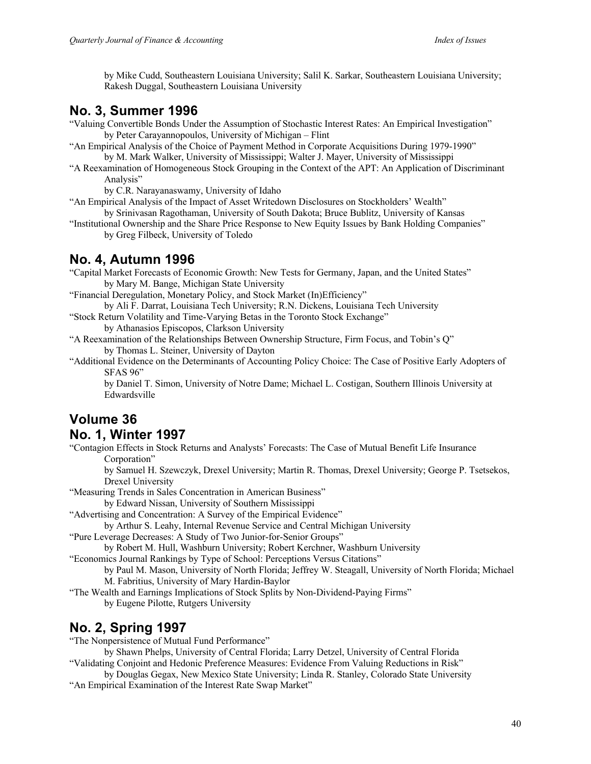by Mike Cudd, Southeastern Louisiana University; Salil K. Sarkar, Southeastern Louisiana University; Rakesh Duggal, Southeastern Louisiana University

## No. 3, Summer 1996

"Valuing Convertible Bonds Under the Assumption of Stochastic Interest Rates: An Empirical Investigation"
by Peter Carayannopoulos, University of Michigan – Flint

"An Empirical Analysis of the Choice of Payment Method in Corporate Acquisitions During 1979-1990"
by M. Mark Walker, University of Mississippi; Walter J. Mayer, University of Mississippi

"A Reexamination of Homogeneous Stock Grouping in the Context of the APT: An Application of Discriminant Analysis"
by C.R. Narayanaswamy, University of Idaho

"An Empirical Analysis of the Impact of Asset Writedown Disclosures on Stockholders' Wealth"
by Srinivasan Ragothaman, University of South Dakota; Bruce Bublitz, University of Kansas

"Institutional Ownership and the Share Price Response to New Equity Issues by Bank Holding Companies"
by Greg Filbeck, University of Toledo

## No. 4, Autumn 1996

"Capital Market Forecasts of Economic Growth: New Tests for Germany, Japan, and the United States"
by Mary M. Bange, Michigan State University

"Financial Deregulation, Monetary Policy, and Stock Market (In)Efficiency"
by Ali F. Darrat, Louisiana Tech University; R.N. Dickens, Louisiana Tech University

"Stock Return Volatility and Time-Varying Betas in the Toronto Stock Exchange"
by Athanasios Episcopos, Clarkson University

"A Reexamination of the Relationships Between Ownership Structure, Firm Focus, and Tobin's Q"
by Thomas L. Steiner, University of Dayton

"Additional Evidence on the Determinants of Accounting Policy Choice: The Case of Positive Early Adopters of SFAS 96"
by Daniel T. Simon, University of Notre Dame; Michael L. Costigan, Southern Illinois University at Edwardsville

## Volume 36

## No. 1, Winter 1997

"Contagion Effects in Stock Returns and Analysts' Forecasts: The Case of Mutual Benefit Life Insurance Corporation"
by Samuel H. Szewczyk, Drexel University; Martin R. Thomas, Drexel University; George P. Tsetsekos, Drexel University

"Measuring Trends in Sales Concentration in American Business"
by Edward Nissan, University of Southern Mississippi

"Advertising and Concentration: A Survey of the Empirical Evidence"
by Arthur S. Leahy, Internal Revenue Service and Central Michigan University

"Pure Leverage Decreases: A Study of Two Junior-for-Senior Groups"
by Robert M. Hull, Washburn University; Robert Kerchner, Washburn University

"Economics Journal Rankings by Type of School: Perceptions Versus Citations"
by Paul M. Mason, University of North Florida; Jeffrey W. Steagall, University of North Florida; Michael M. Fabritius, University of Mary Hardin-Baylor

"The Wealth and Earnings Implications of Stock Splits by Non-Dividend-Paying Firms"
by Eugene Pilotte, Rutgers University

## No. 2, Spring 1997

"The Nonpersistence of Mutual Fund Performance"
by Shawn Phelps, University of Central Florida; Larry Detzel, University of Central Florida

"Validating Conjoint and Hedonic Preference Measures: Evidence From Valuing Reductions in Risk"
by Douglas Gegax, New Mexico State University; Linda R. Stanley, Colorado State University

"An Empirical Examination of the Interest Rate Swap Market"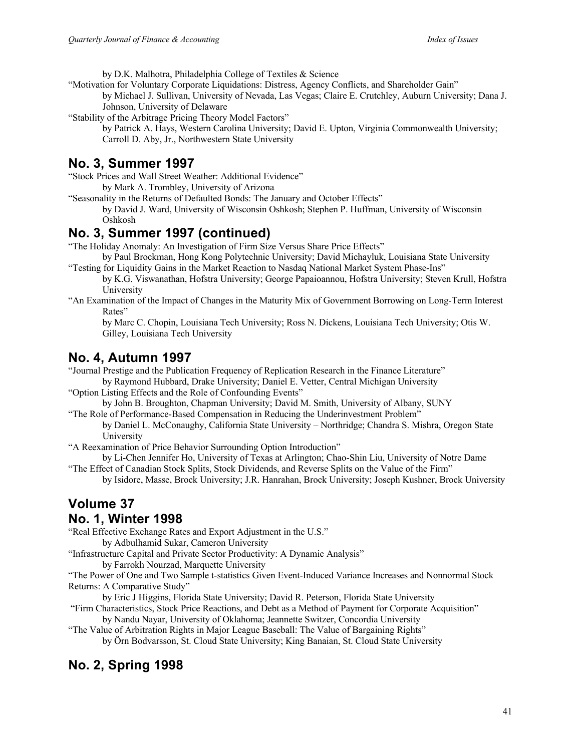by D.K. Malhotra, Philadelphia College of Textiles & Science

"Motivation for Voluntary Corporate Liquidations: Distress, Agency Conflicts, and Shareholder Gain"
by Michael J. Sullivan, University of Nevada, Las Vegas; Claire E. Crutchley, Auburn University; Dana J. Johnson, University of Delaware

"Stability of the Arbitrage Pricing Theory Model Factors"
by Patrick A. Hays, Western Carolina University; David E. Upton, Virginia Commonwealth University; Carroll D. Aby, Jr., Northwestern State University

## No. 3, Summer 1997

"Stock Prices and Wall Street Weather: Additional Evidence"
by Mark A. Trombley, University of Arizona

"Seasonality in the Returns of Defaulted Bonds: The January and October Effects"
by David J. Ward, University of Wisconsin Oshkosh; Stephen P. Huffman, University of Wisconsin Oshkosh

## No. 3, Summer 1997 (continued)

"The Holiday Anomaly: An Investigation of Firm Size Versus Share Price Effects"
by Paul Brockman, Hong Kong Polytechnic University; David Michayluk, Louisiana State University

"Testing for Liquidity Gains in the Market Reaction to Nasdaq National Market System Phase-Ins"
by K.G. Viswanathan, Hofstra University; George Papaioannou, Hofstra University; Steven Krull, Hofstra University

"An Examination of the Impact of Changes in the Maturity Mix of Government Borrowing on Long-Term Interest Rates"
by Marc C. Chopin, Louisiana Tech University; Ross N. Dickens, Louisiana Tech University; Otis W. Gilley, Louisiana Tech University

## No. 4, Autumn 1997

"Journal Prestige and the Publication Frequency of Replication Research in the Finance Literature"
by Raymond Hubbard, Drake University; Daniel E. Vetter, Central Michigan University

"Option Listing Effects and the Role of Confounding Events"
by John B. Broughton, Chapman University; David M. Smith, University of Albany, SUNY

"The Role of Performance-Based Compensation in Reducing the Underinvestment Problem"
by Daniel L. McConaughy, California State University – Northridge; Chandra S. Mishra, Oregon State University

"A Reexamination of Price Behavior Surrounding Option Introduction"
by Li-Chen Jennifer Ho, University of Texas at Arlington; Chao-Shin Liu, University of Notre Dame

"The Effect of Canadian Stock Splits, Stock Dividends, and Reverse Splits on the Value of the Firm"
by Isidore, Masse, Brock University; J.R. Hanrahan, Brock University; Joseph Kushner, Brock University

## Volume 37

## No. 1, Winter 1998

"Real Effective Exchange Rates and Export Adjustment in the U.S."
by Adbulhamid Sukar, Cameron University

"Infrastructure Capital and Private Sector Productivity: A Dynamic Analysis"
by Farrokh Nourzad, Marquette University

"The Power of One and Two Sample t-statistics Given Event-Induced Variance Increases and Nonnormal Stock Returns: A Comparative Study"
by Eric J Higgins, Florida State University; David R. Peterson, Florida State University

"Firm Characteristics, Stock Price Reactions, and Debt as a Method of Payment for Corporate Acquisition"
by Nandu Nayar, University of Oklahoma; Jeannette Switzer, Concordia University

"The Value of Arbitration Rights in Major League Baseball: The Value of Bargaining Rights"
by Örn Bodvarsson, St. Cloud State University; King Banaian, St. Cloud State University

## No. 2, Spring 1998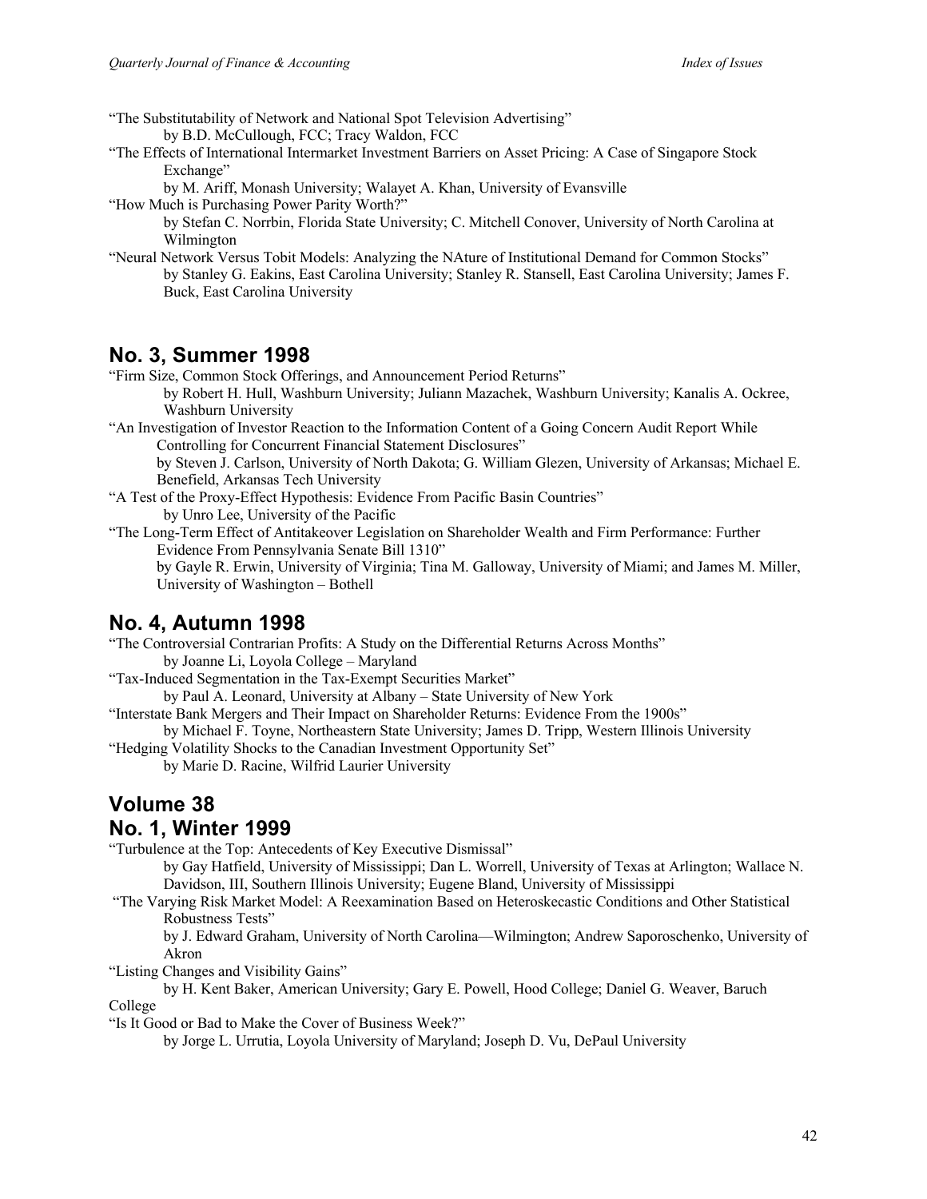"The Substitutability of Network and National Spot Television Advertising"
by B.D. McCullough, FCC; Tracy Waldon, FCC

"The Effects of International Intermarket Investment Barriers on Asset Pricing: A Case of Singapore Stock Exchange"
by M. Ariff, Monash University; Walayet A. Khan, University of Evansville

"How Much is Purchasing Power Parity Worth?"
by Stefan C. Norrbin, Florida State University; C. Mitchell Conover, University of North Carolina at Wilmington

"Neural Network Versus Tobit Models: Analyzing the NAture of Institutional Demand for Common Stocks"
by Stanley G. Eakins, East Carolina University; Stanley R. Stansell, East Carolina University; James F. Buck, East Carolina University

## No. 3, Summer 1998

"Firm Size, Common Stock Offerings, and Announcement Period Returns"
by Robert H. Hull, Washburn University; Juliann Mazachek, Washburn University; Kanalis A. Ockree, Washburn University

"An Investigation of Investor Reaction to the Information Content of a Going Concern Audit Report While Controlling for Concurrent Financial Statement Disclosures"
by Steven J. Carlson, University of North Dakota; G. William Glezen, University of Arkansas; Michael E. Benefield, Arkansas Tech University

"A Test of the Proxy-Effect Hypothesis: Evidence From Pacific Basin Countries"
by Unro Lee, University of the Pacific

"The Long-Term Effect of Antitakeover Legislation on Shareholder Wealth and Firm Performance: Further Evidence From Pennsylvania Senate Bill 1310"
by Gayle R. Erwin, University of Virginia; Tina M. Galloway, University of Miami; and James M. Miller, University of Washington – Bothell

## No. 4, Autumn 1998

"The Controversial Contrarian Profits: A Study on the Differential Returns Across Months"
by Joanne Li, Loyola College – Maryland

"Tax-Induced Segmentation in the Tax-Exempt Securities Market"
by Paul A. Leonard, University at Albany – State University of New York

"Interstate Bank Mergers and Their Impact on Shareholder Returns: Evidence From the 1900s"
by Michael F. Toyne, Northeastern State University; James D. Tripp, Western Illinois University

"Hedging Volatility Shocks to the Canadian Investment Opportunity Set"
by Marie D. Racine, Wilfrid Laurier University

## Volume 38
## No. 1, Winter 1999

"Turbulence at the Top: Antecedents of Key Executive Dismissal"
by Gay Hatfield, University of Mississippi; Dan L. Worrell, University of Texas at Arlington; Wallace N. Davidson, III, Southern Illinois University; Eugene Bland, University of Mississippi

"The Varying Risk Market Model: A Reexamination Based on Heteroskecastic Conditions and Other Statistical Robustness Tests"
by J. Edward Graham, University of North Carolina—Wilmington; Andrew Saporoschenko, University of Akron

"Listing Changes and Visibility Gains"
by H. Kent Baker, American University; Gary E. Powell, Hood College; Daniel G. Weaver, Baruch College

"Is It Good or Bad to Make the Cover of Business Week?"
by Jorge L. Urrutia, Loyola University of Maryland; Joseph D. Vu, DePaul University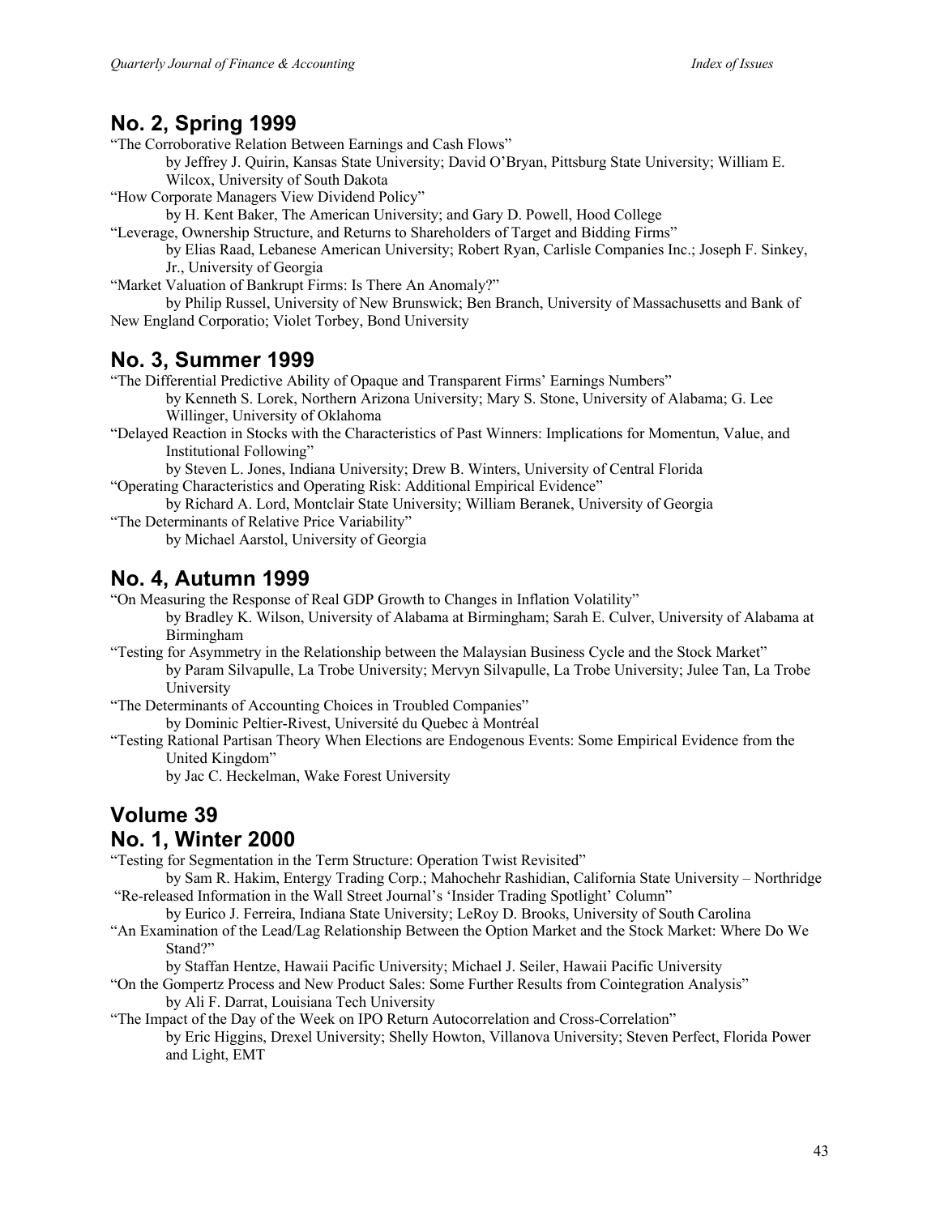## No. 2, Spring 1999

"The Corroborative Relation Between Earnings and Cash Flows"
by Jeffrey J. Quirin, Kansas State University; David O'Bryan, Pittsburg State University; William E. Wilcox, University of South Dakota

"How Corporate Managers View Dividend Policy"
by H. Kent Baker, The American University; and Gary D. Powell, Hood College

"Leverage, Ownership Structure, and Returns to Shareholders of Target and Bidding Firms"
by Elias Raad, Lebanese American University; Robert Ryan, Carlisle Companies Inc.; Joseph F. Sinkey, Jr., University of Georgia

"Market Valuation of Bankrupt Firms: Is There An Anomaly?"
by Philip Russel, University of New Brunswick; Ben Branch, University of Massachusetts and Bank of New England Corporatio; Violet Torbey, Bond University

## No. 3, Summer 1999

"The Differential Predictive Ability of Opaque and Transparent Firms' Earnings Numbers"
by Kenneth S. Lorek, Northern Arizona University; Mary S. Stone, University of Alabama; G. Lee Willinger, University of Oklahoma

"Delayed Reaction in Stocks with the Characteristics of Past Winners: Implications for Momentun, Value, and Institutional Following"
by Steven L. Jones, Indiana University; Drew B. Winters, University of Central Florida

"Operating Characteristics and Operating Risk: Additional Empirical Evidence"
by Richard A. Lord, Montclair State University; William Beranek, University of Georgia

"The Determinants of Relative Price Variability"
by Michael Aarstol, University of Georgia

## No. 4, Autumn 1999

"On Measuring the Response of Real GDP Growth to Changes in Inflation Volatility"
by Bradley K. Wilson, University of Alabama at Birmingham; Sarah E. Culver, University of Alabama at Birmingham

"Testing for Asymmetry in the Relationship between the Malaysian Business Cycle and the Stock Market"
by Param Silvapulle, La Trobe University; Mervyn Silvapulle, La Trobe University; Julee Tan, La Trobe University

"The Determinants of Accounting Choices in Troubled Companies"
by Dominic Peltier-Rivest, Université du Quebec à Montréal

"Testing Rational Partisan Theory When Elections are Endogenous Events: Some Empirical Evidence from the United Kingdom"
by Jac C. Heckelman, Wake Forest University

## Volume 39

## No. 1, Winter 2000

"Testing for Segmentation in the Term Structure: Operation Twist Revisited"
by Sam R. Hakim, Entergy Trading Corp.; Mahochehr Rashidian, California State University – Northridge

"Re-released Information in the Wall Street Journal's 'Insider Trading Spotlight' Column"
by Eurico J. Ferreira, Indiana State University; LeRoy D. Brooks, University of South Carolina

"An Examination of the Lead/Lag Relationship Between the Option Market and the Stock Market: Where Do We Stand?"
by Staffan Hentze, Hawaii Pacific University; Michael J. Seiler, Hawaii Pacific University

"On the Gompertz Process and New Product Sales: Some Further Results from Cointegration Analysis"
by Ali F. Darrat, Louisiana Tech University

"The Impact of the Day of the Week on IPO Return Autocorrelation and Cross-Correlation"
by Eric Higgins, Drexel University; Shelly Howton, Villanova University; Steven Perfect, Florida Power and Light, EMT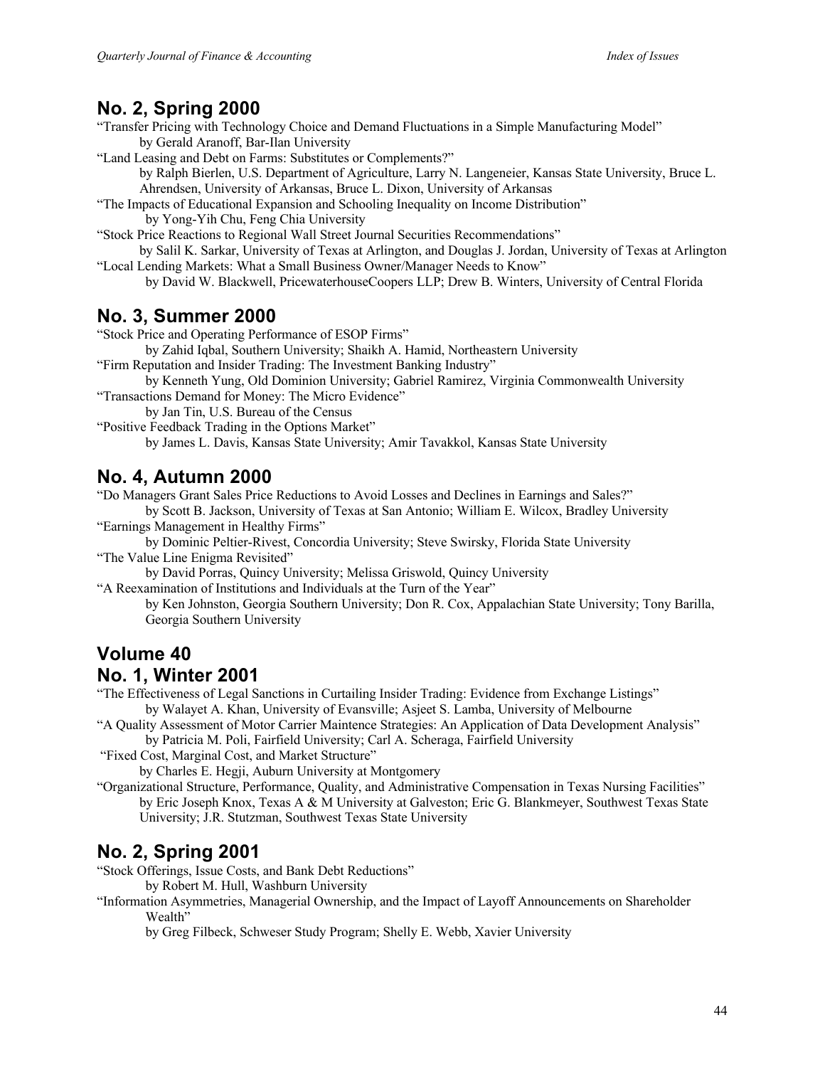## No. 2, Spring 2000

"Transfer Pricing with Technology Choice and Demand Fluctuations in a Simple Manufacturing Model"
by Gerald Aranoff, Bar-Ilan University

"Land Leasing and Debt on Farms: Substitutes or Complements?"
by Ralph Bierlen, U.S. Department of Agriculture, Larry N. Langeneier, Kansas State University, Bruce L. Ahrendsen, University of Arkansas, Bruce L. Dixon, University of Arkansas

"The Impacts of Educational Expansion and Schooling Inequality on Income Distribution"
by Yong-Yih Chu, Feng Chia University

"Stock Price Reactions to Regional Wall Street Journal Securities Recommendations"
by Salil K. Sarkar, University of Texas at Arlington, and Douglas J. Jordan, University of Texas at Arlington

"Local Lending Markets: What a Small Business Owner/Manager Needs to Know"
by David W. Blackwell, PricewaterhouseCoopers LLP; Drew B. Winters, University of Central Florida

## No. 3, Summer 2000

"Stock Price and Operating Performance of ESOP Firms"
by Zahid Iqbal, Southern University; Shaikh A. Hamid, Northeastern University

"Firm Reputation and Insider Trading: The Investment Banking Industry"
by Kenneth Yung, Old Dominion University; Gabriel Ramirez, Virginia Commonwealth University

"Transactions Demand for Money: The Micro Evidence"
by Jan Tin, U.S. Bureau of the Census

"Positive Feedback Trading in the Options Market"
by James L. Davis, Kansas State University; Amir Tavakkol, Kansas State University

## No. 4, Autumn 2000

"Do Managers Grant Sales Price Reductions to Avoid Losses and Declines in Earnings and Sales?"
by Scott B. Jackson, University of Texas at San Antonio; William E. Wilcox, Bradley University

"Earnings Management in Healthy Firms"
by Dominic Peltier-Rivest, Concordia University; Steve Swirsky, Florida State University

"The Value Line Enigma Revisited"
by David Porras, Quincy University; Melissa Griswold, Quincy University

"A Reexamination of Institutions and Individuals at the Turn of the Year"
by Ken Johnston, Georgia Southern University; Don R. Cox, Appalachian State University; Tony Barilla, Georgia Southern University

## Volume 40
## No. 1, Winter 2001

"The Effectiveness of Legal Sanctions in Curtailing Insider Trading: Evidence from Exchange Listings"
by Walayet A. Khan, University of Evansville; Asjeet S. Lamba, University of Melbourne

"A Quality Assessment of Motor Carrier Maintence Strategies: An Application of Data Development Analysis"
by Patricia M. Poli, Fairfield University; Carl A. Scheraga, Fairfield University

"Fixed Cost, Marginal Cost, and Market Structure"
by Charles E. Hegji, Auburn University at Montgomery

"Organizational Structure, Performance, Quality, and Administrative Compensation in Texas Nursing Facilities"
by Eric Joseph Knox, Texas A & M University at Galveston; Eric G. Blankmeyer, Southwest Texas State University; J.R. Stutzman, Southwest Texas State University

## No. 2, Spring 2001

"Stock Offerings, Issue Costs, and Bank Debt Reductions"
by Robert M. Hull, Washburn University

"Information Asymmetries, Managerial Ownership, and the Impact of Layoff Announcements on Shareholder Wealth"
by Greg Filbeck, Schweser Study Program; Shelly E. Webb, Xavier University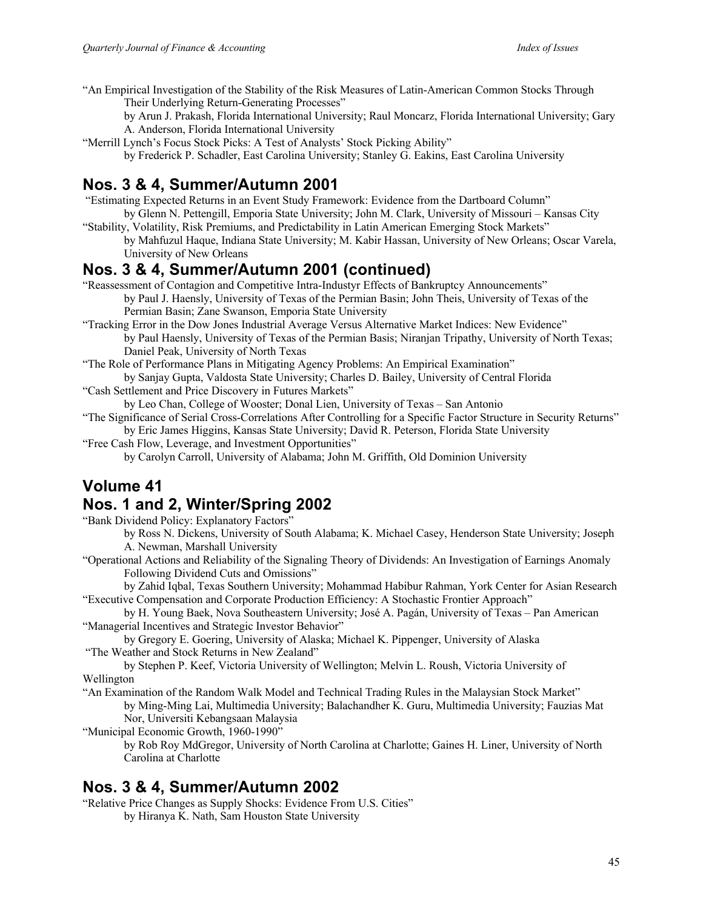"An Empirical Investigation of the Stability of the Risk Measures of Latin-American Common Stocks Through Their Underlying Return-Generating Processes"

by Arun J. Prakash, Florida International University; Raul Moncarz, Florida International University; Gary A. Anderson, Florida International University

"Merrill Lynch's Focus Stock Picks: A Test of Analysts' Stock Picking Ability"

by Frederick P. Schadler, East Carolina University; Stanley G. Eakins, East Carolina University

## Nos. 3 & 4, Summer/Autumn 2001

"Estimating Expected Returns in an Event Study Framework: Evidence from the Dartboard Column"

by Glenn N. Pettengill, Emporia State University; John M. Clark, University of Missouri – Kansas City

"Stability, Volatility, Risk Premiums, and Predictability in Latin American Emerging Stock Markets"

by Mahfuzul Haque, Indiana State University; M. Kabir Hassan, University of New Orleans; Oscar Varela, University of New Orleans

## Nos. 3 & 4, Summer/Autumn 2001 (continued)

"Reassessment of Contagion and Competitive Intra-Industyr Effects of Bankruptcy Announcements"

by Paul J. Haensly, University of Texas of the Permian Basin; John Theis, University of Texas of the Permian Basin; Zane Swanson, Emporia State University

"Tracking Error in the Dow Jones Industrial Average Versus Alternative Market Indices: New Evidence"

by Paul Haensly, University of Texas of the Permian Basis; Niranjan Tripathy, University of North Texas; Daniel Peak, University of North Texas

"The Role of Performance Plans in Mitigating Agency Problems: An Empirical Examination"

by Sanjay Gupta, Valdosta State University; Charles D. Bailey, University of Central Florida

"Cash Settlement and Price Discovery in Futures Markets"

by Leo Chan, College of Wooster; Donal Lien, University of Texas – San Antonio

"The Significance of Serial Cross-Correlations After Controlling for a Specific Factor Structure in Security Returns"

by Eric James Higgins, Kansas State University; David R. Peterson, Florida State University

"Free Cash Flow, Leverage, and Investment Opportunities"

by Carolyn Carroll, University of Alabama; John M. Griffith, Old Dominion University

## Volume 41

## Nos. 1 and 2, Winter/Spring 2002

"Bank Dividend Policy: Explanatory Factors"

by Ross N. Dickens, University of South Alabama; K. Michael Casey, Henderson State University; Joseph A. Newman, Marshall University

"Operational Actions and Reliability of the Signaling Theory of Dividends: An Investigation of Earnings Anomaly Following Dividend Cuts and Omissions"

by Zahid Iqbal, Texas Southern University; Mohammad Habibur Rahman, York Center for Asian Research

"Executive Compensation and Corporate Production Efficiency: A Stochastic Frontier Approach"

by H. Young Baek, Nova Southeastern University; José A. Pagán, University of Texas – Pan American

"Managerial Incentives and Strategic Investor Behavior"

by Gregory E. Goering, University of Alaska; Michael K. Pippenger, University of Alaska

"The Weather and Stock Returns in New Zealand"

by Stephen P. Keef, Victoria University of Wellington; Melvin L. Roush, Victoria University of Wellington

"An Examination of the Random Walk Model and Technical Trading Rules in the Malaysian Stock Market"

by Ming-Ming Lai, Multimedia University; Balachandher K. Guru, Multimedia University; Fauzias Mat Nor, Universiti Kebangsaan Malaysia

"Municipal Economic Growth, 1960-1990"

by Rob Roy MdGregor, University of North Carolina at Charlotte; Gaines H. Liner, University of North Carolina at Charlotte

## Nos. 3 & 4, Summer/Autumn 2002

"Relative Price Changes as Supply Shocks: Evidence From U.S. Cities"

by Hiranya K. Nath, Sam Houston State University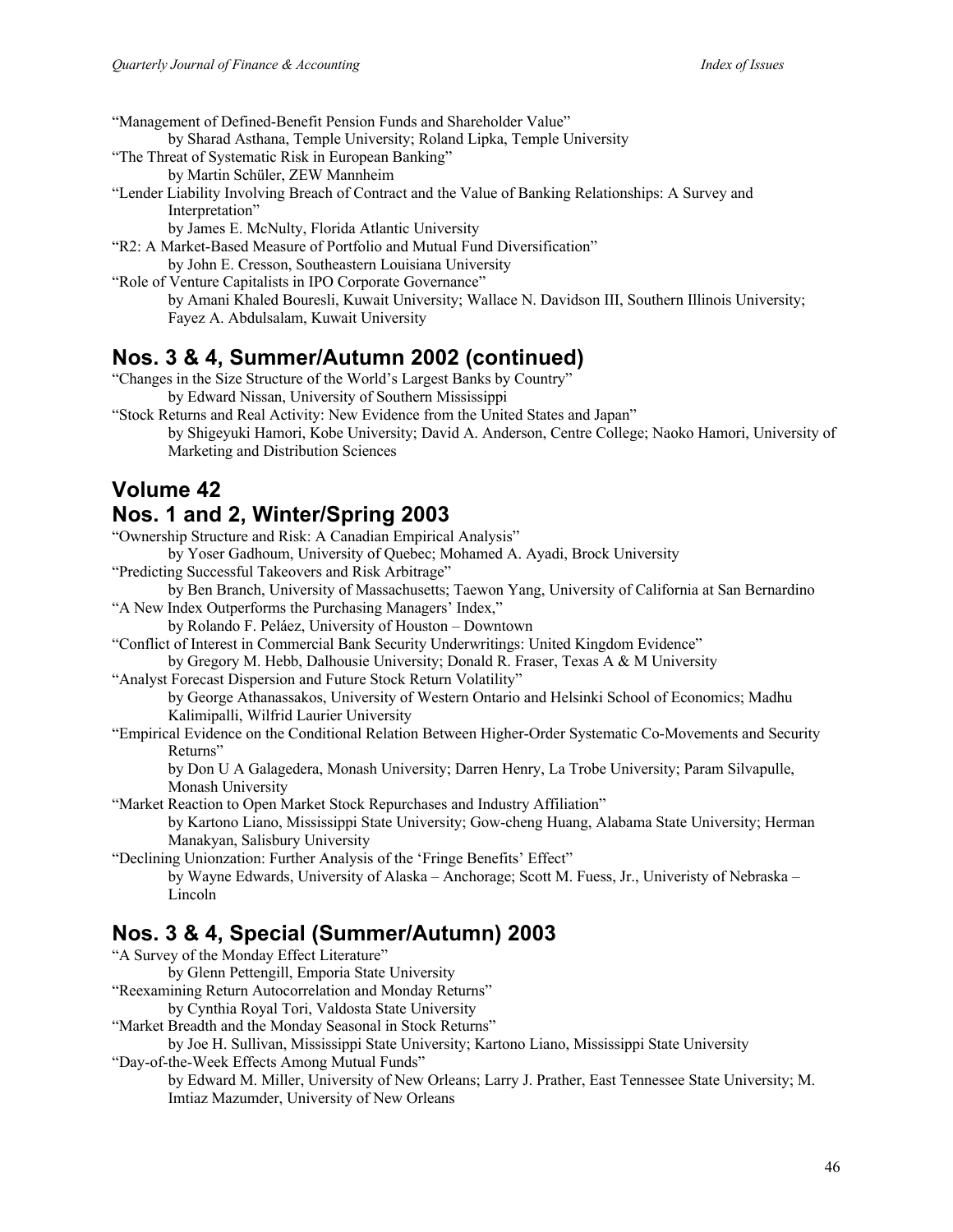"Management of Defined-Benefit Pension Funds and Shareholder Value"
by Sharad Asthana, Temple University; Roland Lipka, Temple University

"The Threat of Systematic Risk in European Banking"
by Martin Schüler, ZEW Mannheim

"Lender Liability Involving Breach of Contract and the Value of Banking Relationships: A Survey and Interpretation"
by James E. McNulty, Florida Atlantic University

"R2: A Market-Based Measure of Portfolio and Mutual Fund Diversification"
by John E. Cresson, Southeastern Louisiana University

"Role of Venture Capitalists in IPO Corporate Governance"
by Amani Khaled Bouresli, Kuwait University; Wallace N. Davidson III, Southern Illinois University; Fayez A. Abdulsalam, Kuwait University

## Nos. 3 & 4, Summer/Autumn 2002 (continued)

"Changes in the Size Structure of the World's Largest Banks by Country"
by Edward Nissan, University of Southern Mississippi

"Stock Returns and Real Activity: New Evidence from the United States and Japan"
by Shigeyuki Hamori, Kobe University; David A. Anderson, Centre College; Naoko Hamori, University of Marketing and Distribution Sciences

## Volume 42

## Nos. 1 and 2, Winter/Spring 2003

"Ownership Structure and Risk: A Canadian Empirical Analysis"
by Yoser Gadhoum, University of Quebec; Mohamed A. Ayadi, Brock University

"Predicting Successful Takeovers and Risk Arbitrage"
by Ben Branch, University of Massachusetts; Taewon Yang, University of California at San Bernardino

"A New Index Outperforms the Purchasing Managers' Index,"
by Rolando F. Peláez, University of Houston – Downtown

"Conflict of Interest in Commercial Bank Security Underwritings: United Kingdom Evidence"
by Gregory M. Hebb, Dalhousie University; Donald R. Fraser, Texas A & M University

"Analyst Forecast Dispersion and Future Stock Return Volatility"
by George Athanassakos, University of Western Ontario and Helsinki School of Economics; Madhu Kalimipalli, Wilfrid Laurier University

"Empirical Evidence on the Conditional Relation Between Higher-Order Systematic Co-Movements and Security Returns"
by Don U A Galagedera, Monash University; Darren Henry, La Trobe University; Param Silvapulle, Monash University

"Market Reaction to Open Market Stock Repurchases and Industry Affiliation"
by Kartono Liano, Mississippi State University; Gow-cheng Huang, Alabama State University; Herman Manakyan, Salisbury University

"Declining Unionzation: Further Analysis of the 'Fringe Benefits' Effect"
by Wayne Edwards, University of Alaska – Anchorage; Scott M. Fuess, Jr., Univeristy of Nebraska – Lincoln

## Nos. 3 & 4, Special (Summer/Autumn) 2003

"A Survey of the Monday Effect Literature"
by Glenn Pettengill, Emporia State University

"Reexamining Return Autocorrelation and Monday Returns"
by Cynthia Royal Tori, Valdosta State University

"Market Breadth and the Monday Seasonal in Stock Returns"
by Joe H. Sullivan, Mississippi State University; Kartono Liano, Mississippi State University

"Day-of-the-Week Effects Among Mutual Funds"
by Edward M. Miller, University of New Orleans; Larry J. Prather, East Tennessee State University; M. Imtiaz Mazumder, University of New Orleans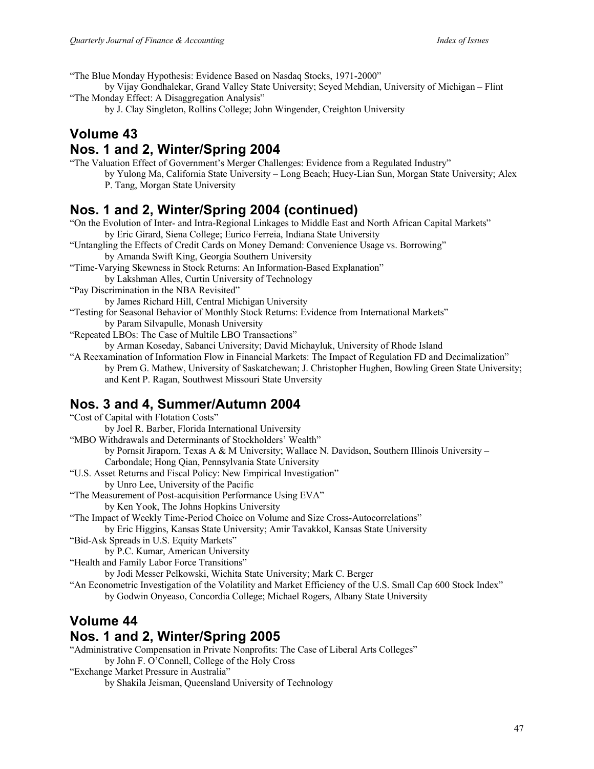"The Blue Monday Hypothesis: Evidence Based on Nasdaq Stocks, 1971-2000"

by Vijay Gondhalekar, Grand Valley State University; Seyed Mehdian, University of Michigan – Flint

"The Monday Effect: A Disaggregation Analysis"

by J. Clay Singleton, Rollins College; John Wingender, Creighton University

## Volume 43

## Nos. 1 and 2, Winter/Spring 2004

"The Valuation Effect of Government's Merger Challenges: Evidence from a Regulated Industry"

by Yulong Ma, California State University – Long Beach; Huey-Lian Sun, Morgan State University; Alex P. Tang, Morgan State University

## Nos. 1 and 2, Winter/Spring 2004 (continued)

"On the Evolution of Inter- and Intra-Regional Linkages to Middle East and North African Capital Markets"

by Eric Girard, Siena College; Eurico Ferreia, Indiana State University

"Untangling the Effects of Credit Cards on Money Demand: Convenience Usage vs. Borrowing"

by Amanda Swift King, Georgia Southern University

"Time-Varying Skewness in Stock Returns: An Information-Based Explanation"

by Lakshman Alles, Curtin University of Technology

"Pay Discrimination in the NBA Revisited"

by James Richard Hill, Central Michigan University

"Testing for Seasonal Behavior of Monthly Stock Returns: Evidence from International Markets"

by Param Silvapulle, Monash University

"Repeated LBOs: The Case of Multile LBO Transactions"

by Arman Koseday, Sabanci University; David Michayluk, University of Rhode Island

"A Reexamination of Information Flow in Financial Markets: The Impact of Regulation FD and Decimalization"

by Prem G. Mathew, University of Saskatchewan; J. Christopher Hughen, Bowling Green State University; and Kent P. Ragan, Southwest Missouri State Unversity

## Nos. 3 and 4, Summer/Autumn 2004

"Cost of Capital with Flotation Costs"

by Joel R. Barber, Florida International University

"MBO Withdrawals and Determinants of Stockholders' Wealth"

by Pornsit Jiraporn, Texas A & M University; Wallace N. Davidson, Southern Illinois University – Carbondale; Hong Qian, Pennsylvania State University

"U.S. Asset Returns and Fiscal Policy: New Empirical Investigation"

by Unro Lee, University of the Pacific

"The Measurement of Post-acquisition Performance Using EVA"

by Ken Yook, The Johns Hopkins University

"The Impact of Weekly Time-Period Choice on Volume and Size Cross-Autocorrelations"

by Eric Higgins, Kansas State University; Amir Tavakkol, Kansas State University

"Bid-Ask Spreads in U.S. Equity Markets"

by P.C. Kumar, American University

"Health and Family Labor Force Transitions"

by Jodi Messer Pelkowski, Wichita State University; Mark C. Berger

"An Econometric Investigation of the Volatility and Market Efficiency of the U.S. Small Cap 600 Stock Index"

by Godwin Onyeaso, Concordia College; Michael Rogers, Albany State University

## Volume 44

## Nos. 1 and 2, Winter/Spring 2005

"Administrative Compensation in Private Nonprofits: The Case of Liberal Arts Colleges"

by John F. O'Connell, College of the Holy Cross

"Exchange Market Pressure in Australia"

by Shakila Jeisman, Queensland University of Technology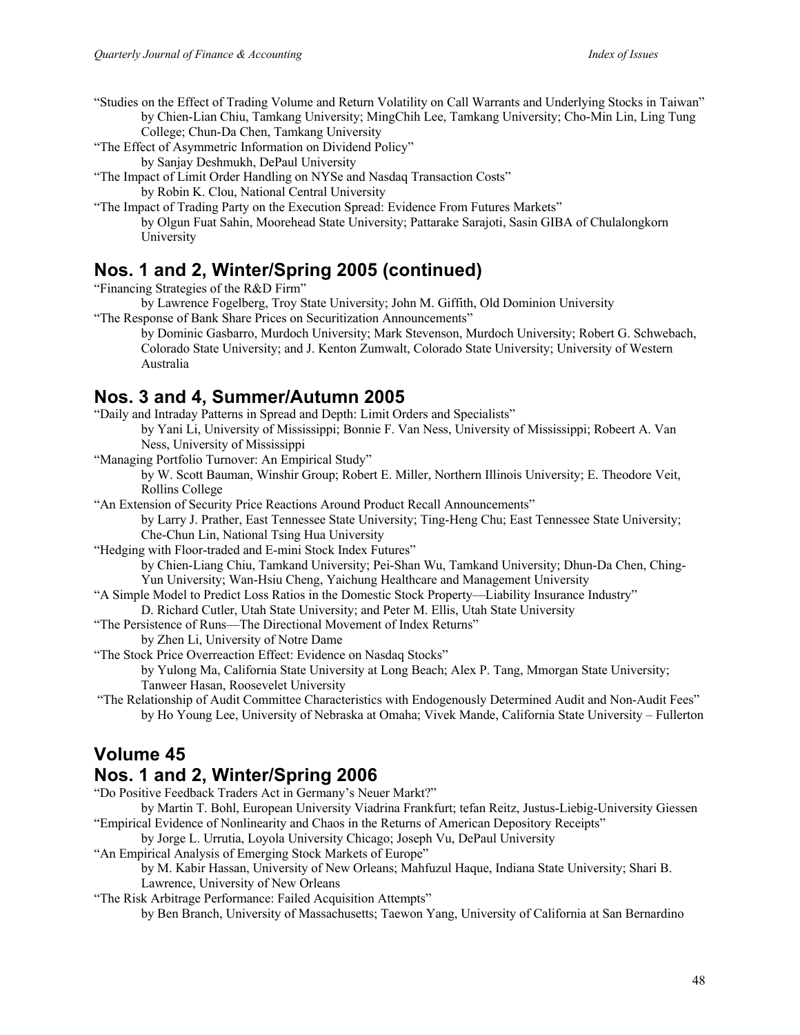"Studies on the Effect of Trading Volume and Return Volatility on Call Warrants and Underlying Stocks in Taiwan"
by Chien-Lian Chiu, Tamkang University; MingChih Lee, Tamkang University; Cho-Min Lin, Ling Tung College; Chun-Da Chen, Tamkang University

"The Effect of Asymmetric Information on Dividend Policy"
by Sanjay Deshmukh, DePaul University

"The Impact of Limit Order Handling on NYSe and Nasdaq Transaction Costs"
by Robin K. Clou, National Central University

"The Impact of Trading Party on the Execution Spread: Evidence From Futures Markets"
by Olgun Fuat Sahin, Moorehead State University; Pattarake Sarajoti, Sasin GIBA of Chulalongkorn University

## Nos. 1 and 2, Winter/Spring 2005 (continued)

"Financing Strategies of the R&D Firm"
by Lawrence Fogelberg, Troy State University; John M. Giffith, Old Dominion University

"The Response of Bank Share Prices on Securitization Announcements"
by Dominic Gasbarro, Murdoch University; Mark Stevenson, Murdoch University; Robert G. Schwebach, Colorado State University; and J. Kenton Zumwalt, Colorado State University; University of Western Australia

## Nos. 3 and 4, Summer/Autumn 2005

"Daily and Intraday Patterns in Spread and Depth: Limit Orders and Specialists"
by Yani Li, University of Mississippi; Bonnie F. Van Ness, University of Mississippi; Robeert A. Van Ness, University of Mississippi

"Managing Portfolio Turnover: An Empirical Study"
by W. Scott Bauman, Winshir Group; Robert E. Miller, Northern Illinois University; E. Theodore Veit, Rollins College

"An Extension of Security Price Reactions Around Product Recall Announcements"
by Larry J. Prather, East Tennessee State University; Ting-Heng Chu; East Tennessee State University; Che-Chun Lin, National Tsing Hua University

"Hedging with Floor-traded and E-mini Stock Index Futures"
by Chien-Liang Chiu, Tamkand University; Pei-Shan Wu, Tamkand University; Dhun-Da Chen, Ching-Yun University; Wan-Hsiu Cheng, Yaichung Healthcare and Management University

"A Simple Model to Predict Loss Ratios in the Domestic Stock Property—Liability Insurance Industry"
D. Richard Cutler, Utah State University; and Peter M. Ellis, Utah State University

"The Persistence of Runs—The Directional Movement of Index Returns"
by Zhen Li, University of Notre Dame

"The Stock Price Overreaction Effect: Evidence on Nasdaq Stocks"
by Yulong Ma, California State University at Long Beach; Alex P. Tang, Mmorgan State University; Tanweer Hasan, Roosevelet University

"The Relationship of Audit Committee Characteristics with Endogenously Determined Audit and Non-Audit Fees"
by Ho Young Lee, University of Nebraska at Omaha; Vivek Mande, California State University – Fullerton

## Volume 45
## Nos. 1 and 2, Winter/Spring 2006

"Do Positive Feedback Traders Act in Germany's Neuer Markt?"
by Martin T. Bohl, European University Viadrina Frankfurt; tefan Reitz, Justus-Liebig-University Giessen

"Empirical Evidence of Nonlinearity and Chaos in the Returns of American Depository Receipts"
by Jorge L. Urrutia, Loyola University Chicago; Joseph Vu, DePaul University

"An Empirical Analysis of Emerging Stock Markets of Europe"
by M. Kabir Hassan, University of New Orleans; Mahfuzul Haque, Indiana State University; Shari B. Lawrence, University of New Orleans

"The Risk Arbitrage Performance: Failed Acquisition Attempts"
by Ben Branch, University of Massachusetts; Taewon Yang, University of California at San Bernardino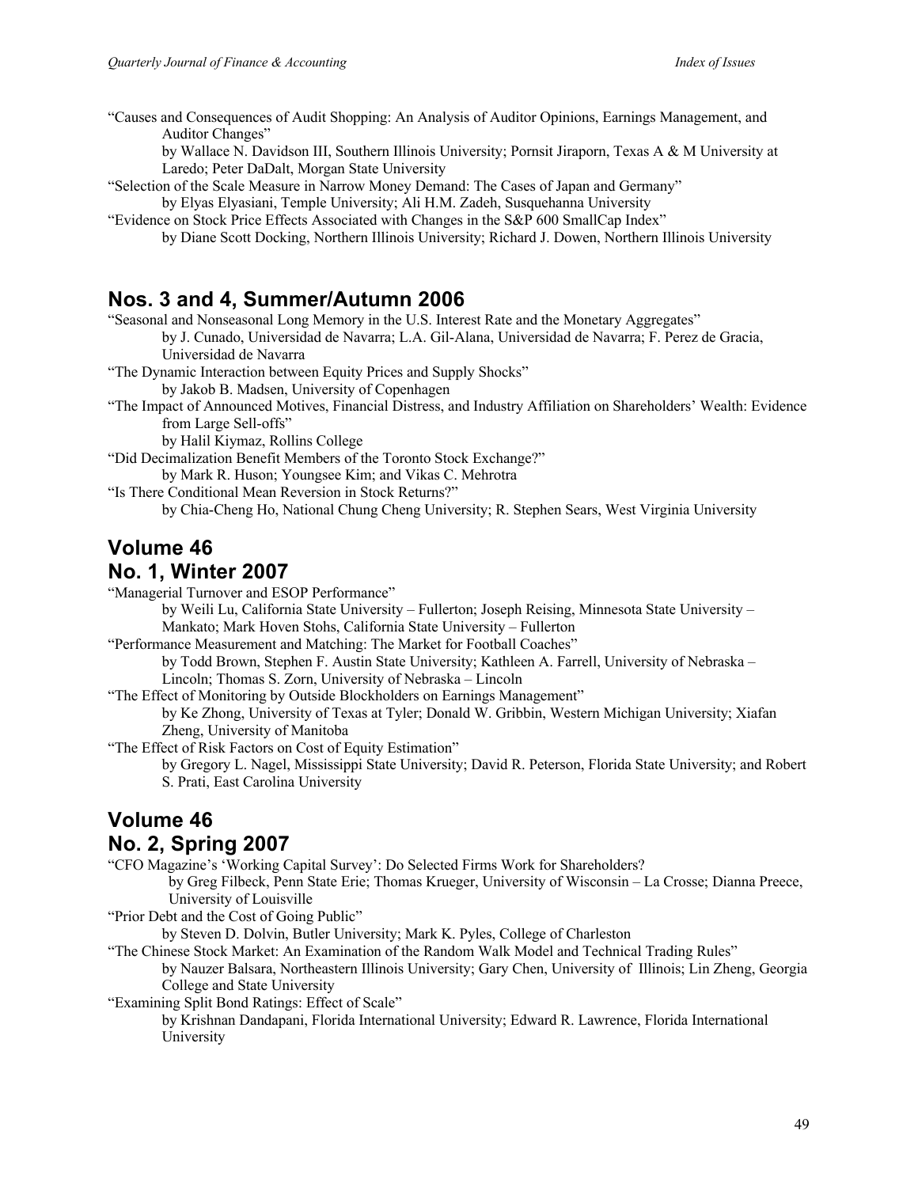"Causes and Consequences of Audit Shopping: An Analysis of Auditor Opinions, Earnings Management, and Auditor Changes"
by Wallace N. Davidson III, Southern Illinois University; Pornsit Jiraporn, Texas A & M University at Laredo; Peter DaDalt, Morgan State University

"Selection of the Scale Measure in Narrow Money Demand: The Cases of Japan and Germany"
by Elyas Elyasiani, Temple University; Ali H.M. Zadeh, Susquehanna University

"Evidence on Stock Price Effects Associated with Changes in the S&P 600 SmallCap Index"
by Diane Scott Docking, Northern Illinois University; Richard J. Dowen, Northern Illinois University

## Nos. 3 and 4, Summer/Autumn 2006

"Seasonal and Nonseasonal Long Memory in the U.S. Interest Rate and the Monetary Aggregates"
by J. Cunado, Universidad de Navarra; L.A. Gil-Alana, Universidad de Navarra; F. Perez de Gracia, Universidad de Navarra

"The Dynamic Interaction between Equity Prices and Supply Shocks"
by Jakob B. Madsen, University of Copenhagen

"The Impact of Announced Motives, Financial Distress, and Industry Affiliation on Shareholders' Wealth: Evidence from Large Sell-offs"
by Halil Kiymaz, Rollins College

"Did Decimalization Benefit Members of the Toronto Stock Exchange?"
by Mark R. Huson; Youngsee Kim; and Vikas C. Mehrotra

"Is There Conditional Mean Reversion in Stock Returns?"
by Chia-Cheng Ho, National Chung Cheng University; R. Stephen Sears, West Virginia University

## Volume 46
## No. 1, Winter 2007

"Managerial Turnover and ESOP Performance"
by Weili Lu, California State University – Fullerton; Joseph Reising, Minnesota State University – Mankato; Mark Hoven Stohs, California State University – Fullerton

"Performance Measurement and Matching: The Market for Football Coaches"
by Todd Brown, Stephen F. Austin State University; Kathleen A. Farrell, University of Nebraska – Lincoln; Thomas S. Zorn, University of Nebraska – Lincoln

"The Effect of Monitoring by Outside Blockholders on Earnings Management"
by Ke Zhong, University of Texas at Tyler; Donald W. Gribbin, Western Michigan University; Xiafan Zheng, University of Manitoba

"The Effect of Risk Factors on Cost of Equity Estimation"
by Gregory L. Nagel, Mississippi State University; David R. Peterson, Florida State University; and Robert S. Prati, East Carolina University

## Volume 46
## No. 2, Spring 2007

"CFO Magazine's 'Working Capital Survey': Do Selected Firms Work for Shareholders?
by Greg Filbeck, Penn State Erie; Thomas Krueger, University of Wisconsin – La Crosse; Dianna Preece, University of Louisville

"Prior Debt and the Cost of Going Public"
by Steven D. Dolvin, Butler University; Mark K. Pyles, College of Charleston

"The Chinese Stock Market: An Examination of the Random Walk Model and Technical Trading Rules"
by Nauzer Balsara, Northeastern Illinois University; Gary Chen, University of Illinois; Lin Zheng, Georgia College and State University

"Examining Split Bond Ratings: Effect of Scale"
by Krishnan Dandapani, Florida International University; Edward R. Lawrence, Florida International University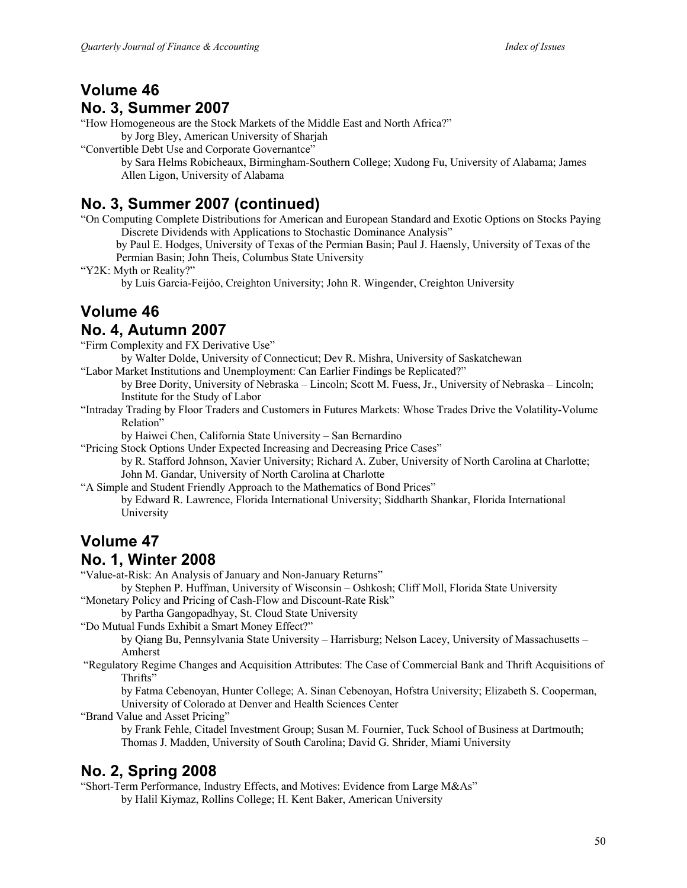## Volume 46
## No. 3, Summer 2007

"How Homogeneous are the Stock Markets of the Middle East and North Africa?"
by Jorg Bley, American University of Sharjah

"Convertible Debt Use and Corporate Governantce"
by Sara Helms Robicheaux, Birmingham-Southern College; Xudong Fu, University of Alabama; James Allen Ligon, University of Alabama

## No. 3, Summer 2007 (continued)

"On Computing Complete Distributions for American and European Standard and Exotic Options on Stocks Paying Discrete Dividends with Applications to Stochastic Dominance Analysis"
by Paul E. Hodges, University of Texas of the Permian Basin; Paul J. Haensly, University of Texas of the Permian Basin; John Theis, Columbus State University

"Y2K: Myth or Reality?"
by Luis Garcia-Feijóo, Creighton University; John R. Wingender, Creighton University

## Volume 46
## No. 4, Autumn 2007

"Firm Complexity and FX Derivative Use"
by Walter Dolde, University of Connecticut; Dev R. Mishra, University of Saskatchewan

"Labor Market Institutions and Unemployment: Can Earlier Findings be Replicated?"
by Bree Dority, University of Nebraska – Lincoln; Scott M. Fuess, Jr., University of Nebraska – Lincoln; Institute for the Study of Labor

"Intraday Trading by Floor Traders and Customers in Futures Markets: Whose Trades Drive the Volatility-Volume Relation"
by Haiwei Chen, California State University – San Bernardino

"Pricing Stock Options Under Expected Increasing and Decreasing Price Cases"
by R. Stafford Johnson, Xavier University; Richard A. Zuber, University of North Carolina at Charlotte; John M. Gandar, University of North Carolina at Charlotte

"A Simple and Student Friendly Approach to the Mathematics of Bond Prices"
by Edward R. Lawrence, Florida International University; Siddharth Shankar, Florida International University

## Volume 47
## No. 1, Winter 2008

"Value-at-Risk: An Analysis of January and Non-January Returns"
by Stephen P. Huffman, University of Wisconsin – Oshkosh; Cliff Moll, Florida State University

"Monetary Policy and Pricing of Cash-Flow and Discount-Rate Risk"
by Partha Gangopadhyay, St. Cloud State University

"Do Mutual Funds Exhibit a Smart Money Effect?"
by Qiang Bu, Pennsylvania State University – Harrisburg; Nelson Lacey, University of Massachusetts – Amherst

"Regulatory Regime Changes and Acquisition Attributes: The Case of Commercial Bank and Thrift Acquisitions of Thrifts"
by Fatma Cebenoyan, Hunter College; A. Sinan Cebenoyan, Hofstra University; Elizabeth S. Cooperman, University of Colorado at Denver and Health Sciences Center

"Brand Value and Asset Pricing"
by Frank Fehle, Citadel Investment Group; Susan M. Fournier, Tuck School of Business at Dartmouth; Thomas J. Madden, University of South Carolina; David G. Shrider, Miami University

## No. 2, Spring 2008

"Short-Term Performance, Industry Effects, and Motives: Evidence from Large M&As"
by Halil Kiymaz, Rollins College; H. Kent Baker, American University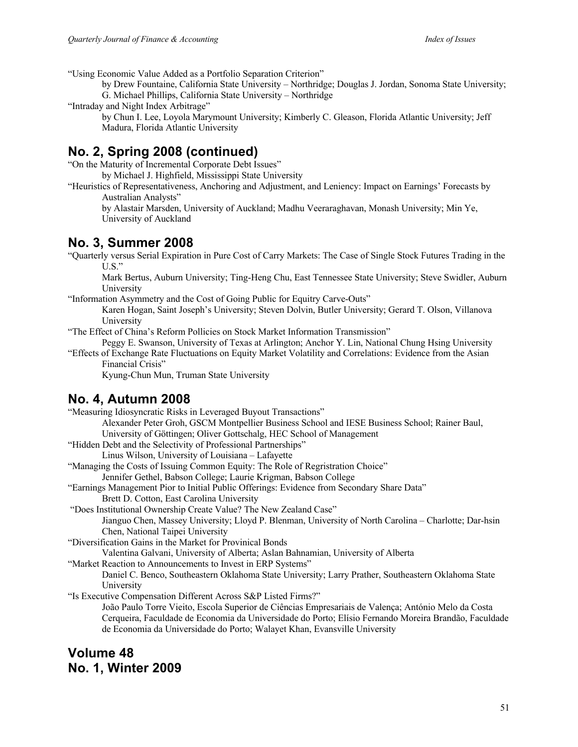"Using Economic Value Added as a Portfolio Separation Criterion"

by Drew Fountaine, California State University – Northridge; Douglas J. Jordan, Sonoma State University; G. Michael Phillips, California State University – Northridge

"Intraday and Night Index Arbitrage"

by Chun I. Lee, Loyola Marymount University; Kimberly C. Gleason, Florida Atlantic University; Jeff Madura, Florida Atlantic University

## No. 2, Spring 2008 (continued)

"On the Maturity of Incremental Corporate Debt Issues"

by Michael J. Highfield, Mississippi State University

"Heuristics of Representativeness, Anchoring and Adjustment, and Leniency: Impact on Earnings' Forecasts by Australian Analysts"

by Alastair Marsden, University of Auckland; Madhu Veeraraghavan, Monash University; Min Ye, University of Auckland

## No. 3, Summer 2008

"Quarterly versus Serial Expiration in Pure Cost of Carry Markets: The Case of Single Stock Futures Trading in the U.S."

Mark Bertus, Auburn University; Ting-Heng Chu, East Tennessee State University; Steve Swidler, Auburn University

"Information Asymmetry and the Cost of Going Public for Equitry Carve-Outs"

Karen Hogan, Saint Joseph's University; Steven Dolvin, Butler University; Gerard T. Olson, Villanova University

"The Effect of China's Reform Pollicies on Stock Market Information Transmission"

Peggy E. Swanson, University of Texas at Arlington; Anchor Y. Lin, National Chung Hsing University

"Effects of Exchange Rate Fluctuations on Equity Market Volatility and Correlations: Evidence from the Asian Financial Crisis"

Kyung-Chun Mun, Truman State University

## No. 4, Autumn 2008

"Measuring Idiosyncratic Risks in Leveraged Buyout Transactions"

Alexander Peter Groh, GSCM Montpellier Business School and IESE Business School; Rainer Baul, University of Göttingen; Oliver Gottschalg, HEC School of Management

"Hidden Debt and the Selectivity of Professional Partnerships"

Linus Wilson, University of Louisiana – Lafayette

"Managing the Costs of Issuing Common Equity: The Role of Regristration Choice"

Jennifer Gethel, Babson College; Laurie Krigman, Babson College

"Earnings Management Pior to Initial Public Offerings: Evidence from Secondary Share Data"

Brett D. Cotton, East Carolina University

"Does Institutional Ownership Create Value? The New Zealand Case"

Jianguo Chen, Massey University; Lloyd P. Blenman, University of North Carolina – Charlotte; Dar-hsin Chen, National Taipei University

"Diversification Gains in the Market for Provinical Bonds

Valentina Galvani, University of Alberta; Aslan Bahnamian, University of Alberta

"Market Reaction to Announcements to Invest in ERP Systems"

Daniel C. Benco, Southeastern Oklahoma State University; Larry Prather, Southeastern Oklahoma State University

"Is Executive Compensation Different Across S&P Listed Firms?"

João Paulo Torre Vieito, Escola Superior de Ciências Empresariais de Valença; António Melo da Costa Cerqueira, Faculdade de Economia da Universidade do Porto; Elísio Fernando Moreira Brandão, Faculdade de Economia da Universidade do Porto; Walayet Khan, Evansville University

## Volume 48
## No. 1, Winter 2009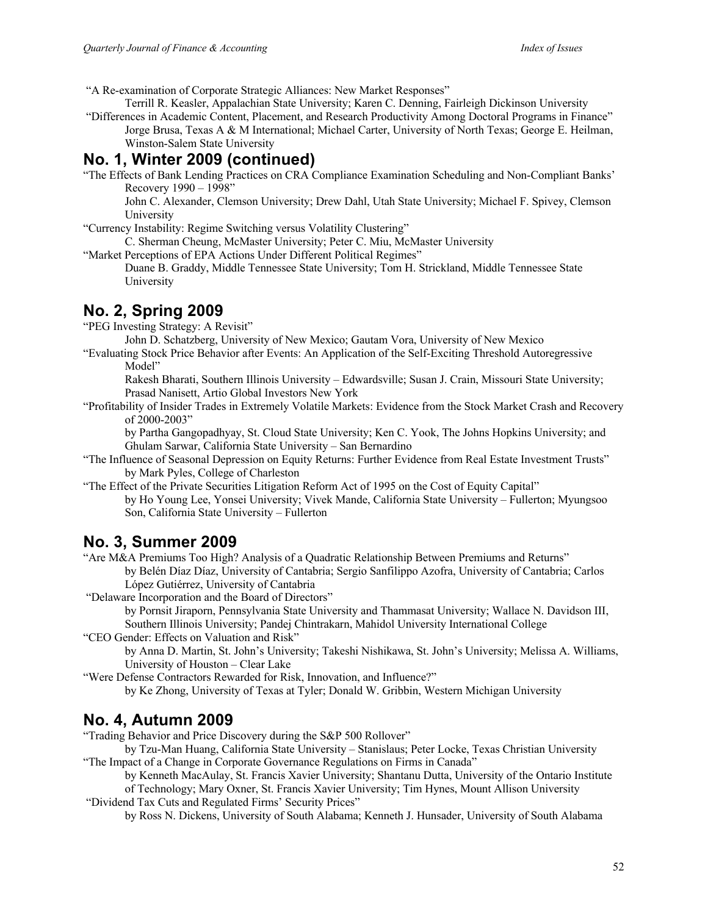"A Re-examination of Corporate Strategic Alliances: New Market Responses"
Terrill R. Keasler, Appalachian State University; Karen C. Denning, Fairleigh Dickinson University

"Differences in Academic Content, Placement, and Research Productivity Among Doctoral Programs in Finance"
Jorge Brusa, Texas A & M International; Michael Carter, University of North Texas; George E. Heilman, Winston-Salem State University

## No. 1, Winter 2009 (continued)

"The Effects of Bank Lending Practices on CRA Compliance Examination Scheduling and Non-Compliant Banks' Recovery 1990 – 1998"
John C. Alexander, Clemson University; Drew Dahl, Utah State University; Michael F. Spivey, Clemson University

"Currency Instability: Regime Switching versus Volatility Clustering"
C. Sherman Cheung, McMaster University; Peter C. Miu, McMaster University

"Market Perceptions of EPA Actions Under Different Political Regimes"
Duane B. Graddy, Middle Tennessee State University; Tom H. Strickland, Middle Tennessee State University

## No. 2, Spring 2009

"PEG Investing Strategy: A Revisit"
John D. Schatzberg, University of New Mexico; Gautam Vora, University of New Mexico

"Evaluating Stock Price Behavior after Events: An Application of the Self-Exciting Threshold Autoregressive Model"
Rakesh Bharati, Southern Illinois University – Edwardsville; Susan J. Crain, Missouri State University; Prasad Nanisett, Artio Global Investors New York

"Profitability of Insider Trades in Extremely Volatile Markets: Evidence from the Stock Market Crash and Recovery of 2000-2003"
by Partha Gangopadhyay, St. Cloud State University; Ken C. Yook, The Johns Hopkins University; and Ghulam Sarwar, California State University – San Bernardino

"The Influence of Seasonal Depression on Equity Returns: Further Evidence from Real Estate Investment Trusts"
by Mark Pyles, College of Charleston

"The Effect of the Private Securities Litigation Reform Act of 1995 on the Cost of Equity Capital"
by Ho Young Lee, Yonsei University; Vivek Mande, California State University – Fullerton; Myungsoo Son, California State University – Fullerton

## No. 3, Summer 2009

"Are M&A Premiums Too High? Analysis of a Quadratic Relationship Between Premiums and Returns"
by Belén Díaz Díaz, University of Cantabria; Sergio Sanfilippo Azofra, University of Cantabria; Carlos López Gutiérrez, University of Cantabria

"Delaware Incorporation and the Board of Directors"
by Pornsit Jiraporn, Pennsylvania State University and Thammasat University; Wallace N. Davidson III, Southern Illinois University; Pandej Chintrakarn, Mahidol University International College

"CEO Gender: Effects on Valuation and Risk"
by Anna D. Martin, St. John's University; Takeshi Nishikawa, St. John's University; Melissa A. Williams, University of Houston – Clear Lake

"Were Defense Contractors Rewarded for Risk, Innovation, and Influence?"
by Ke Zhong, University of Texas at Tyler; Donald W. Gribbin, Western Michigan University

## No. 4, Autumn 2009

"Trading Behavior and Price Discovery during the S&P 500 Rollover"
by Tzu-Man Huang, California State University – Stanislaus; Peter Locke, Texas Christian University

"The Impact of a Change in Corporate Governance Regulations on Firms in Canada"
by Kenneth MacAulay, St. Francis Xavier University; Shantanu Dutta, University of the Ontario Institute of Technology; Mary Oxner, St. Francis Xavier University; Tim Hynes, Mount Allison University

"Dividend Tax Cuts and Regulated Firms' Security Prices"
by Ross N. Dickens, University of South Alabama; Kenneth J. Hunsader, University of South Alabama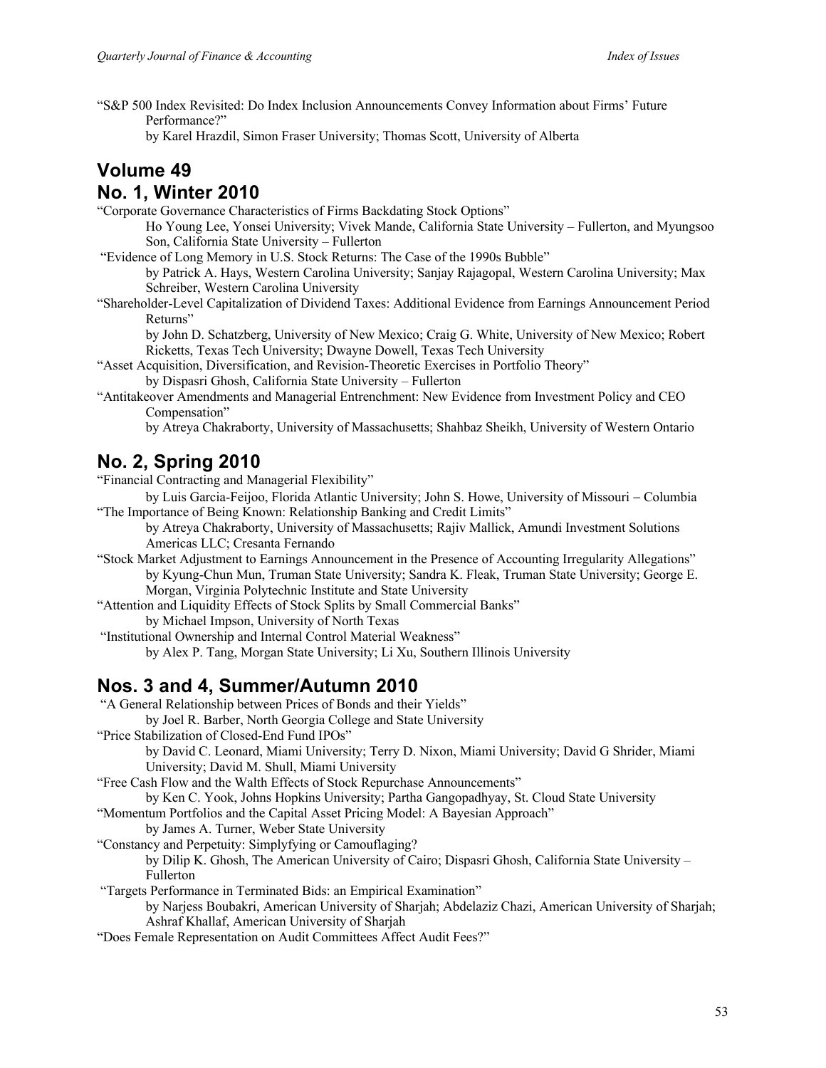"S&P 500 Index Revisited: Do Index Inclusion Announcements Convey Information about Firms' Future Performance?"
by Karel Hrazdil, Simon Fraser University; Thomas Scott, University of Alberta

## Volume 49

## No. 1, Winter 2010

"Corporate Governance Characteristics of Firms Backdating Stock Options"
Ho Young Lee, Yonsei University; Vivek Mande, California State University – Fullerton, and Myungsoo Son, California State University – Fullerton

"Evidence of Long Memory in U.S. Stock Returns: The Case of the 1990s Bubble"
by Patrick A. Hays, Western Carolina University; Sanjay Rajagopal, Western Carolina University; Max Schreiber, Western Carolina University

"Shareholder-Level Capitalization of Dividend Taxes: Additional Evidence from Earnings Announcement Period Returns"
by John D. Schatzberg, University of New Mexico; Craig G. White, University of New Mexico; Robert Ricketts, Texas Tech University; Dwayne Dowell, Texas Tech University

"Asset Acquisition, Diversification, and Revision-Theoretic Exercises in Portfolio Theory"
by Dispasri Ghosh, California State University – Fullerton

"Antitakeover Amendments and Managerial Entrenchment: New Evidence from Investment Policy and CEO Compensation"
by Atreya Chakraborty, University of Massachusetts; Shahbaz Sheikh, University of Western Ontario

## No. 2, Spring 2010

"Financial Contracting and Managerial Flexibility"
by Luis Garcia-Feijoo, Florida Atlantic University; John S. Howe, University of Missouri – Columbia

"The Importance of Being Known: Relationship Banking and Credit Limits"
by Atreya Chakraborty, University of Massachusetts; Rajiv Mallick, Amundi Investment Solutions Americas LLC; Cresanta Fernando

"Stock Market Adjustment to Earnings Announcement in the Presence of Accounting Irregularity Allegations"
by Kyung-Chun Mun, Truman State University; Sandra K. Fleak, Truman State University; George E. Morgan, Virginia Polytechnic Institute and State University

"Attention and Liquidity Effects of Stock Splits by Small Commercial Banks"
by Michael Impson, University of North Texas

"Institutional Ownership and Internal Control Material Weakness"
by Alex P. Tang, Morgan State University; Li Xu, Southern Illinois University

## Nos. 3 and 4, Summer/Autumn 2010

"A General Relationship between Prices of Bonds and their Yields"
by Joel R. Barber, North Georgia College and State University

"Price Stabilization of Closed-End Fund IPOs"
by David C. Leonard, Miami University; Terry D. Nixon, Miami University; David G Shrider, Miami University; David M. Shull, Miami University

"Free Cash Flow and the Walth Effects of Stock Repurchase Announcements"
by Ken C. Yook, Johns Hopkins University; Partha Gangopadhyay, St. Cloud State University

"Momentum Portfolios and the Capital Asset Pricing Model: A Bayesian Approach"
by James A. Turner, Weber State University

"Constancy and Perpetuity: Simplyfying or Camouflaging?
by Dilip K. Ghosh, The American University of Cairo; Dispasri Ghosh, California State University – Fullerton

"Targets Performance in Terminated Bids: an Empirical Examination"
by Narjess Boubakri, American University of Sharjah; Abdelaziz Chazi, American University of Sharjah; Ashraf Khallaf, American University of Sharjah

"Does Female Representation on Audit Committees Affect Audit Fees?"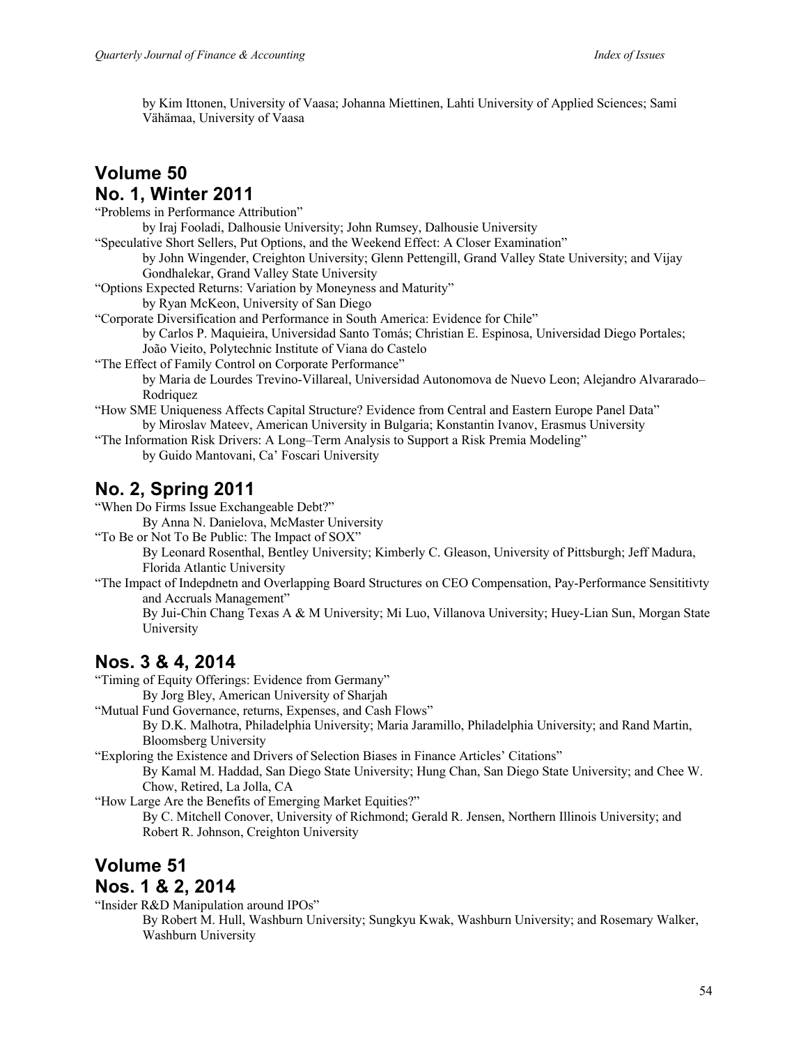by Kim Ittonen, University of Vaasa; Johanna Miettinen, Lahti University of Applied Sciences; Sami Vähämaa, University of Vaasa

## Volume 50
## No. 1, Winter 2011

"Problems in Performance Attribution"
by Iraj Fooladi, Dalhousie University; John Rumsey, Dalhousie University

"Speculative Short Sellers, Put Options, and the Weekend Effect: A Closer Examination"
by John Wingender, Creighton University; Glenn Pettengill, Grand Valley State University; and Vijay Gondhalekar, Grand Valley State University

"Options Expected Returns: Variation by Moneyness and Maturity"
by Ryan McKeon, University of San Diego

"Corporate Diversification and Performance in South America: Evidence for Chile"
by Carlos P. Maquieira, Universidad Santo Tomás; Christian E. Espinosa, Universidad Diego Portales; João Vieito, Polytechnic Institute of Viana do Castelo

"The Effect of Family Control on Corporate Performance"
by Maria de Lourdes Trevino-Villareal, Universidad Autonomova de Nuevo Leon; Alejandro Alvararado–Rodriquez

"How SME Uniqueness Affects Capital Structure? Evidence from Central and Eastern Europe Panel Data"
by Miroslav Mateev, American University in Bulgaria; Konstantin Ivanov, Erasmus University

"The Information Risk Drivers: A Long–Term Analysis to Support a Risk Premia Modeling"
by Guido Mantovani, Ca' Foscari University

## No. 2, Spring 2011

"When Do Firms Issue Exchangeable Debt?"
By Anna N. Danielova, McMaster University

"To Be or Not To Be Public: The Impact of SOX"
By Leonard Rosenthal, Bentley University; Kimberly C. Gleason, University of Pittsburgh; Jeff Madura, Florida Atlantic University

"The Impact of Indepdnetn and Overlapping Board Structures on CEO Compensation, Pay-Performance Sensititivty and Accruals Management"
By Jui-Chin Chang Texas A & M University; Mi Luo, Villanova University; Huey-Lian Sun, Morgan State University

## Nos. 3 & 4, 2014

"Timing of Equity Offerings: Evidence from Germany"
By Jorg Bley, American University of Sharjah

"Mutual Fund Governance, returns, Expenses, and Cash Flows"
By D.K. Malhotra, Philadelphia University; Maria Jaramillo, Philadelphia University; and Rand Martin, Bloomsberg University

"Exploring the Existence and Drivers of Selection Biases in Finance Articles' Citations"
By Kamal M. Haddad, San Diego State University; Hung Chan, San Diego State University; and Chee W. Chow, Retired, La Jolla, CA

"How Large Are the Benefits of Emerging Market Equities?"
By C. Mitchell Conover, University of Richmond; Gerald R. Jensen, Northern Illinois University; and Robert R. Johnson, Creighton University

## Volume 51
## Nos. 1 & 2, 2014

"Insider R&D Manipulation around IPOs"
By Robert M. Hull, Washburn University; Sungkyu Kwak, Washburn University; and Rosemary Walker, Washburn University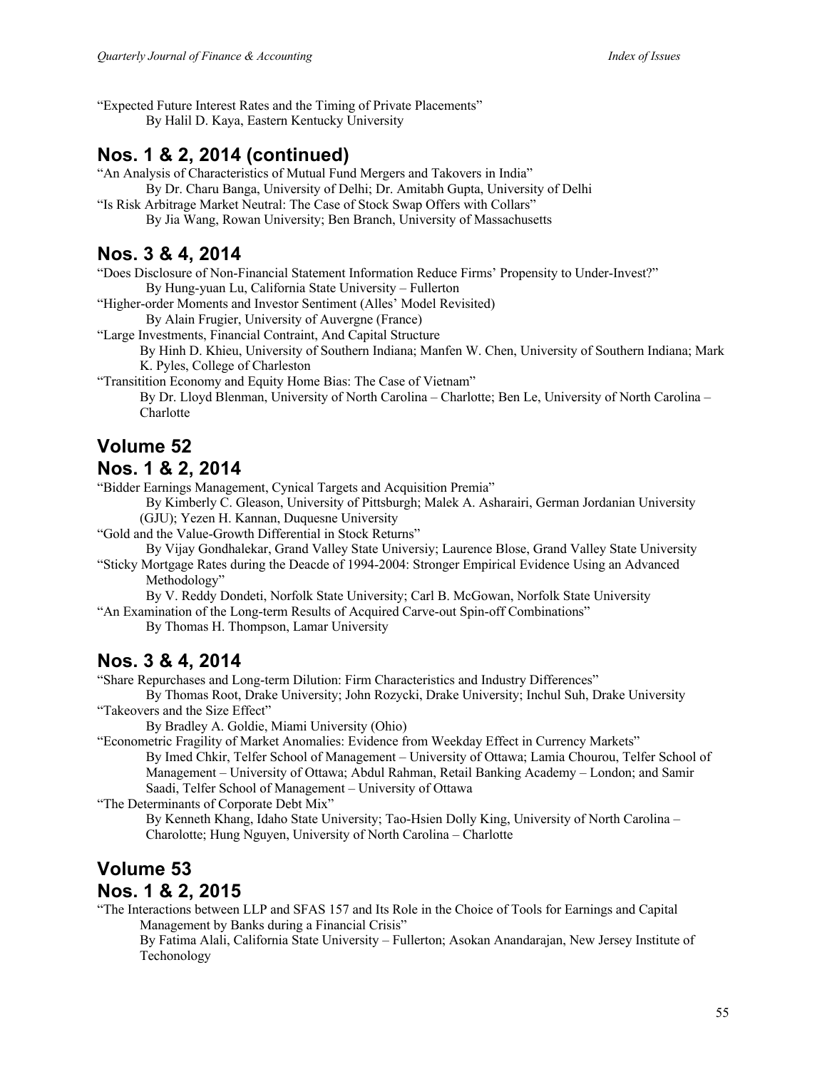"Expected Future Interest Rates and the Timing of Private Placements"
By Halil D. Kaya, Eastern Kentucky University

## Nos. 1 & 2, 2014 (continued)

"An Analysis of Characteristics of Mutual Fund Mergers and Takovers in India"
By Dr. Charu Banga, University of Delhi; Dr. Amitabh Gupta, University of Delhi

"Is Risk Arbitrage Market Neutral: The Case of Stock Swap Offers with Collars"
By Jia Wang, Rowan University; Ben Branch, University of Massachusetts

## Nos. 3 & 4, 2014

"Does Disclosure of Non-Financial Statement Information Reduce Firms' Propensity to Under-Invest?"
By Hung-yuan Lu, California State University – Fullerton

"Higher-order Moments and Investor Sentiment (Alles' Model Revisited)
By Alain Frugier, University of Auvergne (France)

"Large Investments, Financial Contraint, And Capital Structure
By Hinh D. Khieu, University of Southern Indiana; Manfen W. Chen, University of Southern Indiana; Mark K. Pyles, College of Charleston

"Transitition Economy and Equity Home Bias: The Case of Vietnam"
By Dr. Lloyd Blenman, University of North Carolina – Charlotte; Ben Le, University of North Carolina – Charlotte

# Volume 52

## Nos. 1 & 2, 2014

"Bidder Earnings Management, Cynical Targets and Acquisition Premia"
By Kimberly C. Gleason, University of Pittsburgh; Malek A. Asharairi, German Jordanian University (GJU); Yezen H. Kannan, Duquesne University

"Gold and the Value-Growth Differential in Stock Returns"
By Vijay Gondhalekar, Grand Valley State Universiy; Laurence Blose, Grand Valley State University

"Sticky Mortgage Rates during the Deacde of 1994-2004: Stronger Empirical Evidence Using an Advanced Methodology"
By V. Reddy Dondeti, Norfolk State University; Carl B. McGowan, Norfolk State University

"An Examination of the Long-term Results of Acquired Carve-out Spin-off Combinations"
By Thomas H. Thompson, Lamar University

## Nos. 3 & 4, 2014

"Share Repurchases and Long-term Dilution: Firm Characteristics and Industry Differences"
By Thomas Root, Drake University; John Rozycki, Drake University; Inchul Suh, Drake University

"Takeovers and the Size Effect"
By Bradley A. Goldie, Miami University (Ohio)

"Econometric Fragility of Market Anomalies: Evidence from Weekday Effect in Currency Markets"
By Imed Chkir, Telfer School of Management – University of Ottawa; Lamia Chourou, Telfer School of Management – University of Ottawa; Abdul Rahman, Retail Banking Academy – London; and Samir Saadi, Telfer School of Management – University of Ottawa

"The Determinants of Corporate Debt Mix"
By Kenneth Khang, Idaho State University; Tao-Hsien Dolly King, University of North Carolina – Charolotte; Hung Nguyen, University of North Carolina – Charlotte

# Volume 53

## Nos. 1 & 2, 2015

"The Interactions between LLP and SFAS 157 and Its Role in the Choice of Tools for Earnings and Capital Management by Banks during a Financial Crisis"
By Fatima Alali, California State University – Fullerton; Asokan Anandarajan, New Jersey Institute of Techonology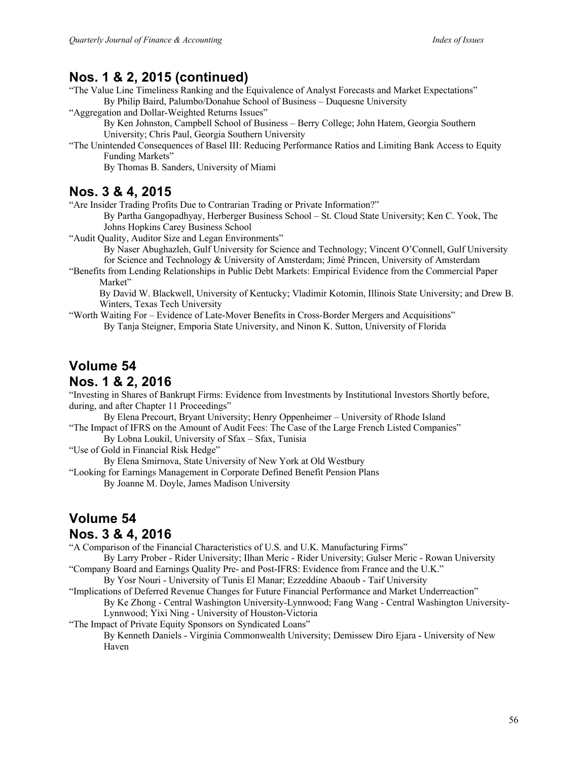## Nos. 1 & 2, 2015 (continued)

"The Value Line Timeliness Ranking and the Equivalence of Analyst Forecasts and Market Expectations"
By Philip Baird, Palumbo/Donahue School of Business – Duquesne University

"Aggregation and Dollar-Weighted Returns Issues"
By Ken Johnston, Campbell School of Business – Berry College; John Hatem, Georgia Southern University; Chris Paul, Georgia Southern University

"The Unintended Consequences of Basel III: Reducing Performance Ratios and Limiting Bank Access to Equity Funding Markets"
By Thomas B. Sanders, University of Miami

## Nos. 3 & 4, 2015

"Are Insider Trading Profits Due to Contrarian Trading or Private Information?"
By Partha Gangopadhyay, Herberger Business School – St. Cloud State University; Ken C. Yook, The Johns Hopkins Carey Business School

"Audit Quality, Auditor Size and Legan Environments"
By Naser Abughazleh, Gulf University for Science and Technology; Vincent O'Connell, Gulf University for Science and Technology & University of Amsterdam; Jimé Princen, University of Amsterdam

"Benefits from Lending Relationships in Public Debt Markets: Empirical Evidence from the Commercial Paper Market"
By David W. Blackwell, University of Kentucky; Vladimir Kotomin, Illinois State University; and Drew B. Winters, Texas Tech University

"Worth Waiting For – Evidence of Late-Mover Benefits in Cross-Border Mergers and Acquisitions"
By Tanja Steigner, Emporia State University, and Ninon K. Sutton, University of Florida

## Volume 54
## Nos. 1 & 2, 2016

"Investing in Shares of Bankrupt Firms: Evidence from Investments by Institutional Investors Shortly before, during, and after Chapter 11 Proceedings"
By Elena Precourt, Bryant University; Henry Oppenheimer – University of Rhode Island

"The Impact of IFRS on the Amount of Audit Fees: The Case of the Large French Listed Companies"
By Lobna Loukil, University of Sfax – Sfax, Tunisia

"Use of Gold in Financial Risk Hedge"
By Elena Smirnova, State University of New York at Old Westbury

"Looking for Earnings Management in Corporate Defined Benefit Pension Plans
By Joanne M. Doyle, James Madison University

## Volume 54
## Nos. 3 & 4, 2016

"A Comparison of the Financial Characteristics of U.S. and U.K. Manufacturing Firms"
By Larry Prober - Rider University; Ilhan Meric - Rider University; Gulser Meric - Rowan University

"Company Board and Earnings Quality Pre- and Post-IFRS: Evidence from France and the U.K."
By Yosr Nouri - University of Tunis El Manar; Ezzeddine Abaoub - Taif University

"Implications of Deferred Revenue Changes for Future Financial Performance and Market Underreaction"
By Ke Zhong - Central Washington University-Lynnwood; Fang Wang - Central Washington University-Lynnwood; Yixi Ning - University of Houston-Victoria

"The Impact of Private Equity Sponsors on Syndicated Loans"
By Kenneth Daniels - Virginia Commonwealth University; Demissew Diro Ejara - University of New Haven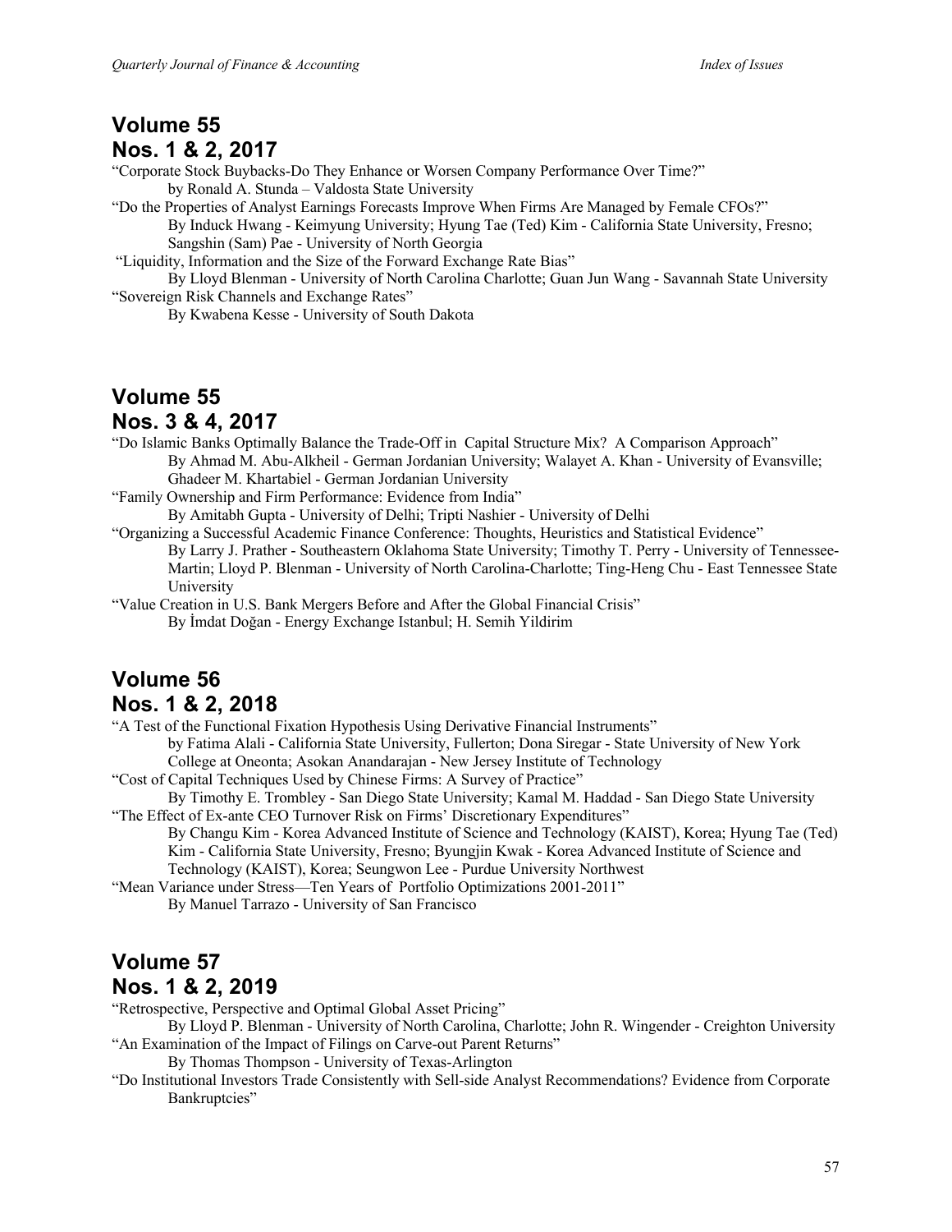## Volume 55
## Nos. 1 & 2, 2017

"Corporate Stock Buybacks-Do They Enhance or Worsen Company Performance Over Time?"
by Ronald A. Stunda – Valdosta State University

"Do the Properties of Analyst Earnings Forecasts Improve When Firms Are Managed by Female CFOs?"
By Induck Hwang - Keimyung University; Hyung Tae (Ted) Kim - California State University, Fresno; Sangshin (Sam) Pae - University of North Georgia

"Liquidity, Information and the Size of the Forward Exchange Rate Bias"
By Lloyd Blenman - University of North Carolina Charlotte; Guan Jun Wang - Savannah State University

"Sovereign Risk Channels and Exchange Rates"
By Kwabena Kesse - University of South Dakota

## Volume 55
## Nos. 3 & 4, 2017

"Do Islamic Banks Optimally Balance the Trade-Off in Capital Structure Mix? A Comparison Approach"
By Ahmad M. Abu-Alkheil - German Jordanian University; Walayet A. Khan - University of Evansville; Ghadeer M. Khartabiel - German Jordanian University

"Family Ownership and Firm Performance: Evidence from India"
By Amitabh Gupta - University of Delhi; Tripti Nashier - University of Delhi

"Organizing a Successful Academic Finance Conference: Thoughts, Heuristics and Statistical Evidence"
By Larry J. Prather - Southeastern Oklahoma State University; Timothy T. Perry - University of Tennessee-Martin; Lloyd P. Blenman - University of North Carolina-Charlotte; Ting-Heng Chu - East Tennessee State University

"Value Creation in U.S. Bank Mergers Before and After the Global Financial Crisis"
By İmdat Doğan - Energy Exchange Istanbul; H. Semih Yildirim

## Volume 56
## Nos. 1 & 2, 2018

"A Test of the Functional Fixation Hypothesis Using Derivative Financial Instruments"
by Fatima Alali - California State University, Fullerton; Dona Siregar - State University of New York College at Oneonta; Asokan Anandarajan - New Jersey Institute of Technology

"Cost of Capital Techniques Used by Chinese Firms: A Survey of Practice"
By Timothy E. Trombley - San Diego State University; Kamal M. Haddad - San Diego State University

"The Effect of Ex-ante CEO Turnover Risk on Firms' Discretionary Expenditures"
By Changu Kim - Korea Advanced Institute of Science and Technology (KAIST), Korea; Hyung Tae (Ted) Kim - California State University, Fresno; Byungjin Kwak - Korea Advanced Institute of Science and Technology (KAIST), Korea; Seungwon Lee - Purdue University Northwest

"Mean Variance under Stress—Ten Years of Portfolio Optimizations 2001-2011"
By Manuel Tarrazo - University of San Francisco

## Volume 57
## Nos. 1 & 2, 2019

"Retrospective, Perspective and Optimal Global Asset Pricing"
By Lloyd P. Blenman - University of North Carolina, Charlotte; John R. Wingender - Creighton University

"An Examination of the Impact of Filings on Carve-out Parent Returns"
By Thomas Thompson - University of Texas-Arlington

"Do Institutional Investors Trade Consistently with Sell-side Analyst Recommendations? Evidence from Corporate Bankruptcies"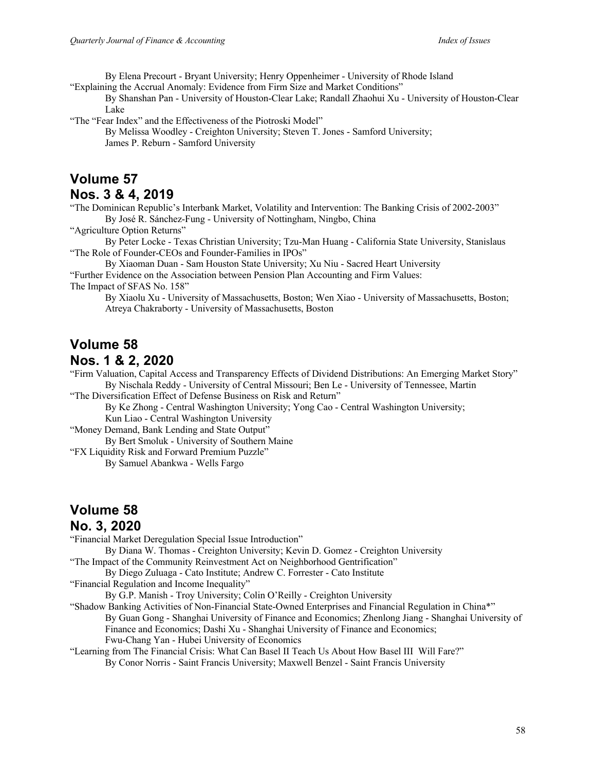By Elena Precourt - Bryant University; Henry Oppenheimer - University of Rhode Island

"Explaining the Accrual Anomaly: Evidence from Firm Size and Market Conditions"

By Shanshan Pan - University of Houston-Clear Lake; Randall Zhaohui Xu - University of Houston-Clear Lake

"The "Fear Index" and the Effectiveness of the Piotroski Model"

By Melissa Woodley - Creighton University; Steven T. Jones - Samford University; James P. Reburn - Samford University

## Volume 57
## Nos. 3 & 4, 2019

"The Dominican Republic's Interbank Market, Volatility and Intervention: The Banking Crisis of 2002-2003"

By José R. Sánchez-Fung - University of Nottingham, Ningbo, China

"Agriculture Option Returns"

By Peter Locke - Texas Christian University; Tzu-Man Huang - California State University, Stanislaus

"The Role of Founder-CEOs and Founder-Families in IPOs"

By Xiaoman Duan - Sam Houston State University; Xu Niu - Sacred Heart University

"Further Evidence on the Association between Pension Plan Accounting and Firm Values: The Impact of SFAS No. 158"

By Xiaolu Xu - University of Massachusetts, Boston; Wen Xiao - University of Massachusetts, Boston; Atreya Chakraborty - University of Massachusetts, Boston

## Volume 58
## Nos. 1 & 2, 2020

"Firm Valuation, Capital Access and Transparency Effects of Dividend Distributions: An Emerging Market Story"

By Nischala Reddy - University of Central Missouri; Ben Le - University of Tennessee, Martin

"The Diversification Effect of Defense Business on Risk and Return"

By Ke Zhong - Central Washington University; Yong Cao - Central Washington University; Kun Liao - Central Washington University

"Money Demand, Bank Lending and State Output"

By Bert Smoluk - University of Southern Maine

"FX Liquidity Risk and Forward Premium Puzzle"

By Samuel Abankwa - Wells Fargo

## Volume 58
## No. 3, 2020

"Financial Market Deregulation Special Issue Introduction"

By Diana W. Thomas - Creighton University; Kevin D. Gomez - Creighton University

"The Impact of the Community Reinvestment Act on Neighborhood Gentrification"

By Diego Zuluaga - Cato Institute; Andrew C. Forrester - Cato Institute

"Financial Regulation and Income Inequality"

By G.P. Manish - Troy University; Colin O'Reilly - Creighton University

"Shadow Banking Activities of Non-Financial State-Owned Enterprises and Financial Regulation in China*"

By Guan Gong - Shanghai University of Finance and Economics; Zhenlong Jiang - Shanghai University of Finance and Economics; Dashi Xu - Shanghai University of Finance and Economics; Fwu-Chang Yan - Hubei University of Economics

"Learning from The Financial Crisis: What Can Basel II Teach Us About How Basel III Will Fare?"

By Conor Norris - Saint Francis University; Maxwell Benzel - Saint Francis University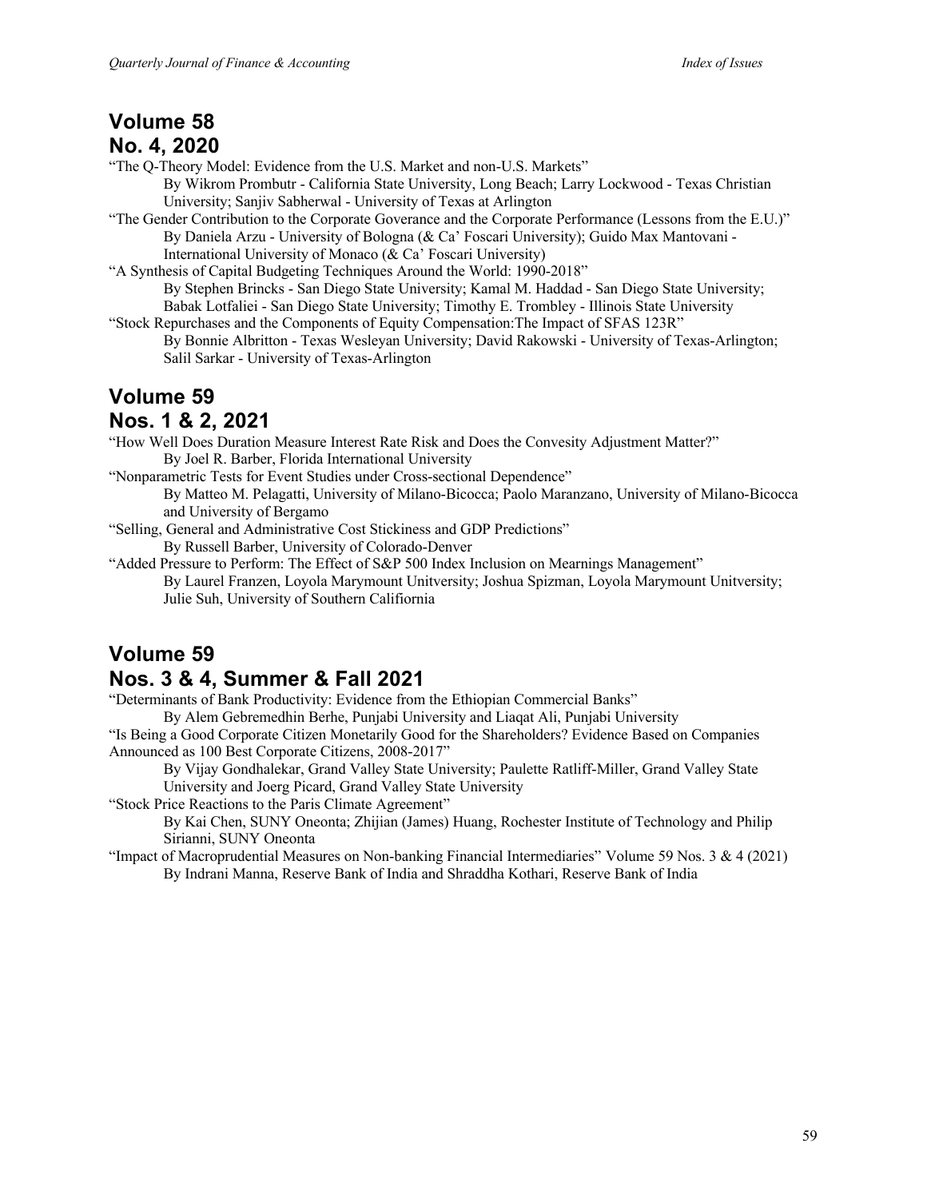## Volume 58
## No. 4, 2020

"The Q-Theory Model: Evidence from the U.S. Market and non-U.S. Markets"
By Wikrom Prombutr - California State University, Long Beach; Larry Lockwood - Texas Christian University; Sanjiv Sabherwal - University of Texas at Arlington

"The Gender Contribution to the Corporate Goverance and the Corporate Performance (Lessons from the E.U.)"
By Daniela Arzu - University of Bologna (& Ca' Foscari University); Guido Max Mantovani - International University of Monaco (& Ca' Foscari University)

"A Synthesis of Capital Budgeting Techniques Around the World: 1990-2018"
By Stephen Brincks - San Diego State University; Kamal M. Haddad - San Diego State University; Babak Lotfaliei - San Diego State University; Timothy E. Trombley - Illinois State University

"Stock Repurchases and the Components of Equity Compensation:The Impact of SFAS 123R"
By Bonnie Albritton - Texas Wesleyan University; David Rakowski - University of Texas-Arlington; Salil Sarkar - University of Texas-Arlington

## Volume 59
## Nos. 1 & 2, 2021

"How Well Does Duration Measure Interest Rate Risk and Does the Convesity Adjustment Matter?"
By Joel R. Barber, Florida International University

"Nonparametric Tests for Event Studies under Cross-sectional Dependence"
By Matteo M. Pelagatti, University of Milano-Bicocca; Paolo Maranzano, University of Milano-Bicocca and University of Bergamo

"Selling, General and Administrative Cost Stickiness and GDP Predictions"
By Russell Barber, University of Colorado-Denver

"Added Pressure to Perform: The Effect of S&P 500 Index Inclusion on Mearnings Management"
By Laurel Franzen, Loyola Marymount Unitversity; Joshua Spizman, Loyola Marymount Unitversity; Julie Suh, University of Southern Califiornia

## Volume 59
## Nos. 3 & 4, Summer & Fall 2021

"Determinants of Bank Productivity: Evidence from the Ethiopian Commercial Banks"
By Alem Gebremedhin Berhe, Punjabi University and Liaqat Ali, Punjabi University

"Is Being a Good Corporate Citizen Monetarily Good for the Shareholders? Evidence Based on Companies Announced as 100 Best Corporate Citizens, 2008-2017"
By Vijay Gondhalekar, Grand Valley State University; Paulette Ratliff-Miller, Grand Valley State University and Joerg Picard, Grand Valley State University

"Stock Price Reactions to the Paris Climate Agreement"
By Kai Chen, SUNY Oneonta; Zhijian (James) Huang, Rochester Institute of Technology and Philip Sirianni, SUNY Oneonta

"Impact of Macroprudential Measures on Non-banking Financial Intermediaries" Volume 59 Nos. 3 & 4 (2021)
By Indrani Manna, Reserve Bank of India and Shraddha Kothari, Reserve Bank of India